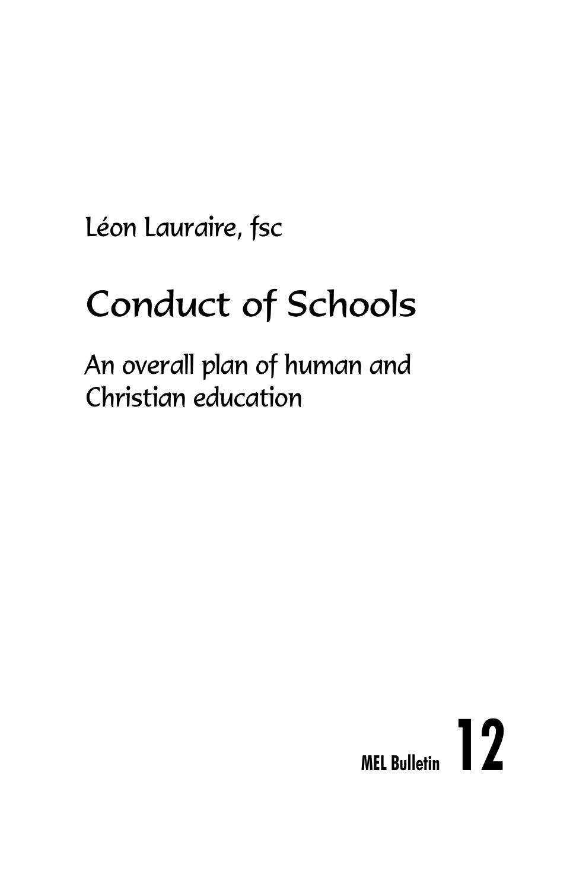Léon Lauraire, fsc

# Conduct of Schools

## An overall plan of human and Christian education

**MEL Bulletin 12**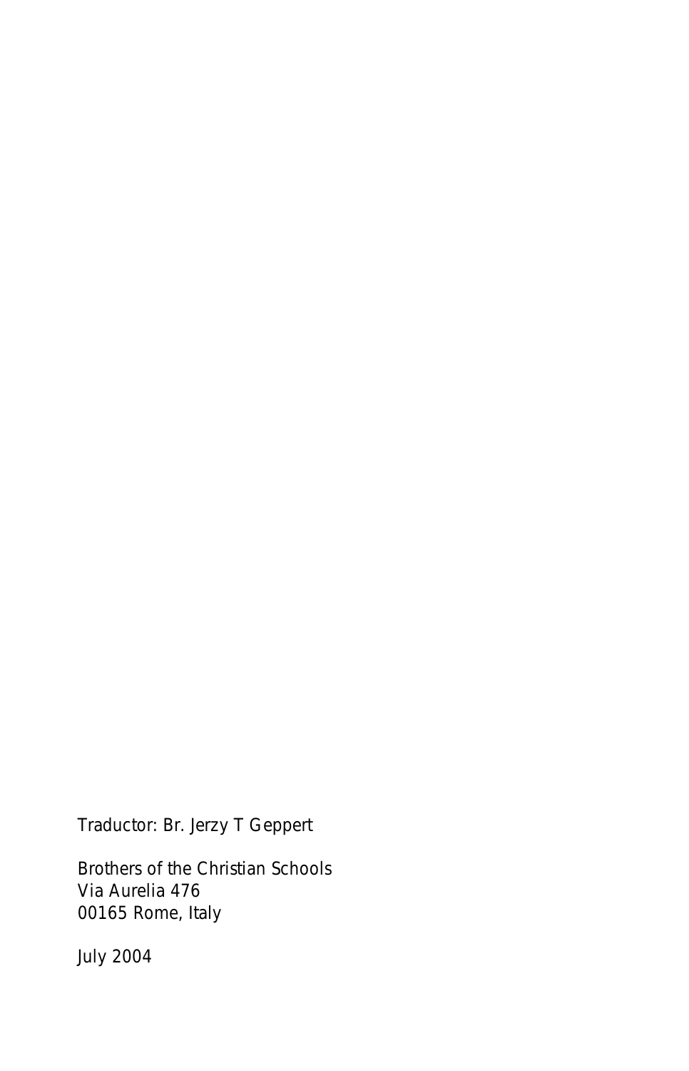Traductor: Br. Jerzy T Geppert

Brothers of the Christian Schools
Via Aurelia 476
00165 Rome, Italy

July 2004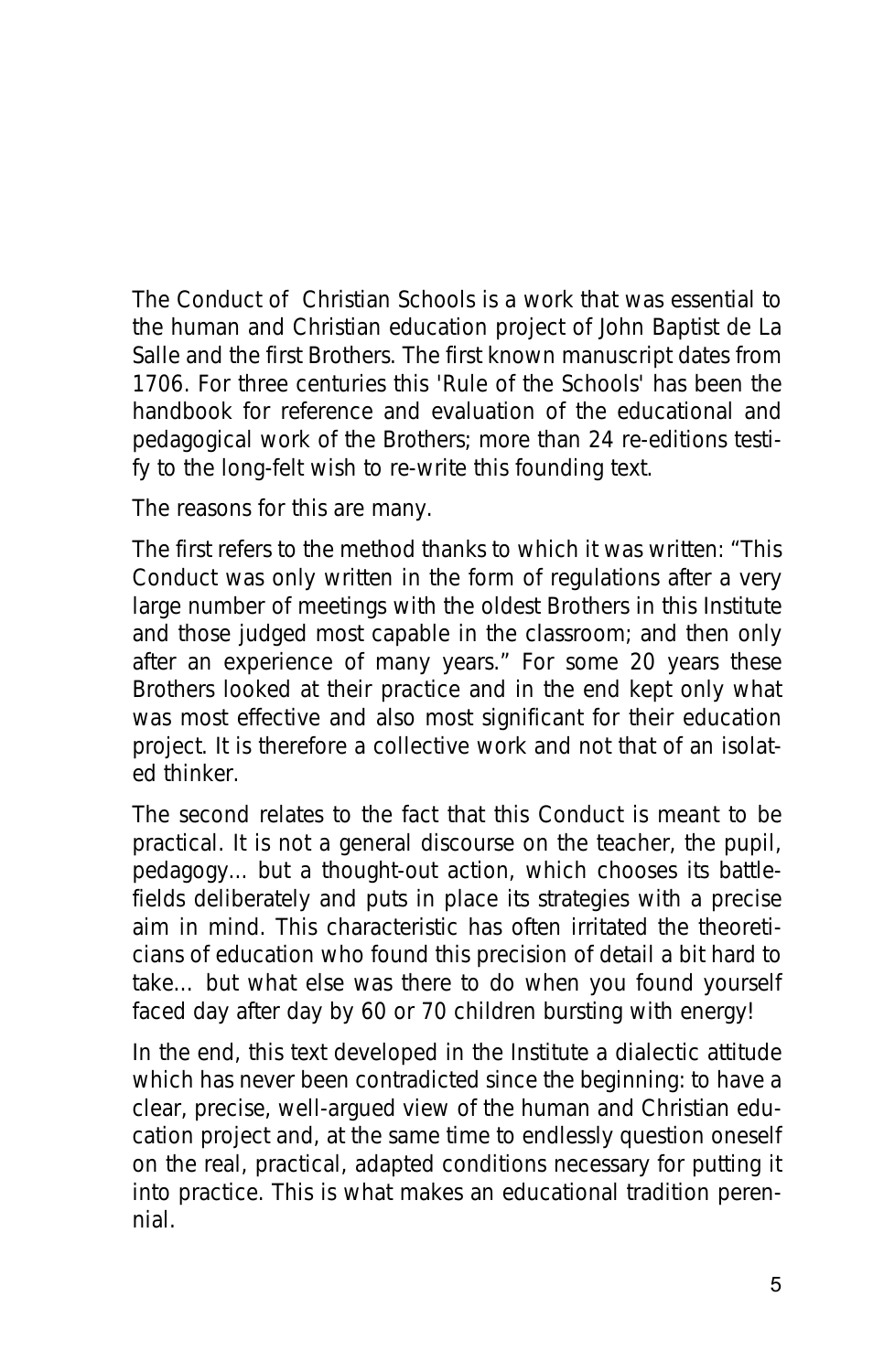The Conduct of Christian Schools is a work that was essential to the human and Christian education project of John Baptist de La Salle and the first Brothers. The first known manuscript dates from 1706. For three centuries this 'Rule of the Schools' has been the handbook for reference and evaluation of the educational and pedagogical work of the Brothers; more than 24 re-editions testify to the long-felt wish to re-write this founding text.

The reasons for this are many.

The first refers to the method thanks to which it was written: "This Conduct was only written in the form of regulations after a very large number of meetings with the oldest Brothers in this Institute and those judged most capable in the classroom; and then only after an experience of many years." For some 20 years these Brothers looked at their practice and in the end kept only what was most effective and also most significant for their education project. It is therefore a collective work and not that of an isolated thinker.

The second relates to the fact that this Conduct is meant to be practical. It is not a general discourse on the teacher, the pupil, pedagogy... but a thought-out action, which chooses its battlefields deliberately and puts in place its strategies with a precise aim in mind. This characteristic has often irritated the theoreticians of education who found this precision of detail a bit hard to take... but what else was there to do when you found yourself faced day after day by 60 or 70 children bursting with energy!

In the end, this text developed in the Institute a dialectic attitude which has never been contradicted since the beginning: to have a clear, precise, well-argued view of the human and Christian education project and, at the same time to endlessly question oneself on the real, practical, adapted conditions necessary for putting it into practice. This is what makes an educational tradition perennial.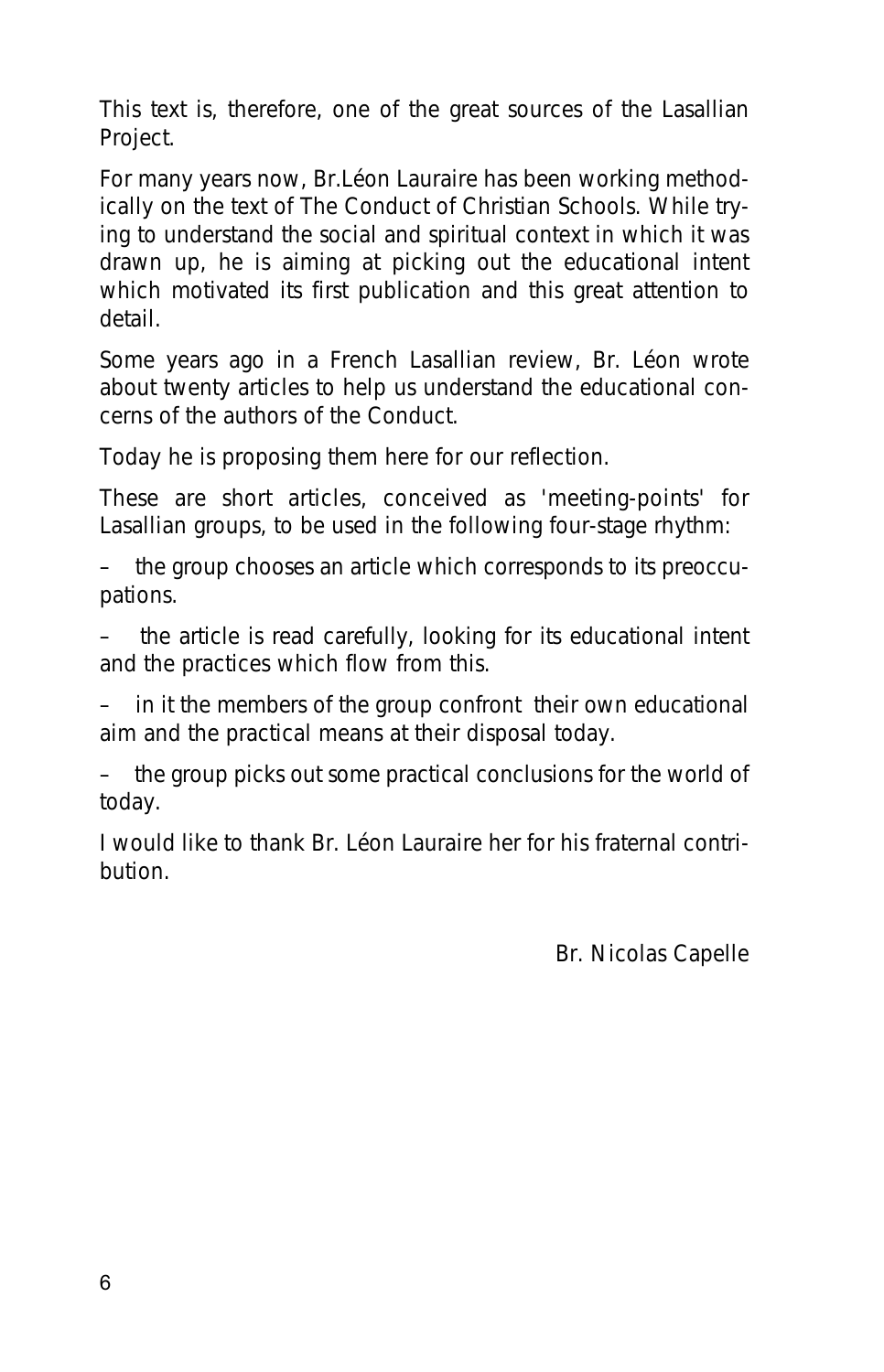This text is, therefore, one of the great sources of the Lasallian Project.

For many years now, Br.Léon Lauraire has been working methodically on the text of The Conduct of Christian Schools. While trying to understand the social and spiritual context in which it was drawn up, he is aiming at picking out the educational intent which motivated its first publication and this great attention to detail.

Some years ago in a French Lasallian review, Br. Léon wrote about twenty articles to help us understand the educational concerns of the authors of the Conduct.

Today he is proposing them here for our reflection.

These are short articles, conceived as 'meeting-points' for Lasallian groups, to be used in the following four-stage rhythm:

– the group chooses an article which corresponds to its preoccupations.

– the article is read carefully, looking for its educational intent and the practices which flow from this.

– in it the members of the group confront their own educational aim and the practical means at their disposal today.

– the group picks out some practical conclusions for the world of today.

I would like to thank Br. Léon Lauraire her for his fraternal contribution.

Br. Nicolas Capelle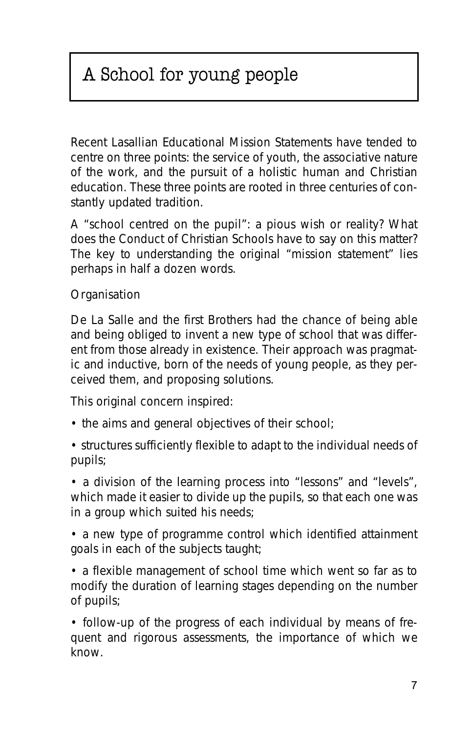# A School for young people

Recent Lasallian Educational Mission Statements have tended to centre on three points: the service of youth, the associative nature of the work, and the pursuit of a holistic human and Christian education. These three points are rooted in three centuries of constantly updated tradition.

A "school centred on the pupil": a pious wish or reality? What does the Conduct of Christian Schools have to say on this matter? The key to understanding the original "mission statement" lies perhaps in half a dozen words.

*Organisation*

De La Salle and the first Brothers had the chance of being able and being obliged to invent a new type of school that was different from those already in existence. Their approach was pragmatic and inductive, born of the needs of young people, as they perceived them, and proposing solutions.

This original concern inspired:

- the aims and general objectives of their school;
- structures sufficiently flexible to adapt to the individual needs of pupils;
- a division of the learning process into "lessons" and "levels", which made it easier to divide up the pupils, so that each one was in a group which suited his needs;
- a new type of programme control which identified attainment goals in each of the subjects taught;
- a flexible management of school time which went so far as to modify the duration of learning stages depending on the number of pupils;
- follow-up of the progress of each individual by means of frequent and rigorous assessments, the importance of which we know.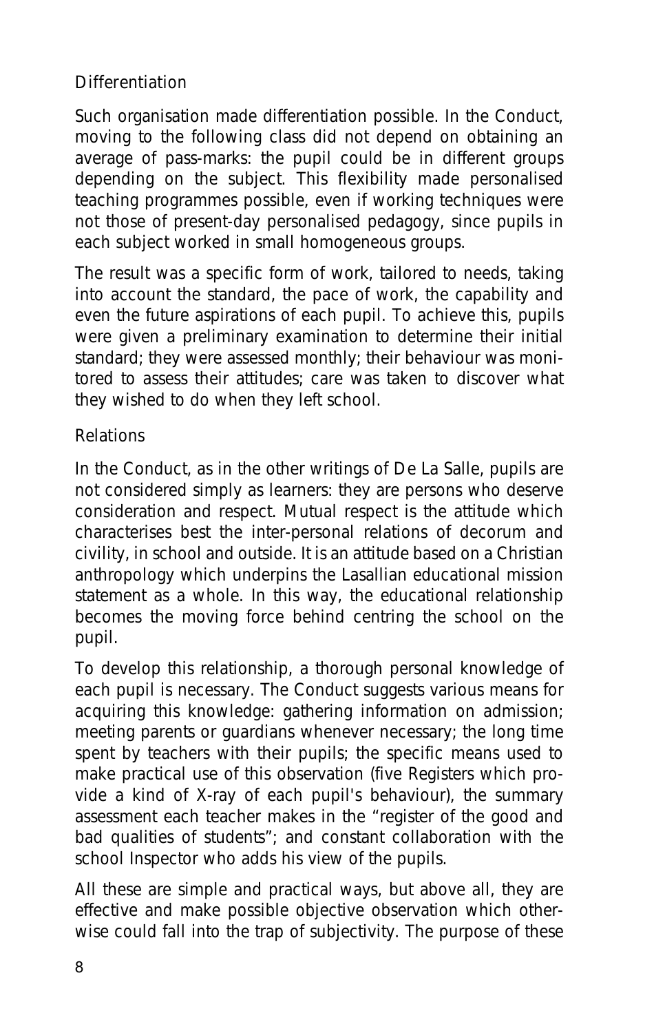### Differentiation

Such organisation made differentiation possible. In the Conduct, moving to the following class did not depend on obtaining an average of pass-marks: the pupil could be in different groups depending on the subject. This flexibility made personalised teaching programmes possible, even if working techniques were not those of present-day personalised pedagogy, since pupils in each subject worked in small homogeneous groups.

The result was a specific form of work, tailored to needs, taking into account the standard, the pace of work, the capability and even the future aspirations of each pupil. To achieve this, pupils were given a preliminary examination to determine their initial standard; they were assessed monthly; their behaviour was monitored to assess their attitudes; care was taken to discover what they wished to do when they left school.

### Relations

In the Conduct, as in the other writings of De La Salle, pupils are not considered simply as learners: they are persons who deserve consideration and respect. Mutual respect is the attitude which characterises best the inter-personal relations of decorum and civility, in school and outside. It is an attitude based on a Christian anthropology which underpins the Lasallian educational mission statement as a whole. In this way, the educational relationship becomes the moving force behind centring the school on the pupil.

To develop this relationship, a thorough personal knowledge of each pupil is necessary. The Conduct suggests various means for acquiring this knowledge: gathering information on admission; meeting parents or guardians whenever necessary; the long time spent by teachers with their pupils; the specific means used to make practical use of this observation (five Registers which provide a kind of X-ray of each pupil's behaviour), the summary assessment each teacher makes in the "register of the good and bad qualities of students"; and constant collaboration with the school Inspector who adds his view of the pupils.

All these are simple and practical ways, but above all, they are effective and make possible objective observation which otherwise could fall into the trap of subjectivity. The purpose of these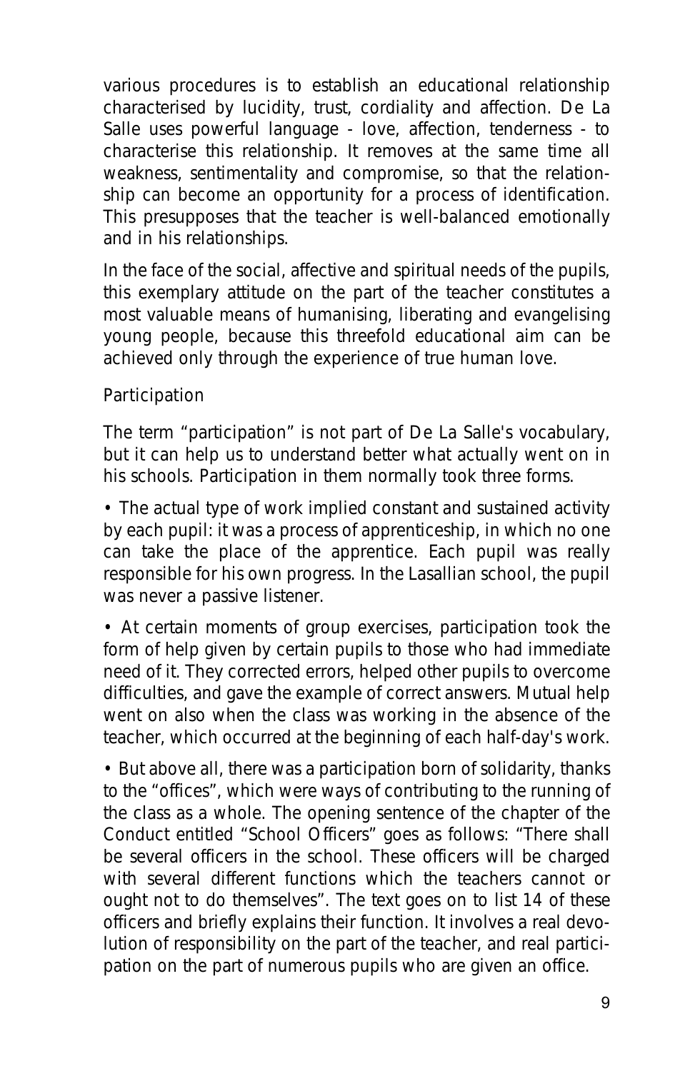various procedures is to establish an educational relationship characterised by lucidity, trust, cordiality and affection. De La Salle uses powerful language - love, affection, tenderness - to characterise this relationship. It removes at the same time all weakness, sentimentality and compromise, so that the relationship can become an opportunity for a process of identification. This presupposes that the teacher is well-balanced emotionally and in his relationships.

In the face of the social, affective and spiritual needs of the pupils, this exemplary attitude on the part of the teacher constitutes a most valuable means of humanising, liberating and evangelising young people, because this threefold educational aim can be achieved only through the experience of true human love.

### Participation

The term "participation" is not part of De La Salle's vocabulary, but it can help us to understand better what actually went on in his schools. Participation in them normally took three forms.

- The actual type of work implied constant and sustained activity by each pupil: it was a process of apprenticeship, in which no one can take the place of the apprentice. Each pupil was really responsible for his own progress. In the Lasallian school, the pupil was never a passive listener.
- At certain moments of group exercises, participation took the form of help given by certain pupils to those who had immediate need of it. They corrected errors, helped other pupils to overcome difficulties, and gave the example of correct answers. Mutual help went on also when the class was working in the absence of the teacher, which occurred at the beginning of each half-day's work.
- But above all, there was a participation born of solidarity, thanks to the "offices", which were ways of contributing to the running of the class as a whole. The opening sentence of the chapter of the Conduct entitled "School Officers" goes as follows: "There shall be several officers in the school. These officers will be charged with several different functions which the teachers cannot or ought not to do themselves". The text goes on to list 14 of these officers and briefly explains their function. It involves a real devolution of responsibility on the part of the teacher, and real participation on the part of numerous pupils who are given an office.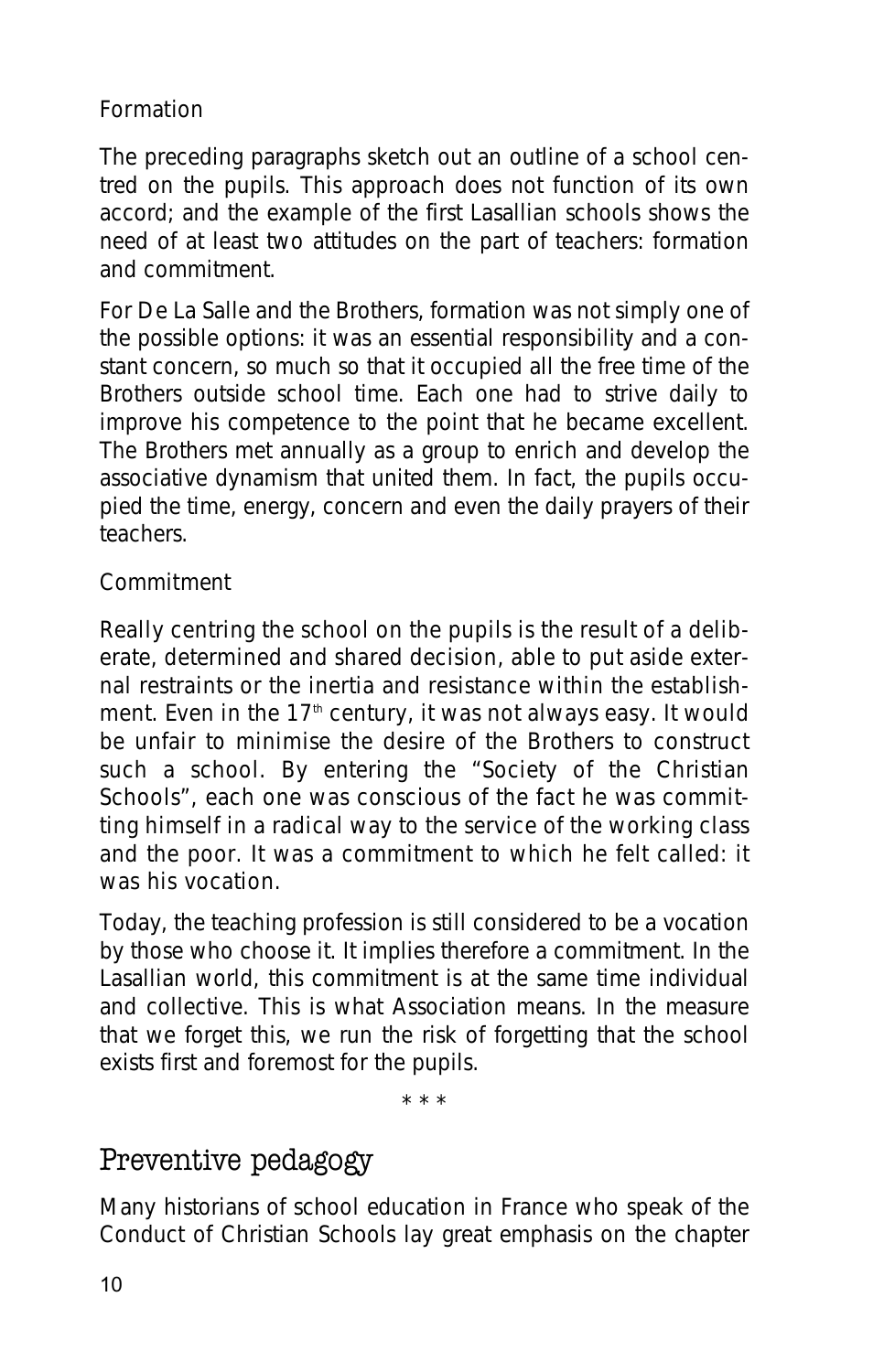### Formation

The preceding paragraphs sketch out an outline of a school centred on the pupils. This approach does not function of its own accord; and the example of the first Lasallian schools shows the need of at least two attitudes on the part of teachers: formation and commitment.

For De La Salle and the Brothers, formation was not simply one of the possible options: it was an essential responsibility and a constant concern, so much so that it occupied all the free time of the Brothers outside school time. Each one had to strive daily to improve his competence to the point that he became excellent. The Brothers met annually as a group to enrich and develop the associative dynamism that united them. In fact, the pupils occupied the time, energy, concern and even the daily prayers of their teachers.

### Commitment

Really centring the school on the pupils is the result of a deliberate, determined and shared decision, able to put aside external restraints or the inertia and resistance within the establishment. Even in the 17th century, it was not always easy. It would be unfair to minimise the desire of the Brothers to construct such a school. By entering the "Society of the Christian Schools", each one was conscious of the fact he was committing himself in a radical way to the service of the working class and the poor. It was a commitment to which he felt called: it was his vocation.

Today, the teaching profession is still considered to be a vocation by those who choose it. It implies therefore a commitment. In the Lasallian world, this commitment is at the same time individual and collective. This is what Association means. In the measure that we forget this, we run the risk of forgetting that the school exists first and foremost for the pupils.

\* \* \*

## Preventive pedagogy

Many historians of school education in France who speak of the Conduct of Christian Schools lay great emphasis on the chapter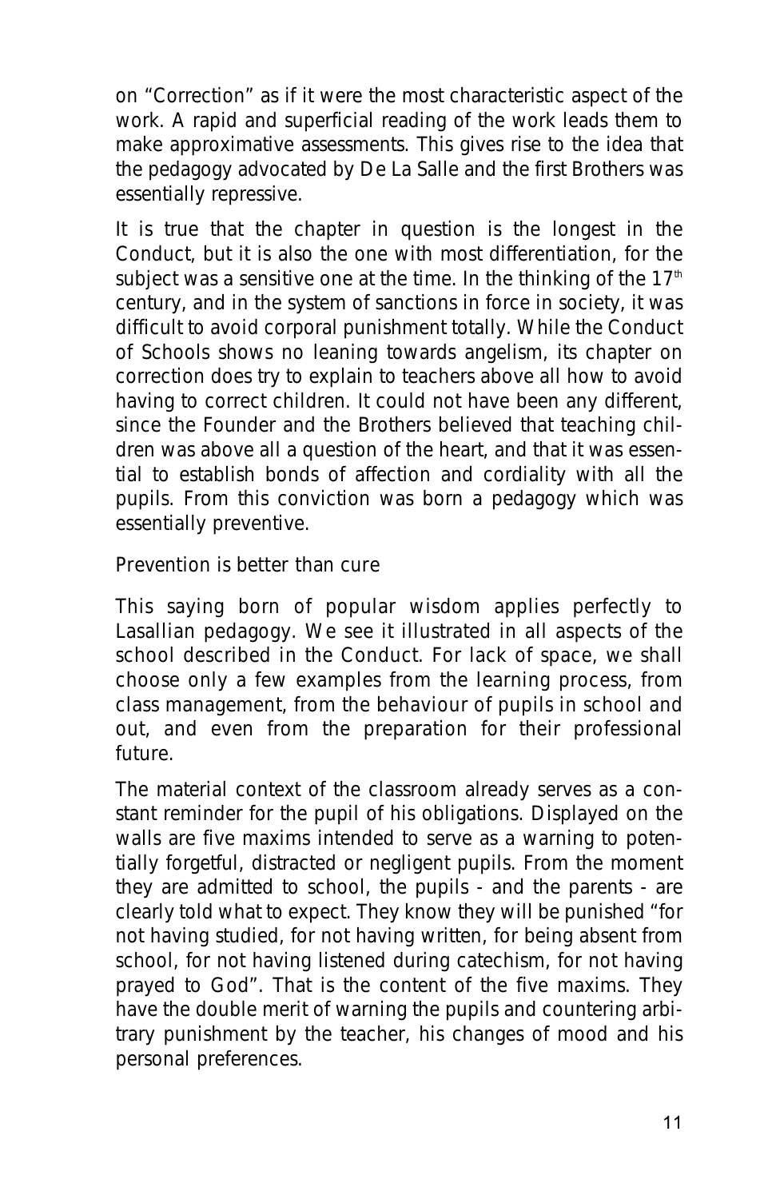on “Correction” as if it were the most characteristic aspect of the work. A rapid and superficial reading of the work leads them to make approximative assessments. This gives rise to the idea that the pedagogy advocated by De La Salle and the first Brothers was essentially repressive.

It is true that the chapter in question is the longest in the Conduct, but it is also the one with most differentiation, for the subject was a sensitive one at the time. In the thinking of the 17th century, and in the system of sanctions in force in society, it was difficult to avoid corporal punishment totally. While the Conduct of Schools shows no leaning towards angelism, its chapter on correction does try to explain to teachers above all how to avoid having to correct children. It could not have been any different, since the Founder and the Brothers believed that teaching children was above all a question of the heart, and that it was essential to establish bonds of affection and cordiality with all the pupils. From this conviction was born a pedagogy which was essentially preventive.

## Prevention is better than cure

This saying born of popular wisdom applies perfectly to Lasallian pedagogy. We see it illustrated in all aspects of the school described in the Conduct. For lack of space, we shall choose only a few examples from the learning process, from class management, from the behaviour of pupils in school and out, and even from the preparation for their professional future.

The material context of the classroom already serves as a constant reminder for the pupil of his obligations. Displayed on the walls are five maxims intended to serve as a warning to potentially forgetful, distracted or negligent pupils. From the moment they are admitted to school, the pupils - and the parents - are clearly told what to expect. They know they will be punished “for not having studied, for not having written, for being absent from school, for not having listened during catechism, for not having prayed to God”. That is the content of the five maxims. They have the double merit of warning the pupils and countering arbitrary punishment by the teacher, his changes of mood and his personal preferences.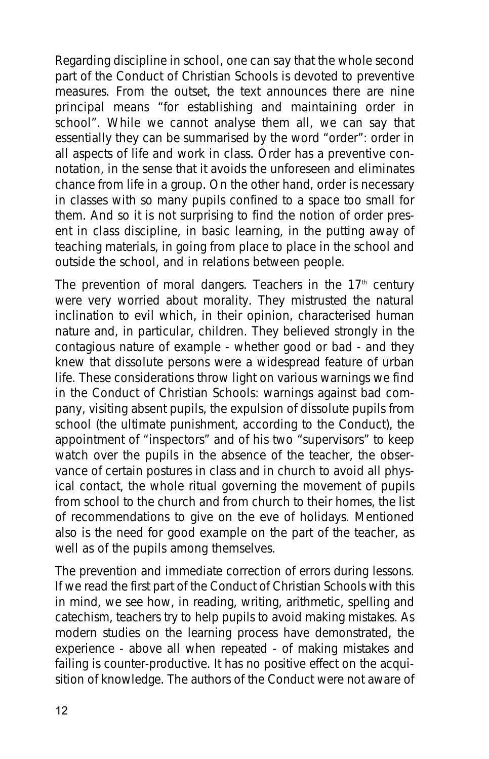Regarding discipline in school, one can say that the whole second part of the Conduct of Christian Schools is devoted to preventive measures. From the outset, the text announces there are nine principal means "for establishing and maintaining order in school". While we cannot analyse them all, we can say that essentially they can be summarised by the word "order": order in all aspects of life and work in class. Order has a preventive connotation, in the sense that it avoids the unforeseen and eliminates chance from life in a group. On the other hand, order is necessary in classes with so many pupils confined to a space too small for them. And so it is not surprising to find the notion of order present in class discipline, in basic learning, in the putting away of teaching materials, in going from place to place in the school and outside the school, and in relations between people.

The prevention of moral dangers. Teachers in the 17th century were very worried about morality. They mistrusted the natural inclination to evil which, in their opinion, characterised human nature and, in particular, children. They believed strongly in the contagious nature of example - whether good or bad - and they knew that dissolute persons were a widespread feature of urban life. These considerations throw light on various warnings we find in the Conduct of Christian Schools: warnings against bad company, visiting absent pupils, the expulsion of dissolute pupils from school (the ultimate punishment, according to the Conduct), the appointment of "inspectors" and of his two "supervisors" to keep watch over the pupils in the absence of the teacher, the observance of certain postures in class and in church to avoid all physical contact, the whole ritual governing the movement of pupils from school to the church and from church to their homes, the list of recommendations to give on the eve of holidays. Mentioned also is the need for good example on the part of the teacher, as well as of the pupils among themselves.

The prevention and immediate correction of errors during lessons. If we read the first part of the Conduct of Christian Schools with this in mind, we see how, in reading, writing, arithmetic, spelling and catechism, teachers try to help pupils to avoid making mistakes. As modern studies on the learning process have demonstrated, the experience - above all when repeated - of making mistakes and failing is counter-productive. It has no positive effect on the acquisition of knowledge. The authors of the Conduct were not aware of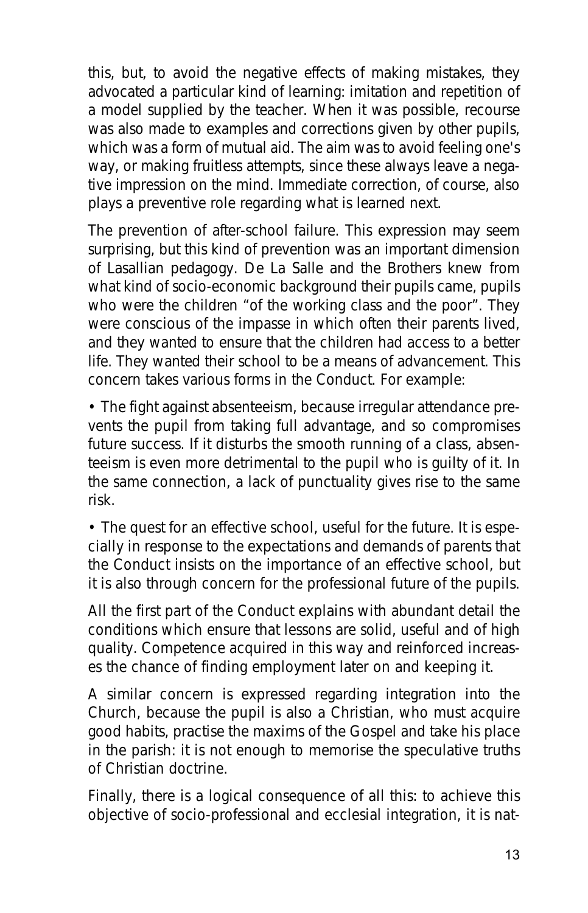this, but, to avoid the negative effects of making mistakes, they advocated a particular kind of learning: imitation and repetition of a model supplied by the teacher. When it was possible, recourse was also made to examples and corrections given by other pupils, which was a form of mutual aid. The aim was to avoid feeling one's way, or making fruitless attempts, since these always leave a negative impression on the mind. Immediate correction, of course, also plays a preventive role regarding what is learned next.

The prevention of after-school failure. This expression may seem surprising, but this kind of prevention was an important dimension of Lasallian pedagogy. De La Salle and the Brothers knew from what kind of socio-economic background their pupils came, pupils who were the children "of the working class and the poor". They were conscious of the impasse in which often their parents lived, and they wanted to ensure that the children had access to a better life. They wanted their school to be a means of advancement. This concern takes various forms in the Conduct. For example:

- The fight against absenteeism, because irregular attendance prevents the pupil from taking full advantage, and so compromises future success. If it disturbs the smooth running of a class, absenteeism is even more detrimental to the pupil who is guilty of it. In the same connection, a lack of punctuality gives rise to the same risk.

- The quest for an effective school, useful for the future. It is especially in response to the expectations and demands of parents that the Conduct insists on the importance of an effective school, but it is also through concern for the professional future of the pupils.

All the first part of the Conduct explains with abundant detail the conditions which ensure that lessons are solid, useful and of high quality. Competence acquired in this way and reinforced increases the chance of finding employment later on and keeping it.

A similar concern is expressed regarding integration into the Church, because the pupil is also a Christian, who must acquire good habits, practise the maxims of the Gospel and take his place in the parish: it is not enough to memorise the speculative truths of Christian doctrine.

Finally, there is a logical consequence of all this: to achieve this objective of socio-professional and ecclesial integration, it is nat-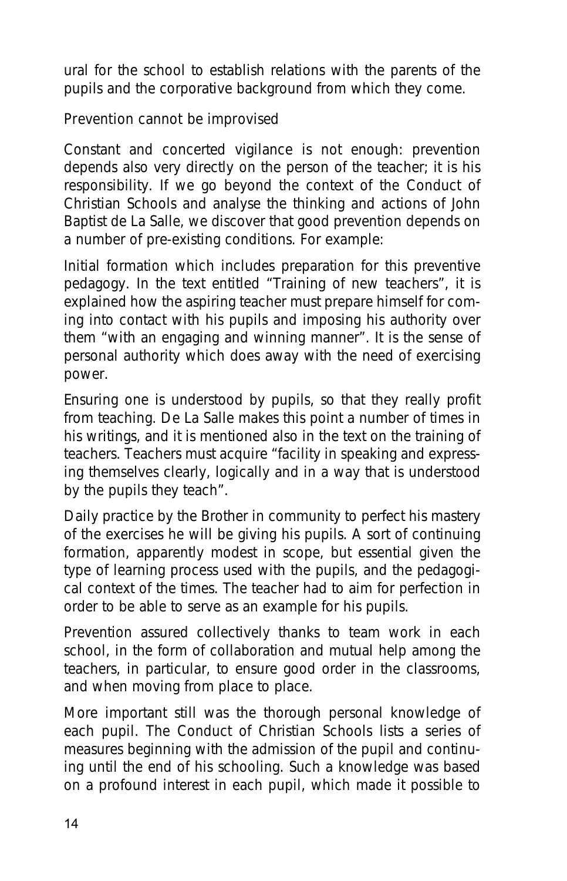ural for the school to establish relations with the parents of the pupils and the corporative background from which they come.

*Prevention cannot be improvised*

Constant and concerted vigilance is not enough: prevention depends also very directly on the person of the teacher; it is his responsibility. If we go beyond the context of the Conduct of Christian Schools and analyse the thinking and actions of John Baptist de La Salle, we discover that good prevention depends on a number of pre-existing conditions. For example:

Initial formation which includes preparation for this preventive pedagogy. In the text entitled "Training of new teachers", it is explained how the aspiring teacher must prepare himself for coming into contact with his pupils and imposing his authority over them "with an engaging and winning manner". It is the sense of personal authority which does away with the need of exercising power.

Ensuring one is understood by pupils, so that they really profit from teaching. De La Salle makes this point a number of times in his writings, and it is mentioned also in the text on the training of teachers. Teachers must acquire "facility in speaking and expressing themselves clearly, logically and in a way that is understood by the pupils they teach".

Daily practice by the Brother in community to perfect his mastery of the exercises he will be giving his pupils. A sort of continuing formation, apparently modest in scope, but essential given the type of learning process used with the pupils, and the pedagogical context of the times. The teacher had to aim for perfection in order to be able to serve as an example for his pupils.

Prevention assured collectively thanks to team work in each school, in the form of collaboration and mutual help among the teachers, in particular, to ensure good order in the classrooms, and when moving from place to place.

More important still was the thorough personal knowledge of each pupil. The Conduct of Christian Schools lists a series of measures beginning with the admission of the pupil and continuing until the end of his schooling. Such a knowledge was based on a profound interest in each pupil, which made it possible to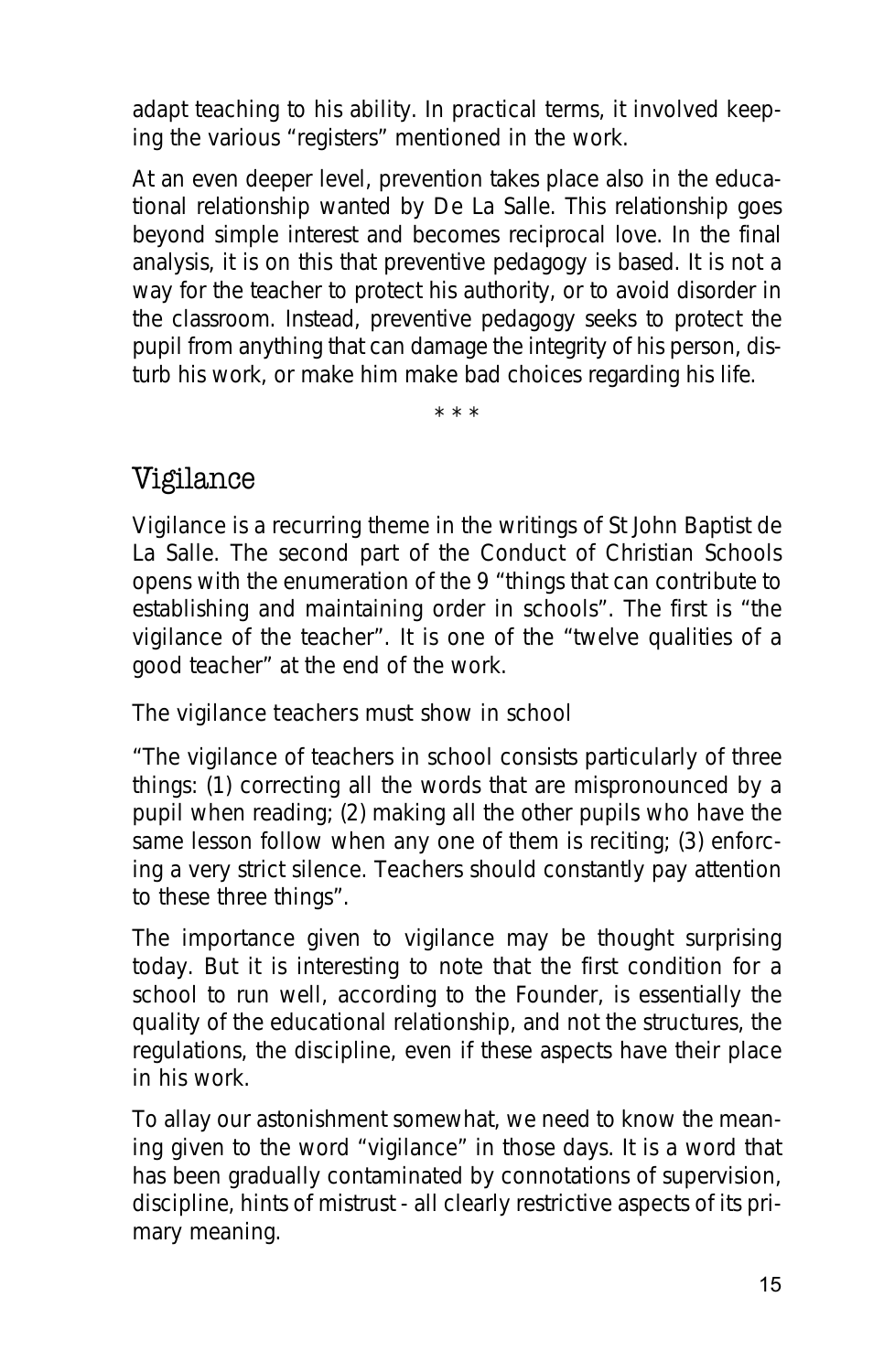adapt teaching to his ability. In practical terms, it involved keeping the various "registers" mentioned in the work.

At an even deeper level, prevention takes place also in the educational relationship wanted by De La Salle. This relationship goes beyond simple interest and becomes reciprocal love. In the final analysis, it is on this that preventive pedagogy is based. It is not a way for the teacher to protect his authority, or to avoid disorder in the classroom. Instead, preventive pedagogy seeks to protect the pupil from anything that can damage the integrity of his person, disturb his work, or make him make bad choices regarding his life.

* * *

## Vigilance

Vigilance is a recurring theme in the writings of St John Baptist de La Salle. The second part of the Conduct of Christian Schools opens with the enumeration of the 9 "things that can contribute to establishing and maintaining order in schools". The first is "the vigilance of the teacher". It is one of the "twelve qualities of a good teacher" at the end of the work.

The vigilance teachers must show in school

"The vigilance of teachers in school consists particularly of three things: (1) correcting all the words that are mispronounced by a pupil when reading; (2) making all the other pupils who have the same lesson follow when any one of them is reciting; (3) enforcing a very strict silence. Teachers should constantly pay attention to these three things".

The importance given to vigilance may be thought surprising today. But it is interesting to note that the first condition for a school to run well, according to the Founder, is essentially the quality of the educational relationship, and not the structures, the regulations, the discipline, even if these aspects have their place in his work.

To allay our astonishment somewhat, we need to know the meaning given to the word "vigilance" in those days. It is a word that has been gradually contaminated by connotations of supervision, discipline, hints of mistrust - all clearly restrictive aspects of its primary meaning.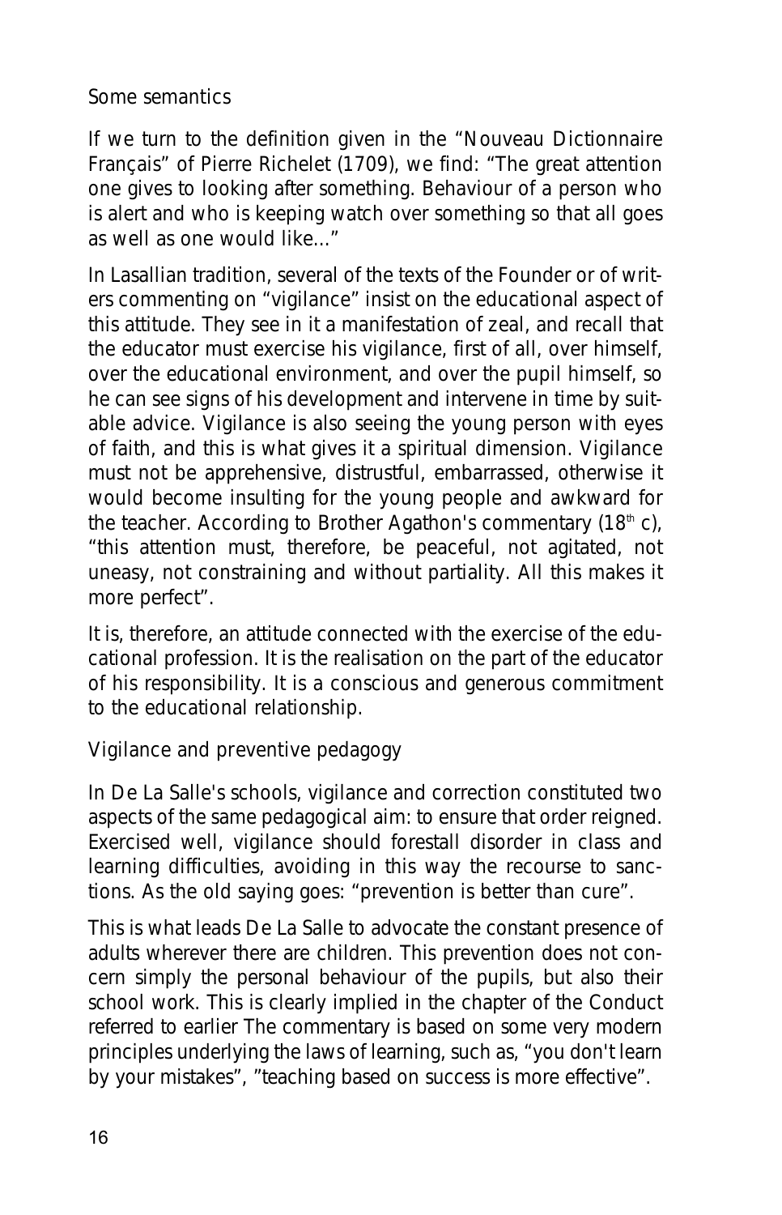## Some semantics

If we turn to the definition given in the "Nouveau Dictionnaire Français" of Pierre Richelet (1709), we find: "The great attention one gives to looking after something. Behaviour of a person who is alert and who is keeping watch over something so that all goes as well as one would like..."

In Lasallian tradition, several of the texts of the Founder or of writers commenting on "vigilance" insist on the educational aspect of this attitude. They see in it a manifestation of zeal, and recall that the educator must exercise his vigilance, first of all, over himself, over the educational environment, and over the pupil himself, so he can see signs of his development and intervene in time by suitable advice. Vigilance is also seeing the young person with eyes of faith, and this is what gives it a spiritual dimension. Vigilance must not be apprehensive, distrustful, embarrassed, otherwise it would become insulting for the young people and awkward for the teacher. According to Brother Agathon's commentary (18th c), "this attention must, therefore, be peaceful, not agitated, not uneasy, not constraining and without partiality. All this makes it more perfect".

It is, therefore, an attitude connected with the exercise of the educational profession. It is the realisation on the part of the educator of his responsibility. It is a conscious and generous commitment to the educational relationship.

## Vigilance and preventive pedagogy

In De La Salle's schools, vigilance and correction constituted two aspects of the same pedagogical aim: to ensure that order reigned. Exercised well, vigilance should forestall disorder in class and learning difficulties, avoiding in this way the recourse to sanctions. As the old saying goes: "prevention is better than cure".

This is what leads De La Salle to advocate the constant presence of adults wherever there are children. This prevention does not concern simply the personal behaviour of the pupils, but also their school work. This is clearly implied in the chapter of the Conduct referred to earlier The commentary is based on some very modern principles underlying the laws of learning, such as, "you don't learn by your mistakes", "teaching based on success is more effective".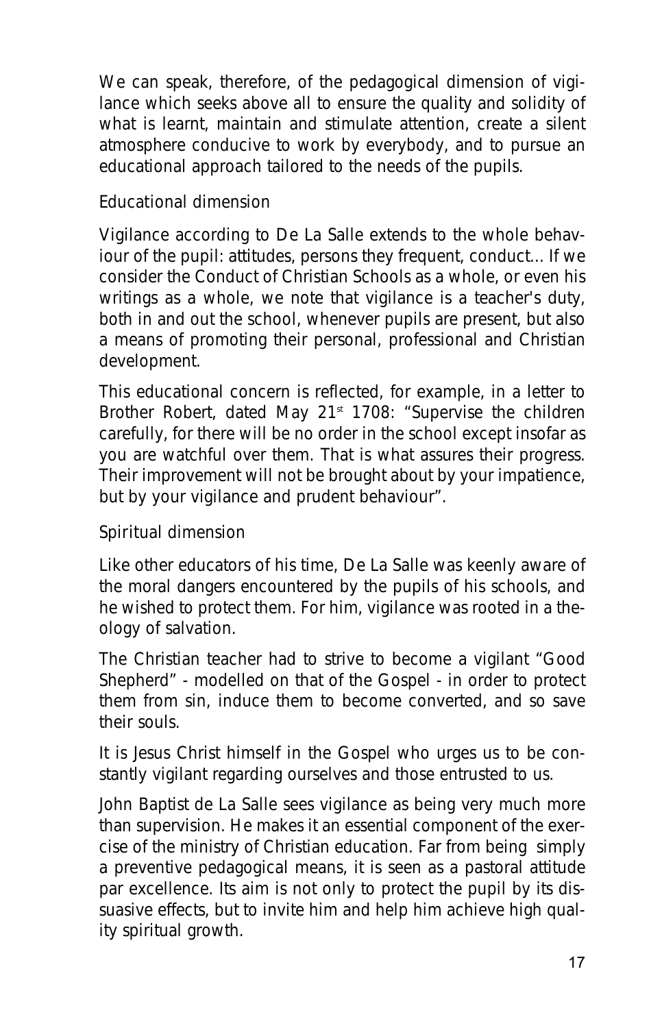We can speak, therefore, of the pedagogical dimension of vigilance which seeks above all to ensure the quality and solidity of what is learnt, maintain and stimulate attention, create a silent atmosphere conducive to work by everybody, and to pursue an educational approach tailored to the needs of the pupils.

### Educational dimension

Vigilance according to De La Salle extends to the whole behaviour of the pupil: attitudes, persons they frequent, conduct... If we consider the Conduct of Christian Schools as a whole, or even his writings as a whole, we note that vigilance is a teacher's duty, both in and out the school, whenever pupils are present, but also a means of promoting their personal, professional and Christian development.

This educational concern is reflected, for example, in a letter to Brother Robert, dated May 21st 1708: "Supervise the children carefully, for there will be no order in the school except insofar as you are watchful over them. That is what assures their progress. Their improvement will not be brought about by your impatience, but by your vigilance and prudent behaviour".

### Spiritual dimension

Like other educators of his time, De La Salle was keenly aware of the moral dangers encountered by the pupils of his schools, and he wished to protect them. For him, vigilance was rooted in a theology of salvation.

The Christian teacher had to strive to become a vigilant "Good Shepherd" - modelled on that of the Gospel - in order to protect them from sin, induce them to become converted, and so save their souls.

It is Jesus Christ himself in the Gospel who urges us to be constantly vigilant regarding ourselves and those entrusted to us.

John Baptist de La Salle sees vigilance as being very much more than supervision. He makes it an essential component of the exercise of the ministry of Christian education. Far from being simply a preventive pedagogical means, it is seen as a pastoral attitude par excellence. Its aim is not only to protect the pupil by its dissuasive effects, but to invite him and help him achieve high quality spiritual growth.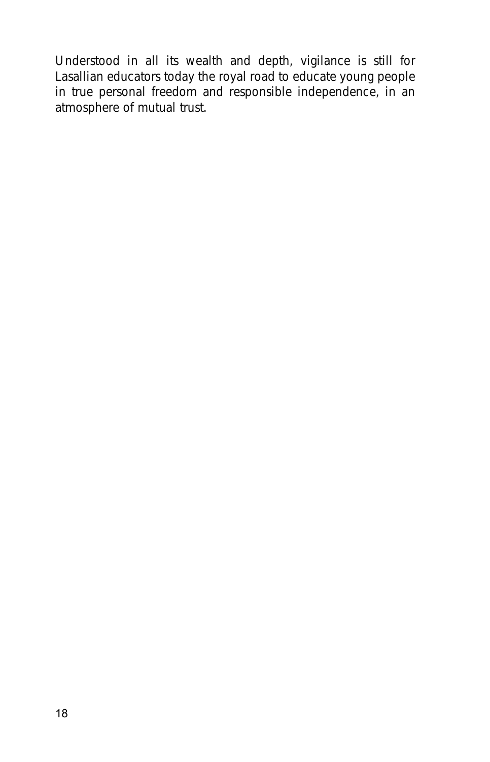Understood in all its wealth and depth, vigilance is still for Lasallian educators today the royal road to educate young people in true personal freedom and responsible independence, in an atmosphere of mutual trust.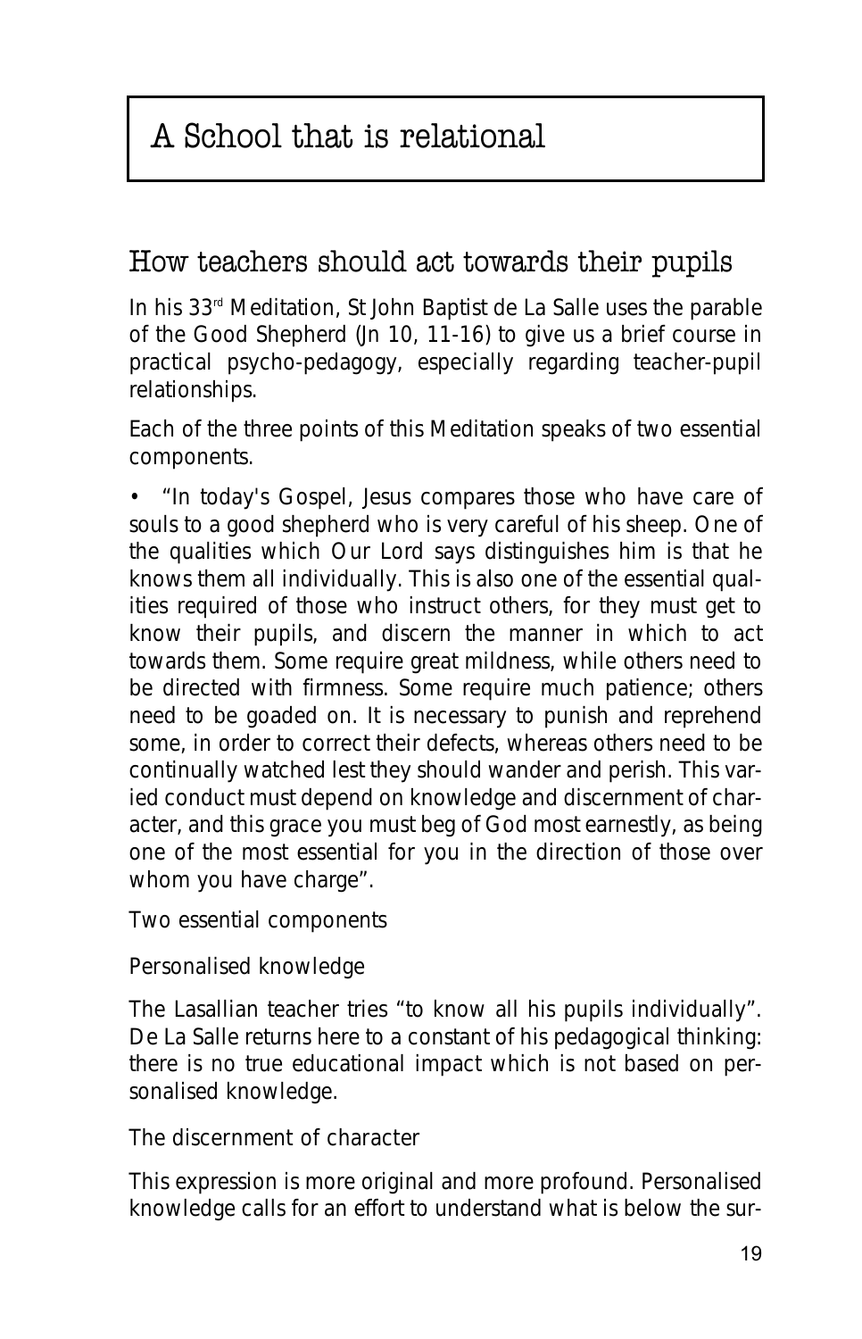# A School that is relational

## How teachers should act towards their pupils

In his 33rd Meditation, St John Baptist de La Salle uses the parable of the Good Shepherd (Jn 10, 11-16) to give us a brief course in practical psycho-pedagogy, especially regarding teacher-pupil relationships.

Each of the three points of this Meditation speaks of two essential components.

- "In today's Gospel, Jesus compares those who have care of souls to a good shepherd who is very careful of his sheep. One of the qualities which Our Lord says distinguishes him is that he knows them all individually. This is also one of the essential qualities required of those who instruct others, for they must get to know their pupils, and discern the manner in which to act towards them. Some require great mildness, while others need to be directed with firmness. Some require much patience; others need to be goaded on. It is necessary to punish and reprehend some, in order to correct their defects, whereas others need to be continually watched lest they should wander and perish. This varied conduct must depend on knowledge and discernment of character, and this grace you must beg of God most earnestly, as being one of the most essential for you in the direction of those over whom you have charge".

Two essential components

Personalised knowledge

The Lasallian teacher tries "to know all his pupils individually". De La Salle returns here to a constant of his pedagogical thinking: there is no true educational impact which is not based on personalised knowledge.

The discernment of character

This expression is more original and more profound. Personalised knowledge calls for an effort to understand what is below the sur-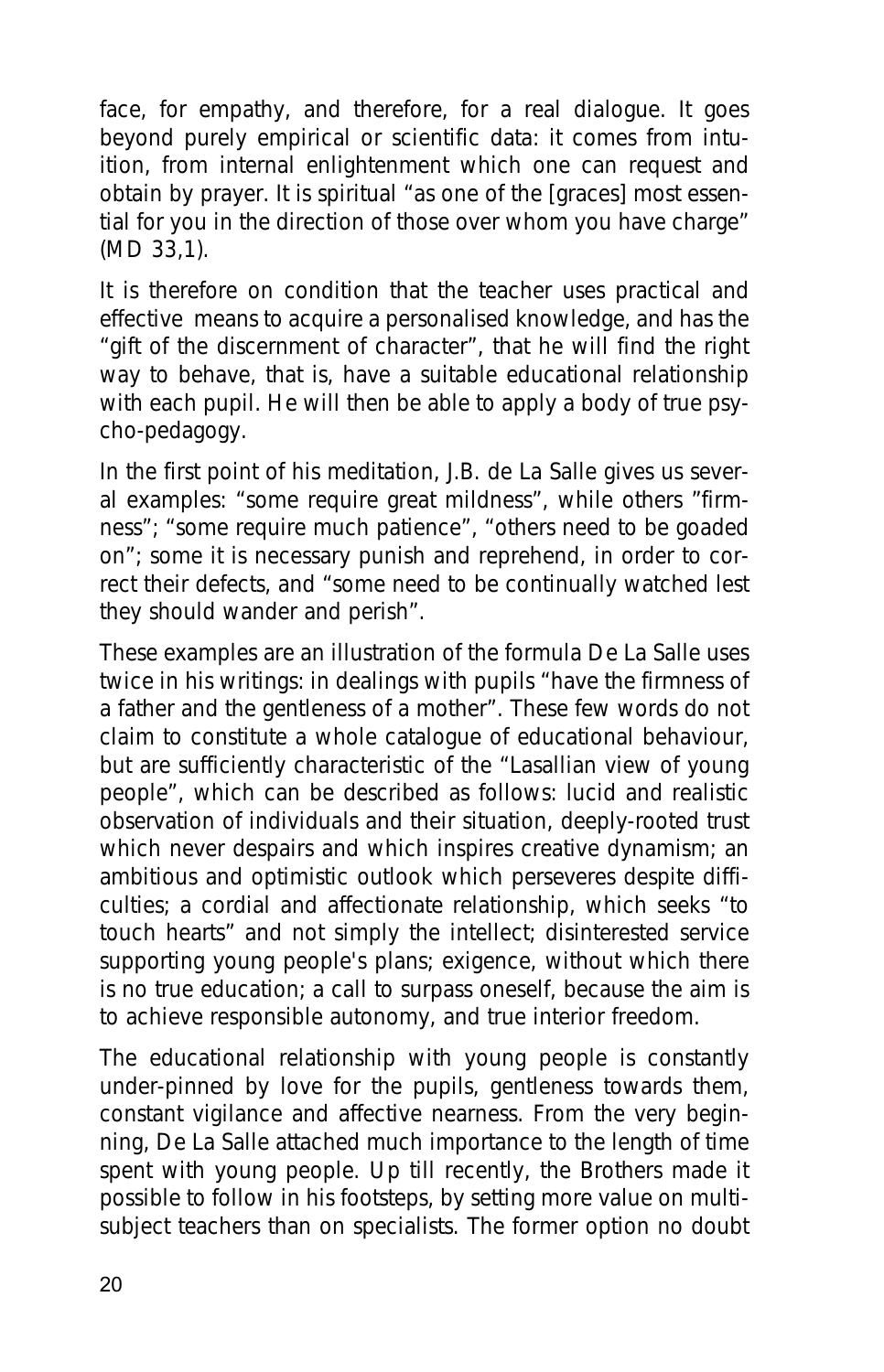face, for empathy, and therefore, for a real dialogue. It goes beyond purely empirical or scientific data: it comes from intuition, from internal enlightenment which one can request and obtain by prayer. It is spiritual "as one of the [graces] most essential for you in the direction of those over whom you have charge" (MD 33,1).

It is therefore on condition that the teacher uses practical and effective means to acquire a personalised knowledge, and has the "gift of the discernment of character", that he will find the right way to behave, that is, have a suitable educational relationship with each pupil. He will then be able to apply a body of true psycho-pedagogy.

In the first point of his meditation, J.B. de La Salle gives us several examples: "some require great mildness", while others "firmness"; "some require much patience", "others need to be goaded on"; some it is necessary punish and reprehend, in order to correct their defects, and "some need to be continually watched lest they should wander and perish".

These examples are an illustration of the formula De La Salle uses twice in his writings: in dealings with pupils "have the firmness of a father and the gentleness of a mother". These few words do not claim to constitute a whole catalogue of educational behaviour, but are sufficiently characteristic of the "Lasallian view of young people", which can be described as follows: lucid and realistic observation of individuals and their situation, deeply-rooted trust which never despairs and which inspires creative dynamism; an ambitious and optimistic outlook which perseveres despite difficulties; a cordial and affectionate relationship, which seeks "to touch hearts" and not simply the intellect; disinterested service supporting young people's plans; exigence, without which there is no true education; a call to surpass oneself, because the aim is to achieve responsible autonomy, and true interior freedom.

The educational relationship with young people is constantly under-pinned by love for the pupils, gentleness towards them, constant vigilance and affective nearness. From the very beginning, De La Salle attached much importance to the length of time spent with young people. Up till recently, the Brothers made it possible to follow in his footsteps, by setting more value on multi-subject teachers than on specialists. The former option no doubt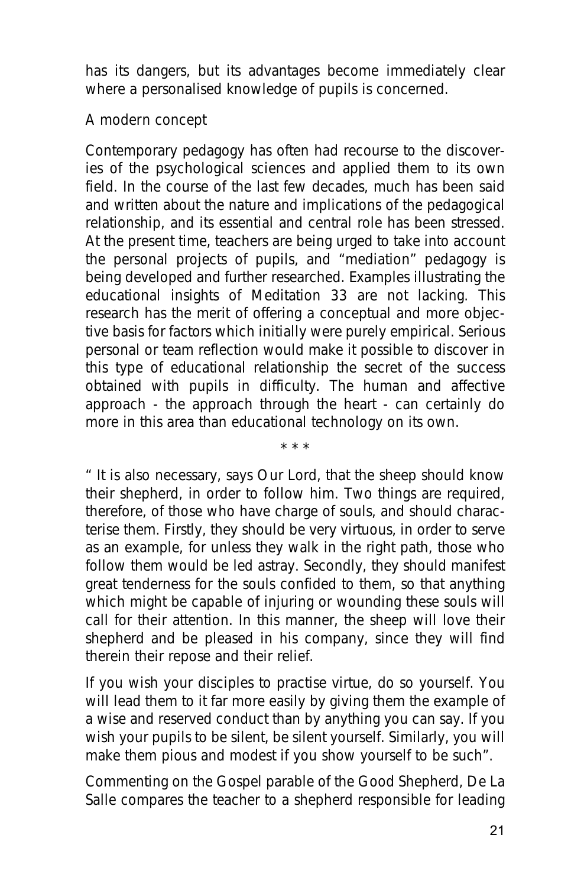has its dangers, but its advantages become immediately clear where a personalised knowledge of pupils is concerned.

### A modern concept

Contemporary pedagogy has often had recourse to the discoveries of the psychological sciences and applied them to its own field. In the course of the last few decades, much has been said and written about the nature and implications of the pedagogical relationship, and its essential and central role has been stressed. At the present time, teachers are being urged to take into account the personal projects of pupils, and "mediation" pedagogy is being developed and further researched. Examples illustrating the educational insights of Meditation 33 are not lacking. This research has the merit of offering a conceptual and more objective basis for factors which initially were purely empirical. Serious personal or team reflection would make it possible to discover in this type of educational relationship the secret of the success obtained with pupils in difficulty. The human and affective approach - the approach through the heart - can certainly do more in this area than educational technology on its own.

\* \* \*

" It is also necessary, says Our Lord, that the sheep should know their shepherd, in order to follow him. Two things are required, therefore, of those who have charge of souls, and should characterise them. Firstly, they should be very virtuous, in order to serve as an example, for unless they walk in the right path, those who follow them would be led astray. Secondly, they should manifest great tenderness for the souls confided to them, so that anything which might be capable of injuring or wounding these souls will call for their attention. In this manner, the sheep will love their shepherd and be pleased in his company, since they will find therein their repose and their relief.

If you wish your disciples to practise virtue, do so yourself. You will lead them to it far more easily by giving them the example of a wise and reserved conduct than by anything you can say. If you wish your pupils to be silent, be silent yourself. Similarly, you will make them pious and modest if you show yourself to be such".

Commenting on the Gospel parable of the Good Shepherd, De La Salle compares the teacher to a shepherd responsible for leading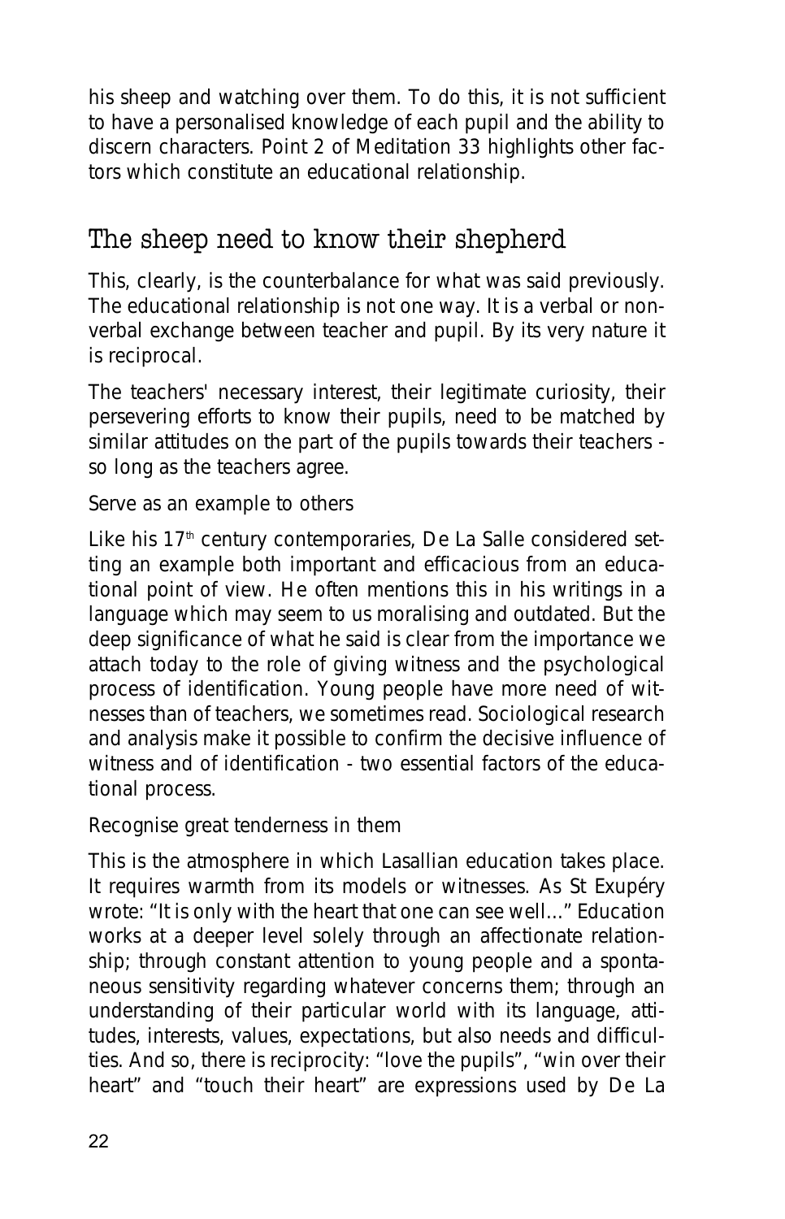his sheep and watching over them. To do this, it is not sufficient to have a personalised knowledge of each pupil and the ability to discern characters. Point 2 of Meditation 33 highlights other factors which constitute an educational relationship.

## The sheep need to know their shepherd

This, clearly, is the counterbalance for what was said previously. The educational relationship is not one way. It is a verbal or non-verbal exchange between teacher and pupil. By its very nature it is reciprocal.

The teachers' necessary interest, their legitimate curiosity, their persevering efforts to know their pupils, need to be matched by similar attitudes on the part of the pupils towards their teachers - so long as the teachers agree.

### Serve as an example to others

Like his 17th century contemporaries, De La Salle considered setting an example both important and efficacious from an educational point of view. He often mentions this in his writings in a language which may seem to us moralising and outdated. But the deep significance of what he said is clear from the importance we attach today to the role of giving witness and the psychological process of identification. Young people have more need of witnesses than of teachers, we sometimes read. Sociological research and analysis make it possible to confirm the decisive influence of witness and of identification - two essential factors of the educational process.

### Recognise great tenderness in them

This is the atmosphere in which Lasallian education takes place. It requires warmth from its models or witnesses. As St Exupéry wrote: "It is only with the heart that one can see well..." Education works at a deeper level solely through an affectionate relationship; through constant attention to young people and a spontaneous sensitivity regarding whatever concerns them; through an understanding of their particular world with its language, attitudes, interests, values, expectations, but also needs and difficulties. And so, there is reciprocity: "love the pupils", "win over their heart" and "touch their heart" are expressions used by De La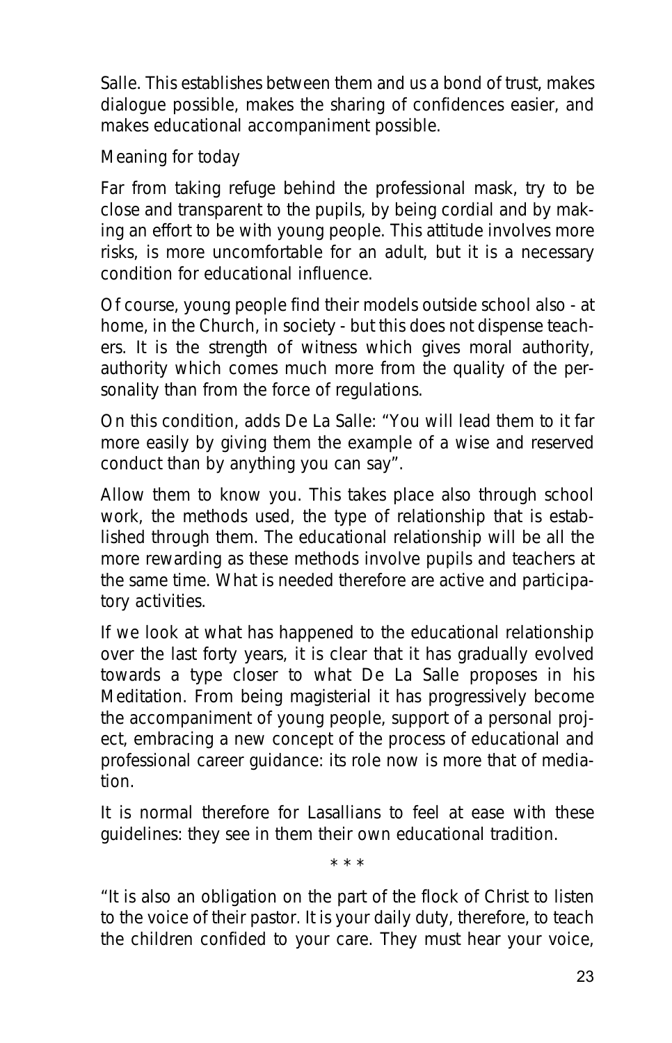Salle. This establishes between them and us a bond of trust, makes dialogue possible, makes the sharing of confidences easier, and makes educational accompaniment possible.

Meaning for today

Far from taking refuge behind the professional mask, try to be close and transparent to the pupils, by being cordial and by making an effort to be with young people. This attitude involves more risks, is more uncomfortable for an adult, but it is a necessary condition for educational influence.

Of course, young people find their models outside school also - at home, in the Church, in society - but this does not dispense teachers. It is the strength of witness which gives moral authority, authority which comes much more from the quality of the personality than from the force of regulations.

On this condition, adds De La Salle: "You will lead them to it far more easily by giving them the example of a wise and reserved conduct than by anything you can say".

Allow them to know you. This takes place also through school work, the methods used, the type of relationship that is established through them. The educational relationship will be all the more rewarding as these methods involve pupils and teachers at the same time. What is needed therefore are active and participatory activities.

If we look at what has happened to the educational relationship over the last forty years, it is clear that it has gradually evolved towards a type closer to what De La Salle proposes in his Meditation. From being magisterial it has progressively become the accompaniment of young people, support of a personal project, embracing a new concept of the process of educational and professional career guidance: its role now is more that of mediation.

It is normal therefore for Lasallians to feel at ease with these guidelines: they see in them their own educational tradition.

\* \* \*

"It is also an obligation on the part of the flock of Christ to listen to the voice of their pastor. It is your daily duty, therefore, to teach the children confided to your care. They must hear your voice,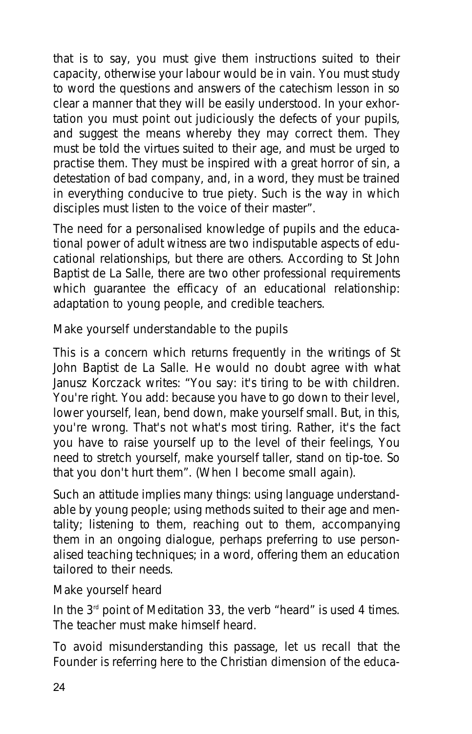that is to say, you must give them instructions suited to their capacity, otherwise your labour would be in vain. You must study to word the questions and answers of the catechism lesson in so clear a manner that they will be easily understood. In your exhortation you must point out judiciously the defects of your pupils, and suggest the means whereby they may correct them. They must be told the virtues suited to their age, and must be urged to practise them. They must be inspired with a great horror of sin, a detestation of bad company, and, in a word, they must be trained in everything conducive to true piety. Such is the way in which disciples must listen to the voice of their master".

The need for a personalised knowledge of pupils and the educational power of adult witness are two indisputable aspects of educational relationships, but there are others. According to St John Baptist de La Salle, there are two other professional requirements which guarantee the efficacy of an educational relationship: adaptation to young people, and credible teachers.

### Make yourself understandable to the pupils

This is a concern which returns frequently in the writings of St John Baptist de La Salle. He would no doubt agree with what Janusz Korczack writes: "You say: it's tiring to be with children. You're right. You add: because you have to go down to their level, lower yourself, lean, bend down, make yourself small. But, in this, you're wrong. That's not what's most tiring. Rather, it's the fact you have to raise yourself up to the level of their feelings, You need to stretch yourself, make yourself taller, stand on tip-toe. So that you don't hurt them". (When I become small again).

Such an attitude implies many things: using language understandable by young people; using methods suited to their age and mentality; listening to them, reaching out to them, accompanying them in an ongoing dialogue, perhaps preferring to use personalised teaching techniques; in a word, offering them an education tailored to their needs.

### Make yourself heard

In the 3rd point of Meditation 33, the verb "heard" is used 4 times. The teacher must make himself heard.

To avoid misunderstanding this passage, let us recall that the Founder is referring here to the Christian dimension of the educa-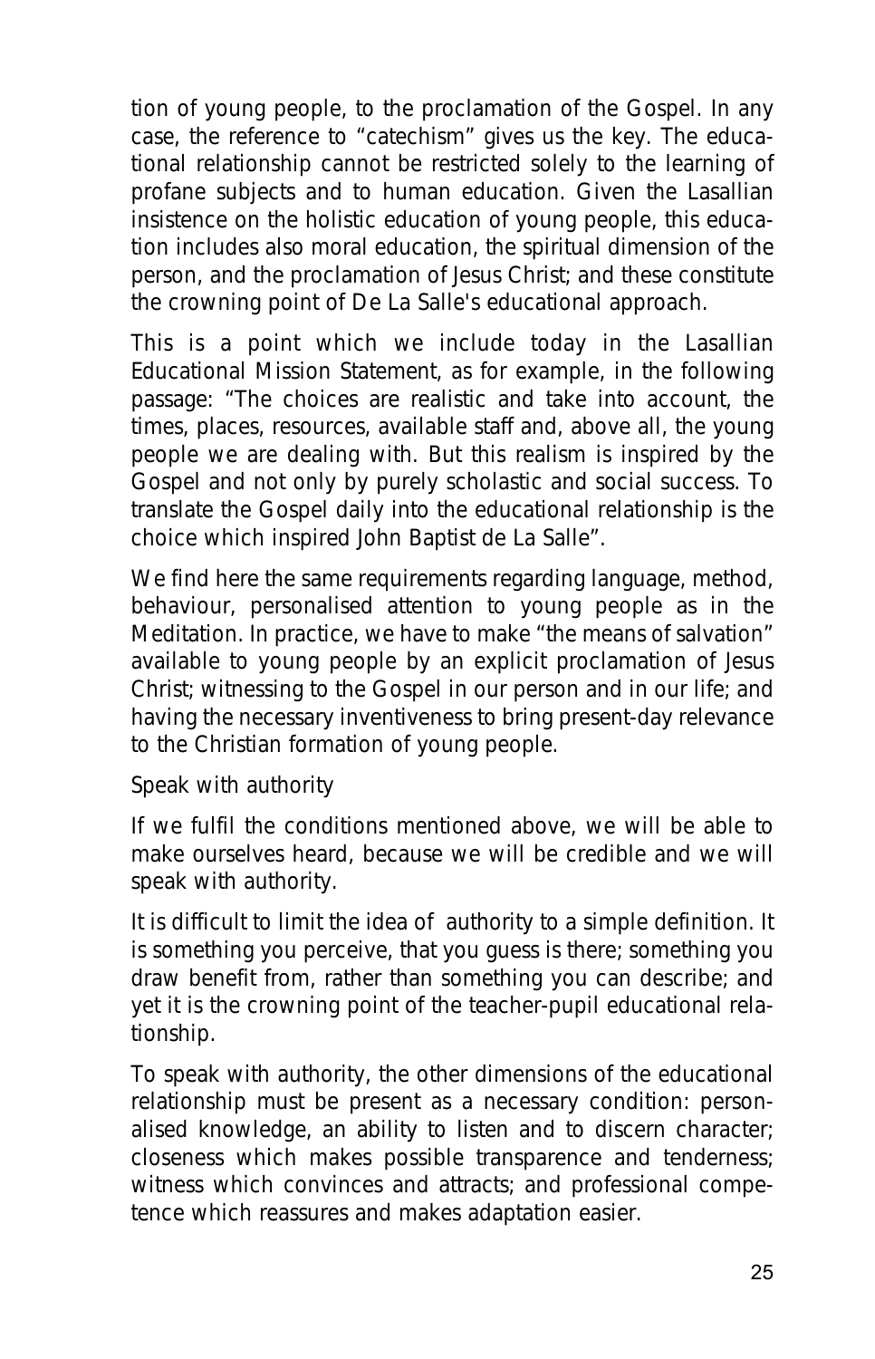tion of young people, to the proclamation of the Gospel. In any case, the reference to "catechism" gives us the key. The educational relationship cannot be restricted solely to the learning of profane subjects and to human education. Given the Lasallian insistence on the holistic education of young people, this education includes also moral education, the spiritual dimension of the person, and the proclamation of Jesus Christ; and these constitute the crowning point of De La Salle's educational approach.

This is a point which we include today in the Lasallian Educational Mission Statement, as for example, in the following passage: "The choices are realistic and take into account, the times, places, resources, available staff and, above all, the young people we are dealing with. But this realism is inspired by the Gospel and not only by purely scholastic and social success. To translate the Gospel daily into the educational relationship is the choice which inspired John Baptist de La Salle".

We find here the same requirements regarding language, method, behaviour, personalised attention to young people as in the Meditation. In practice, we have to make "the means of salvation" available to young people by an explicit proclamation of Jesus Christ; witnessing to the Gospel in our person and in our life; and having the necessary inventiveness to bring present-day relevance to the Christian formation of young people.

*Speak with authority*

If we fulfil the conditions mentioned above, we will be able to make ourselves heard, because we will be credible and we will speak with authority.

It is difficult to limit the idea of authority to a simple definition. It is something you perceive, that you guess is there; something you draw benefit from, rather than something you can describe; and yet it is the crowning point of the teacher-pupil educational relationship.

To speak with authority, the other dimensions of the educational relationship must be present as a necessary condition: personalised knowledge, an ability to listen and to discern character; closeness which makes possible transparence and tenderness; witness which convinces and attracts; and professional competence which reassures and makes adaptation easier.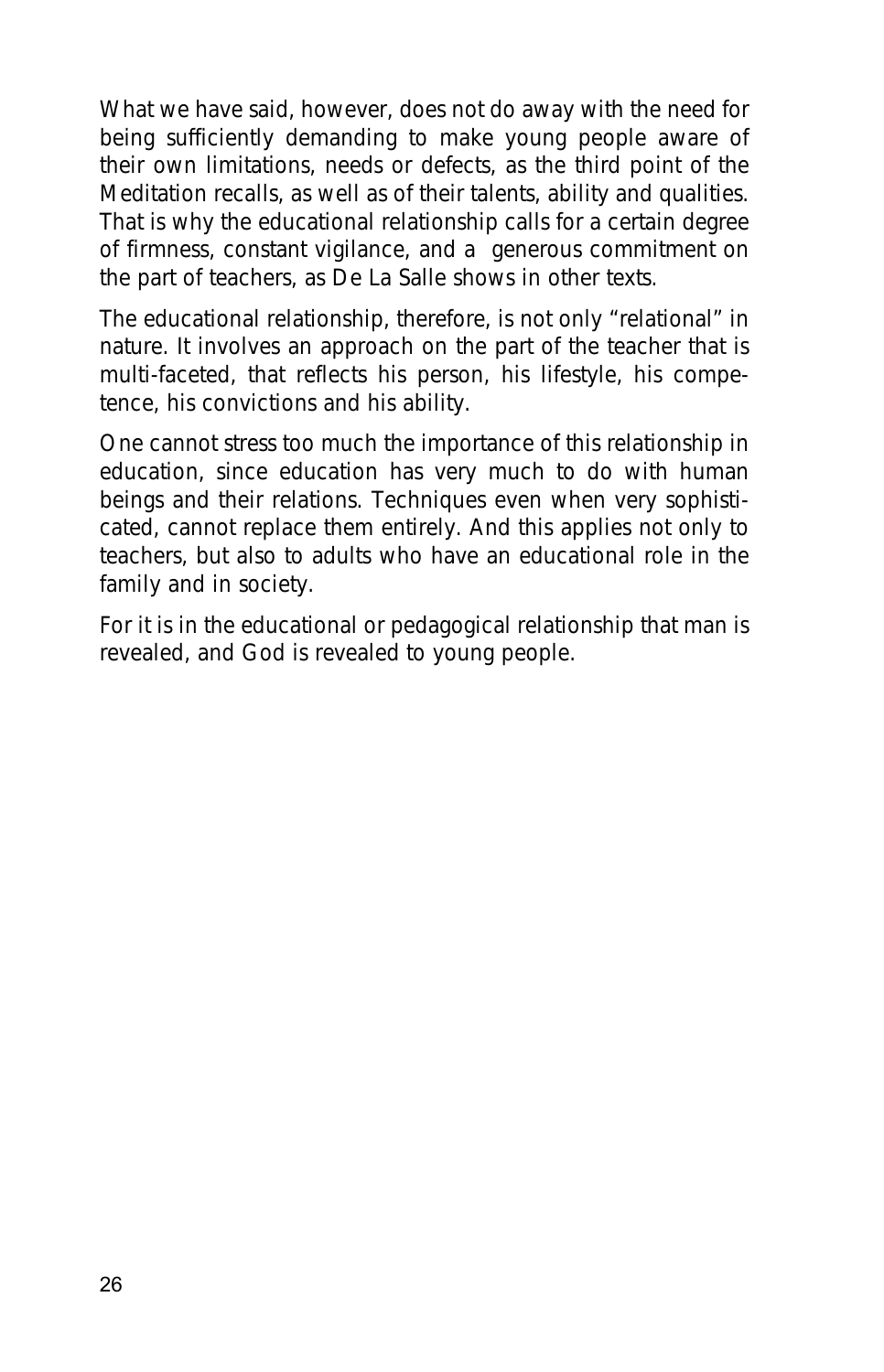What we have said, however, does not do away with the need for being sufficiently demanding to make young people aware of their own limitations, needs or defects, as the third point of the Meditation recalls, as well as of their talents, ability and qualities. That is why the educational relationship calls for a certain degree of firmness, constant vigilance, and a generous commitment on the part of teachers, as De La Salle shows in other texts.

The educational relationship, therefore, is not only "relational" in nature. It involves an approach on the part of the teacher that is multi-faceted, that reflects his person, his lifestyle, his competence, his convictions and his ability.

One cannot stress too much the importance of this relationship in education, since education has very much to do with human beings and their relations. Techniques even when very sophisticated, cannot replace them entirely. And this applies not only to teachers, but also to adults who have an educational role in the family and in society.

For it is in the educational or pedagogical relationship that man is revealed, and God is revealed to young people.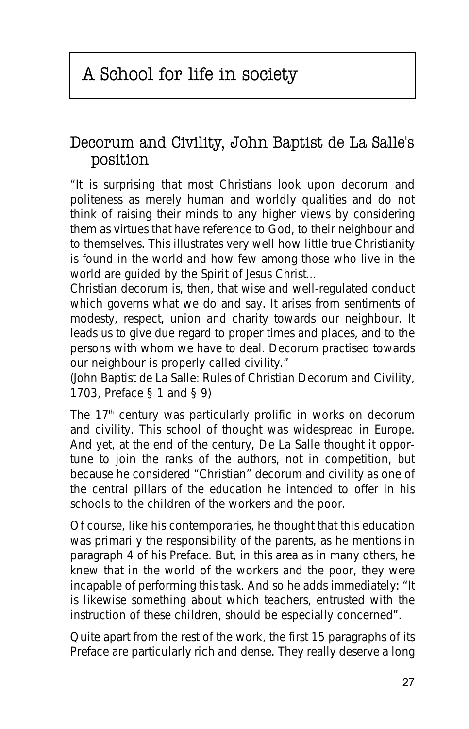# A School for life in society

## Decorum and Civility, John Baptist de La Salle's position

*"It is surprising that most Christians look upon decorum and politeness as merely human and worldly qualities and do not think of raising their minds to any higher views by considering them as virtues that have reference to God, to their neighbour and to themselves. This illustrates very well how little true Christianity is found in the world and how few among those who live in the world are guided by the Spirit of Jesus Christ...*
*Christian decorum is, then, that wise and well-regulated conduct which governs what we do and say. It arises from sentiments of modesty, respect, union and charity towards our neighbour. It leads us to give due regard to proper times and places, and to the persons with whom we have to deal. Decorum practised towards our neighbour is properly called civility."*
*(John Baptist de La Salle: Rules of Christian Decorum and Civility, 1703, Preface § 1 and § 9)*

The 17th century was particularly prolific in works on decorum and civility. This school of thought was widespread in Europe. And yet, at the end of the century, De La Salle thought it opportune to join the ranks of the authors, not in competition, but because he considered "Christian" decorum and civility as one of the central pillars of the education he intended to offer in his schools to the children of the workers and the poor.

Of course, like his contemporaries, he thought that this education was primarily the responsibility of the parents, as he mentions in paragraph 4 of his Preface. But, in this area as in many others, he knew that in the world of the workers and the poor, they were incapable of performing this task. And so he adds immediately: "It is likewise something about which teachers, entrusted with the instruction of these children, should be especially concerned".

Quite apart from the rest of the work, the first 15 paragraphs of its Preface are particularly rich and dense. They really deserve a long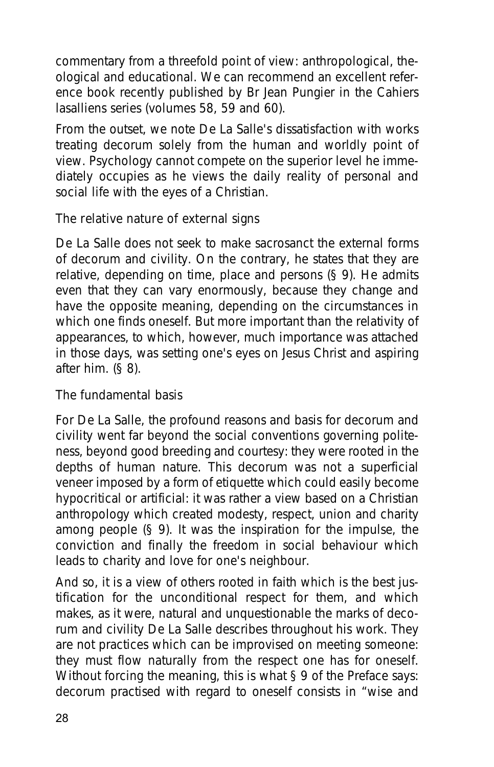commentary from a threefold point of view: anthropological, theological and educational. We can recommend an excellent reference book recently published by Br Jean Pungier in the Cahiers lasalliens series (volumes 58, 59 and 60).

From the outset, we note De La Salle's dissatisfaction with works treating decorum solely from the human and worldly point of view. Psychology cannot compete on the superior level he immediately occupies as he views the daily reality of personal and social life with the eyes of a Christian.

### The relative nature of external signs

De La Salle does not seek to make sacrosanct the external forms of decorum and civility. On the contrary, he states that they are relative, depending on time, place and persons (§ 9). He admits even that they can vary enormously, because they change and have the opposite meaning, depending on the circumstances in which one finds oneself. But more important than the relativity of appearances, to which, however, much importance was attached in those days, was setting one's eyes on Jesus Christ and aspiring after him. (§ 8).

### The fundamental basis

For De La Salle, the profound reasons and basis for decorum and civility went far beyond the social conventions governing politeness, beyond good breeding and courtesy: they were rooted in the depths of human nature. This decorum was not a superficial veneer imposed by a form of etiquette which could easily become hypocritical or artificial: it was rather a view based on a Christian anthropology which created modesty, respect, union and charity among people (§ 9). It was the inspiration for the impulse, the conviction and finally the freedom in social behaviour which leads to charity and love for one's neighbour.

And so, it is a view of others rooted in faith which is the best justification for the unconditional respect for them, and which makes, as it were, natural and unquestionable the marks of decorum and civility De La Salle describes throughout his work. They are not practices which can be improvised on meeting someone: they must flow naturally from the respect one has for oneself. Without forcing the meaning, this is what § 9 of the Preface says: decorum practised with regard to oneself consists in "wise and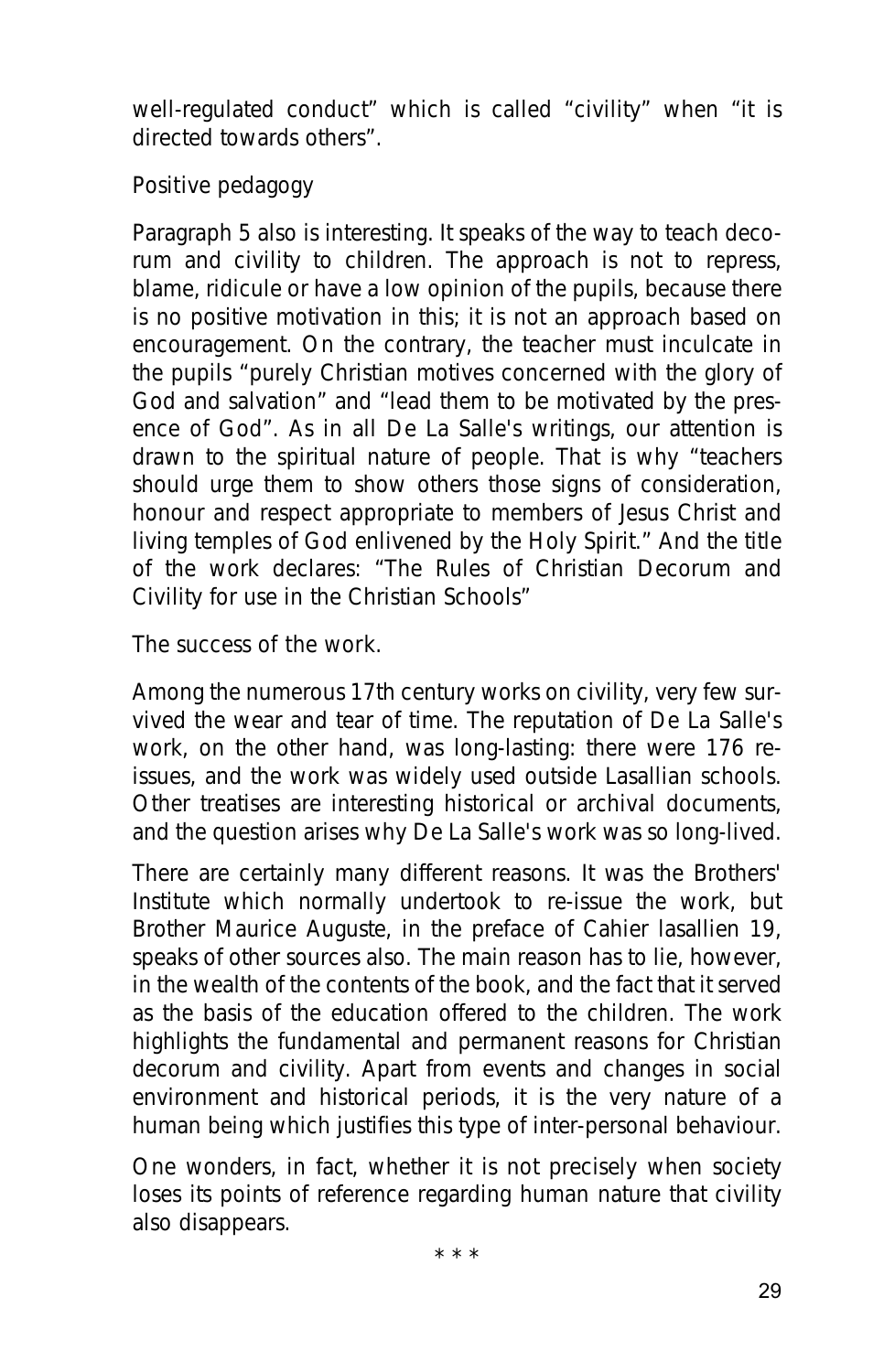well-regulated conduct" which is called "civility" when "it is directed towards others".

Positive pedagogy

Paragraph 5 also is interesting. It speaks of the way to teach decorum and civility to children. The approach is not to repress, blame, ridicule or have a low opinion of the pupils, because there is no positive motivation in this; it is not an approach based on encouragement. On the contrary, the teacher must inculcate in the pupils "purely Christian motives concerned with the glory of God and salvation" and "lead them to be motivated by the presence of God". As in all De La Salle's writings, our attention is drawn to the spiritual nature of people. That is why "teachers should urge them to show others those signs of consideration, honour and respect appropriate to members of Jesus Christ and living temples of God enlivened by the Holy Spirit." And the title of the work declares: "The Rules of Christian Decorum and Civility for use in the Christian Schools"

The success of the work.

Among the numerous 17th century works on civility, very few survived the wear and tear of time. The reputation of De La Salle's work, on the other hand, was long-lasting: there were 176 reissues, and the work was widely used outside Lasallian schools. Other treatises are interesting historical or archival documents, and the question arises why De La Salle's work was so long-lived.

There are certainly many different reasons. It was the Brothers' Institute which normally undertook to re-issue the work, but Brother Maurice Auguste, in the preface of Cahier lasallien 19, speaks of other sources also. The main reason has to lie, however, in the wealth of the contents of the book, and the fact that it served as the basis of the education offered to the children. The work highlights the fundamental and permanent reasons for Christian decorum and civility. Apart from events and changes in social environment and historical periods, it is the very nature of a human being which justifies this type of inter-personal behaviour.

One wonders, in fact, whether it is not precisely when society loses its points of reference regarding human nature that civility also disappears.

* * *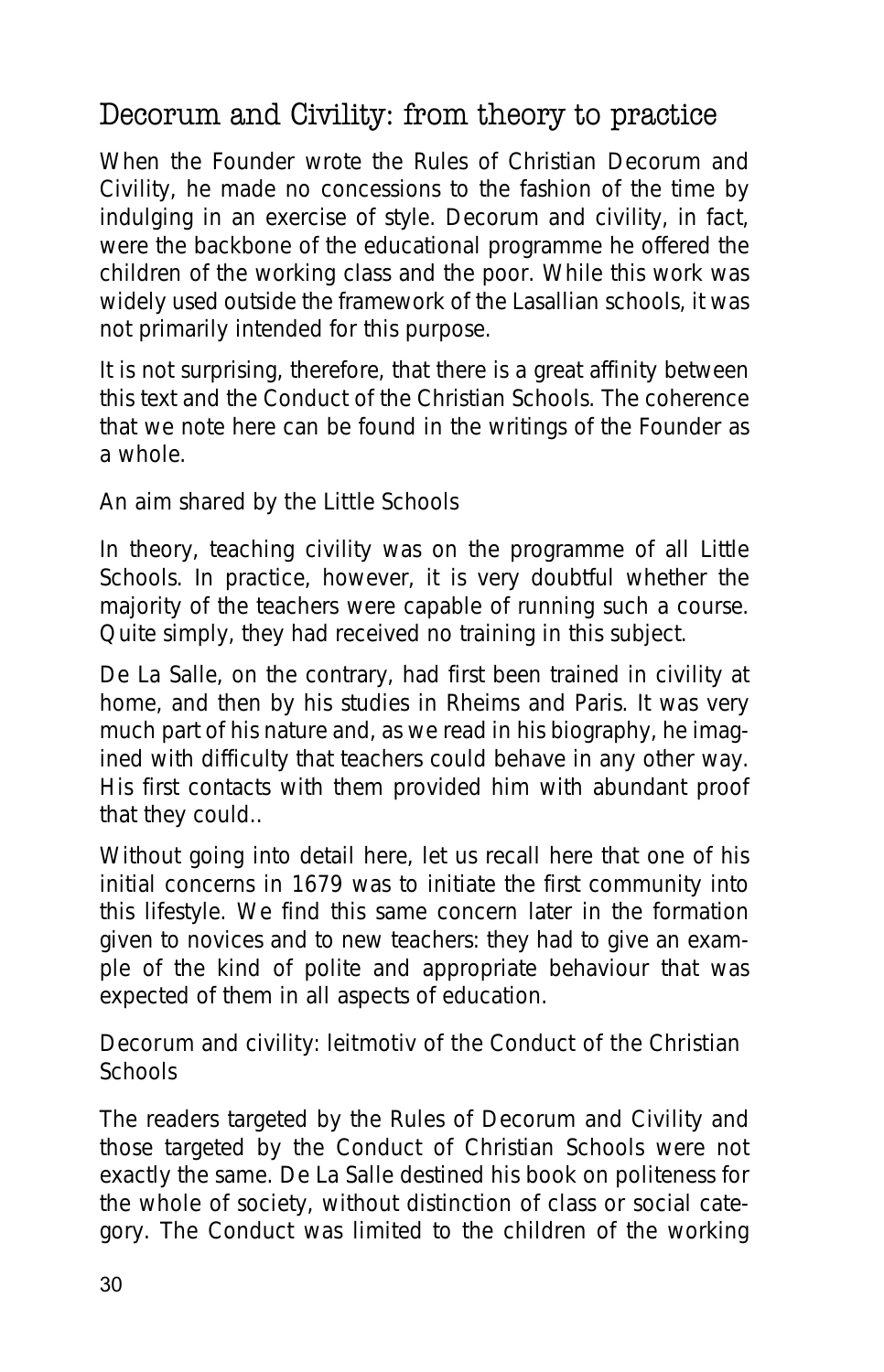## Decorum and Civility: from theory to practice

When the Founder wrote the Rules of Christian Decorum and Civility, he made no concessions to the fashion of the time by indulging in an exercise of style. Decorum and civility, in fact, were the backbone of the educational programme he offered the children of the working class and the poor. While this work was widely used outside the framework of the Lasallian schools, it was not primarily intended for this purpose.

It is not surprising, therefore, that there is a great affinity between this text and the Conduct of the Christian Schools. The coherence that we note here can be found in the writings of the Founder as a whole.

### An aim shared by the Little Schools

In theory, teaching civility was on the programme of all Little Schools. In practice, however, it is very doubtful whether the majority of the teachers were capable of running such a course. Quite simply, they had received no training in this subject.

De La Salle, on the contrary, had first been trained in civility at home, and then by his studies in Rheims and Paris. It was very much part of his nature and, as we read in his biography, he imagined with difficulty that teachers could behave in any other way. His first contacts with them provided him with abundant proof that they could..

Without going into detail here, let us recall here that one of his initial concerns in 1679 was to initiate the first community into this lifestyle. We find this same concern later in the formation given to novices and to new teachers: they had to give an example of the kind of polite and appropriate behaviour that was expected of them in all aspects of education.

### Decorum and civility: leitmotiv of the Conduct of the Christian Schools

The readers targeted by the Rules of Decorum and Civility and those targeted by the Conduct of Christian Schools were not exactly the same. De La Salle destined his book on politeness for the whole of society, without distinction of class or social category. The Conduct was limited to the children of the working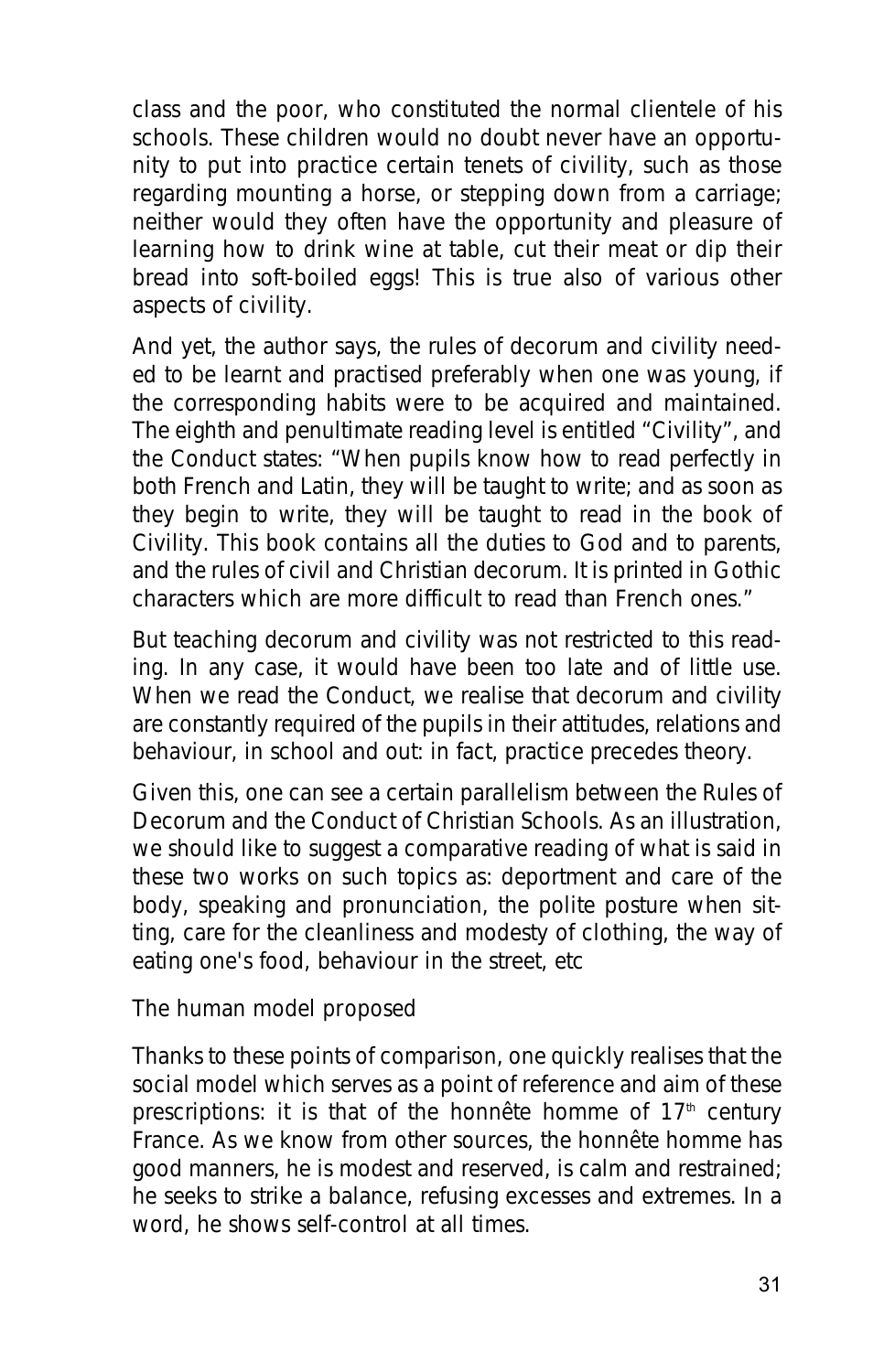class and the poor, who constituted the normal clientele of his schools. These children would no doubt never have an opportunity to put into practice certain tenets of civility, such as those regarding mounting a horse, or stepping down from a carriage; neither would they often have the opportunity and pleasure of learning how to drink wine at table, cut their meat or dip their bread into soft-boiled eggs! This is true also of various other aspects of civility.

And yet, the author says, the rules of decorum and civility needed to be learnt and practised preferably when one was young, if the corresponding habits were to be acquired and maintained. The eighth and penultimate reading level is entitled "Civility", and the Conduct states: "When pupils know how to read perfectly in both French and Latin, they will be taught to write; and as soon as they begin to write, they will be taught to read in the book of Civility. This book contains all the duties to God and to parents, and the rules of civil and Christian decorum. It is printed in Gothic characters which are more difficult to read than French ones."

But teaching decorum and civility was not restricted to this reading. In any case, it would have been too late and of little use. When we read the Conduct, we realise that decorum and civility are constantly required of the pupils in their attitudes, relations and behaviour, in school and out: in fact, practice precedes theory.

Given this, one can see a certain parallelism between the Rules of Decorum and the Conduct of Christian Schools. As an illustration, we should like to suggest a comparative reading of what is said in these two works on such topics as: deportment and care of the body, speaking and pronunciation, the polite posture when sitting, care for the cleanliness and modesty of clothing, the way of eating one's food, behaviour in the street, etc

## The human model proposed

Thanks to these points of comparison, one quickly realises that the social model which serves as a point of reference and aim of these prescriptions: it is that of the honnête homme of 17th century France. As we know from other sources, the honnête homme has good manners, he is modest and reserved, is calm and restrained; he seeks to strike a balance, refusing excesses and extremes. In a word, he shows self-control at all times.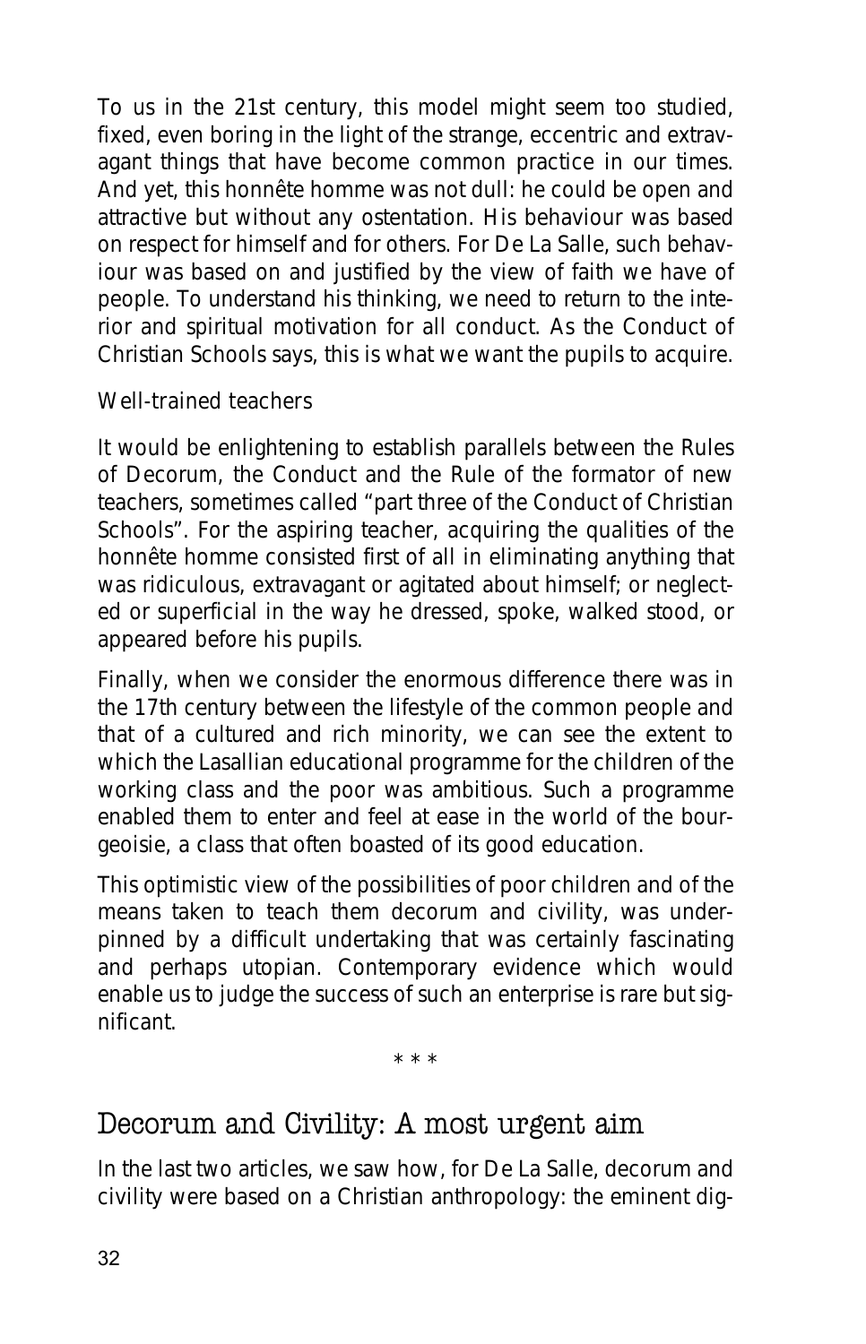To us in the 21st century, this model might seem too studied, fixed, even boring in the light of the strange, eccentric and extravagant things that have become common practice in our times. And yet, this honnête homme was not dull: he could be open and attractive but without any ostentation. His behaviour was based on respect for himself and for others. For De La Salle, such behaviour was based on and justified by the view of faith we have of people. To understand his thinking, we need to return to the interior and spiritual motivation for all conduct. As the Conduct of Christian Schools says, this is what we want the pupils to acquire.

Well-trained teachers

It would be enlightening to establish parallels between the Rules of Decorum, the Conduct and the Rule of the formator of new teachers, sometimes called "part three of the Conduct of Christian Schools". For the aspiring teacher, acquiring the qualities of the honnête homme consisted first of all in eliminating anything that was ridiculous, extravagant or agitated about himself; or neglected or superficial in the way he dressed, spoke, walked stood, or appeared before his pupils.

Finally, when we consider the enormous difference there was in the 17th century between the lifestyle of the common people and that of a cultured and rich minority, we can see the extent to which the Lasallian educational programme for the children of the working class and the poor was ambitious. Such a programme enabled them to enter and feel at ease in the world of the bourgeoisie, a class that often boasted of its good education.

This optimistic view of the possibilities of poor children and of the means taken to teach them decorum and civility, was underpinned by a difficult undertaking that was certainly fascinating and perhaps utopian. Contemporary evidence which would enable us to judge the success of such an enterprise is rare but significant.

\* \* \*

## Decorum and Civility: A most urgent aim

In the last two articles, we saw how, for De La Salle, decorum and civility were based on a Christian anthropology: the eminent dig-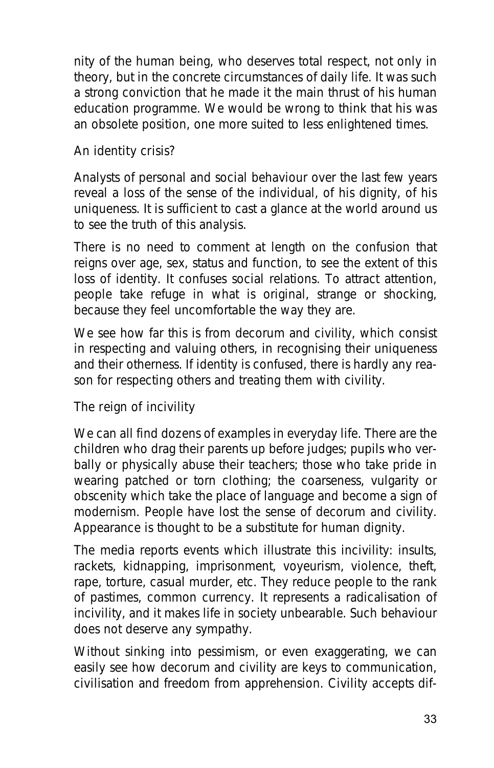nity of the human being, who deserves total respect, not only in theory, but in the concrete circumstances of daily life. It was such a strong conviction that he made it the main thrust of his human education programme. We would be wrong to think that his was an obsolete position, one more suited to less enlightened times.

## An identity crisis?

Analysts of personal and social behaviour over the last few years reveal a loss of the sense of the individual, of his dignity, of his uniqueness. It is sufficient to cast a glance at the world around us to see the truth of this analysis.

There is no need to comment at length on the confusion that reigns over age, sex, status and function, to see the extent of this loss of identity. It confuses social relations. To attract attention, people take refuge in what is original, strange or shocking, because they feel uncomfortable the way they are.

We see how far this is from decorum and civility, which consist in respecting and valuing others, in recognising their uniqueness and their otherness. If identity is confused, there is hardly any reason for respecting others and treating them with civility.

## The reign of incivility

We can all find dozens of examples in everyday life. There are the children who drag their parents up before judges; pupils who verbally or physically abuse their teachers; those who take pride in wearing patched or torn clothing; the coarseness, vulgarity or obscenity which take the place of language and become a sign of modernism. People have lost the sense of decorum and civility. Appearance is thought to be a substitute for human dignity.

The media reports events which illustrate this incivility: insults, rackets, kidnapping, imprisonment, voyeurism, violence, theft, rape, torture, casual murder, etc. They reduce people to the rank of pastimes, common currency. It represents a radicalisation of incivility, and it makes life in society unbearable. Such behaviour does not deserve any sympathy.

Without sinking into pessimism, or even exaggerating, we can easily see how decorum and civility are keys to communication, civilisation and freedom from apprehension. Civility accepts dif-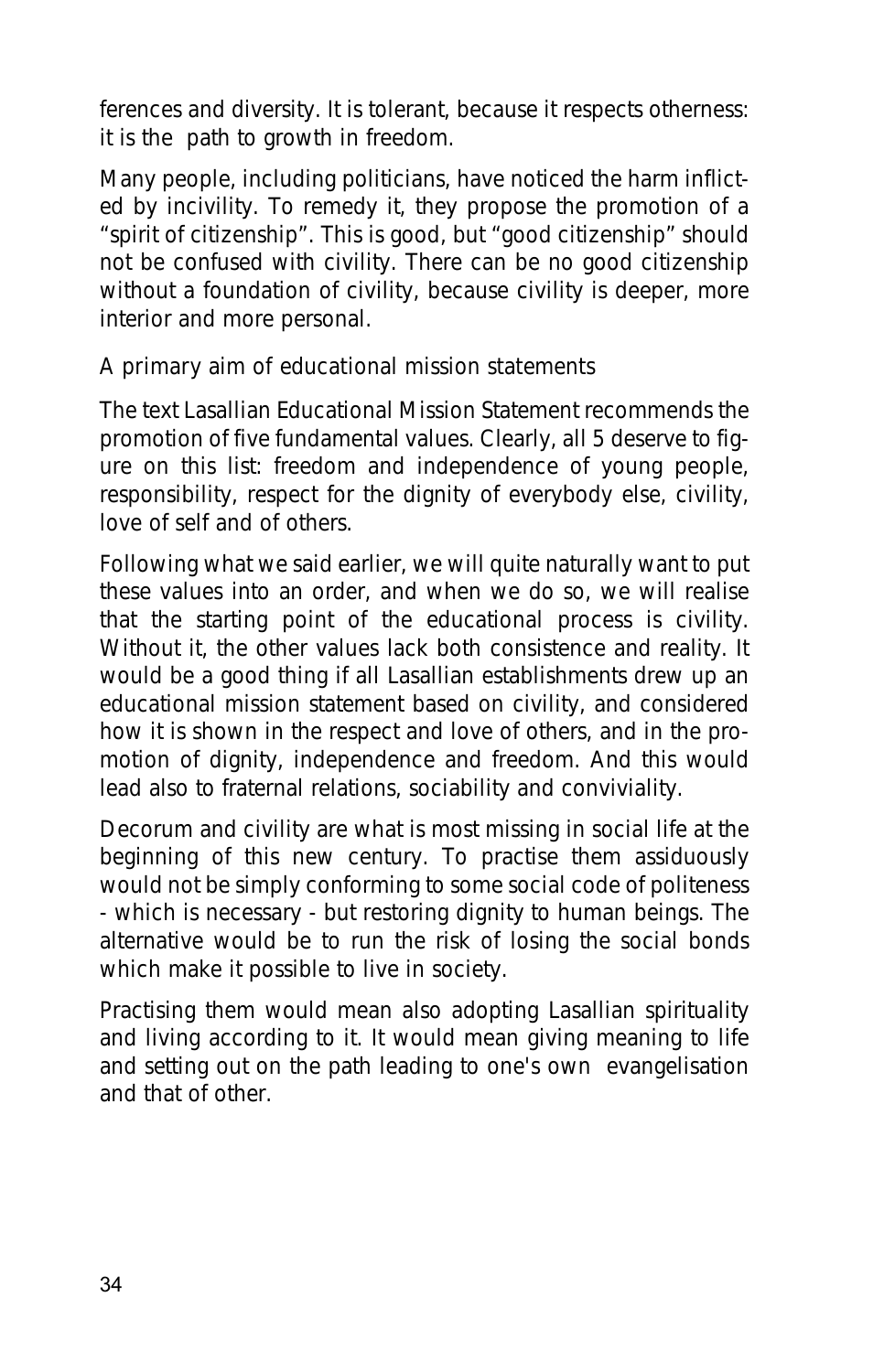ferences and diversity. It is tolerant, because it respects otherness: it is the path to growth in freedom.

Many people, including politicians, have noticed the harm inflicted by incivility. To remedy it, they propose the promotion of a "spirit of citizenship". This is good, but "good citizenship" should not be confused with civility. There can be no good citizenship without a foundation of civility, because civility is deeper, more interior and more personal.

## A primary aim of educational mission statements

The text Lasallian Educational Mission Statement recommends the promotion of five fundamental values. Clearly, all 5 deserve to figure on this list: freedom and independence of young people, responsibility, respect for the dignity of everybody else, civility, love of self and of others.

Following what we said earlier, we will quite naturally want to put these values into an order, and when we do so, we will realise that the starting point of the educational process is civility. Without it, the other values lack both consistence and reality. It would be a good thing if all Lasallian establishments drew up an educational mission statement based on civility, and considered how it is shown in the respect and love of others, and in the promotion of dignity, independence and freedom. And this would lead also to fraternal relations, sociability and conviviality.

Decorum and civility are what is most missing in social life at the beginning of this new century. To practise them assiduously would not be simply conforming to some social code of politeness - which is necessary - but restoring dignity to human beings. The alternative would be to run the risk of losing the social bonds which make it possible to live in society.

Practising them would mean also adopting Lasallian spirituality and living according to it. It would mean giving meaning to life and setting out on the path leading to one's own evangelisation and that of other.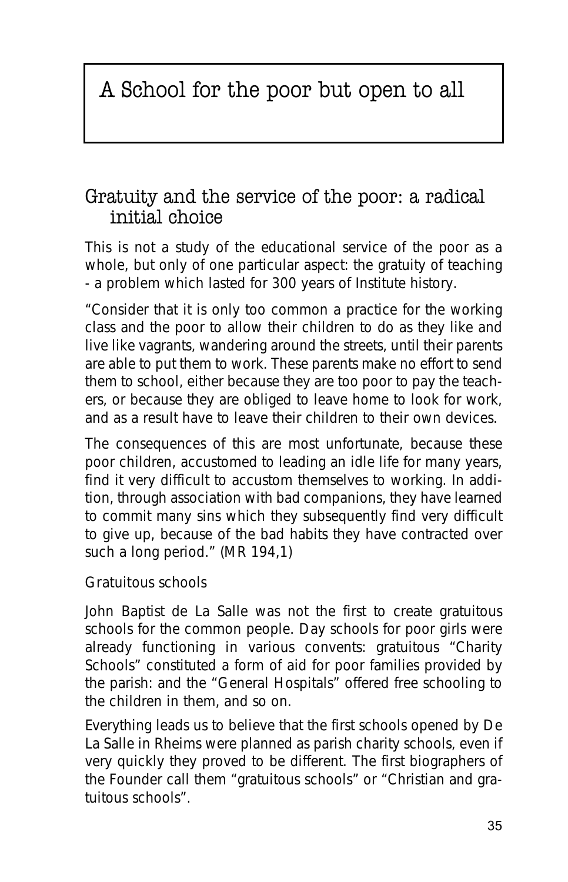# A School for the poor but open to all

## Gratuity and the service of the poor: a radical initial choice

This is not a study of the educational service of the poor as a whole, but only of one particular aspect: the gratuity of teaching - a problem which lasted for 300 years of Institute history.

"Consider that it is only too common a practice for the working class and the poor to allow their children to do as they like and live like vagrants, wandering around the streets, until their parents are able to put them to work. These parents make no effort to send them to school, either because they are too poor to pay the teachers, or because they are obliged to leave home to look for work, and as a result have to leave their children to their own devices.

The consequences of this are most unfortunate, because these poor children, accustomed to leading an idle life for many years, find it very difficult to accustom themselves to working. In addition, through association with bad companions, they have learned to commit many sins which they subsequently find very difficult to give up, because of the bad habits they have contracted over such a long period." (MR 194,1)

### Gratuitous schools

John Baptist de La Salle was not the first to create gratuitous schools for the common people. Day schools for poor girls were already functioning in various convents: gratuitous "Charity Schools" constituted a form of aid for poor families provided by the parish: and the "General Hospitals" offered free schooling to the children in them, and so on.

Everything leads us to believe that the first schools opened by De La Salle in Rheims were planned as parish charity schools, even if very quickly they proved to be different. The first biographers of the Founder call them "gratuitous schools" or "Christian and gratuitous schools".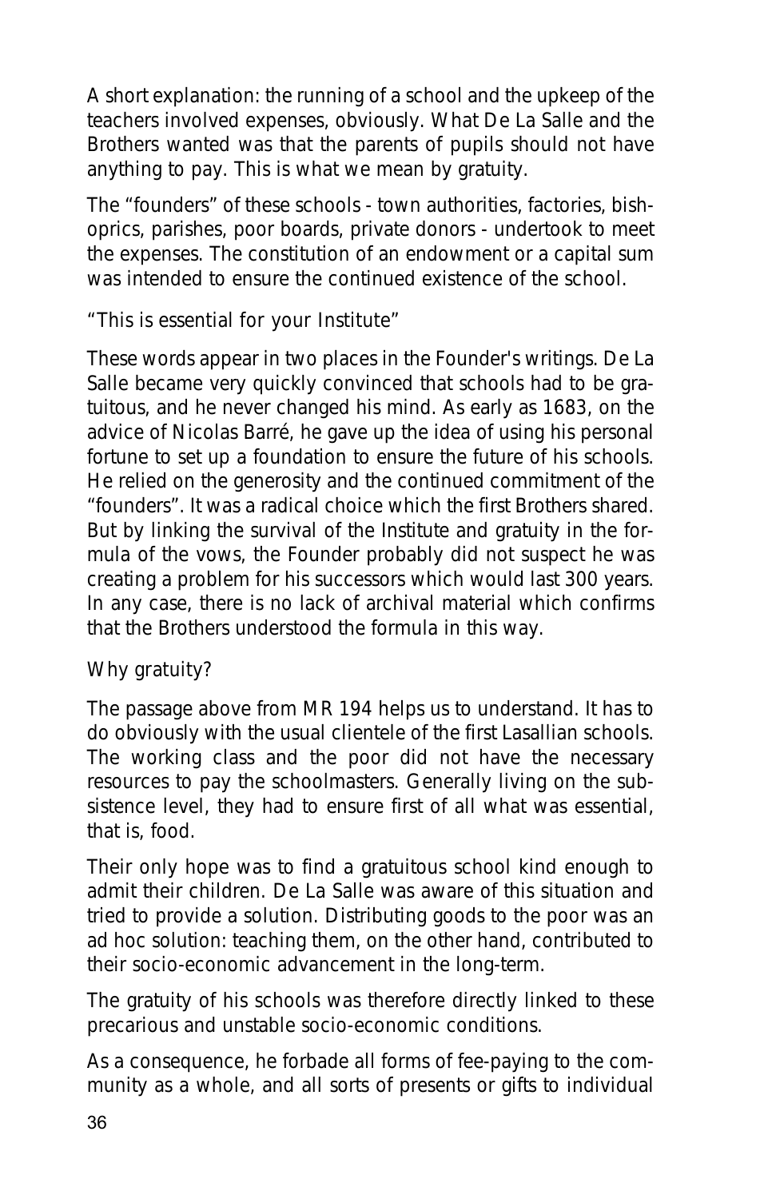A short explanation: the running of a school and the upkeep of the teachers involved expenses, obviously. What De La Salle and the Brothers wanted was that the parents of pupils should not have anything to pay. This is what we mean by gratuity.

The "founders" of these schools - town authorities, factories, bishoprics, parishes, poor boards, private donors - undertook to meet the expenses. The constitution of an endowment or a capital sum was intended to ensure the continued existence of the school.

### "This is essential for your Institute"

These words appear in two places in the Founder's writings. De La Salle became very quickly convinced that schools had to be gratuitous, and he never changed his mind. As early as 1683, on the advice of Nicolas Barré, he gave up the idea of using his personal fortune to set up a foundation to ensure the future of his schools. He relied on the generosity and the continued commitment of the "founders". It was a radical choice which the first Brothers shared. But by linking the survival of the Institute and gratuity in the formula of the vows, the Founder probably did not suspect he was creating a problem for his successors which would last 300 years. In any case, there is no lack of archival material which confirms that the Brothers understood the formula in this way.

### Why gratuity?

The passage above from MR 194 helps us to understand. It has to do obviously with the usual clientele of the first Lasallian schools. The working class and the poor did not have the necessary resources to pay the schoolmasters. Generally living on the subsistence level, they had to ensure first of all what was essential, that is, food.

Their only hope was to find a gratuitous school kind enough to admit their children. De La Salle was aware of this situation and tried to provide a solution. Distributing goods to the poor was an ad hoc solution: teaching them, on the other hand, contributed to their socio-economic advancement in the long-term.

The gratuity of his schools was therefore directly linked to these precarious and unstable socio-economic conditions.

As a consequence, he forbade all forms of fee-paying to the community as a whole, and all sorts of presents or gifts to individual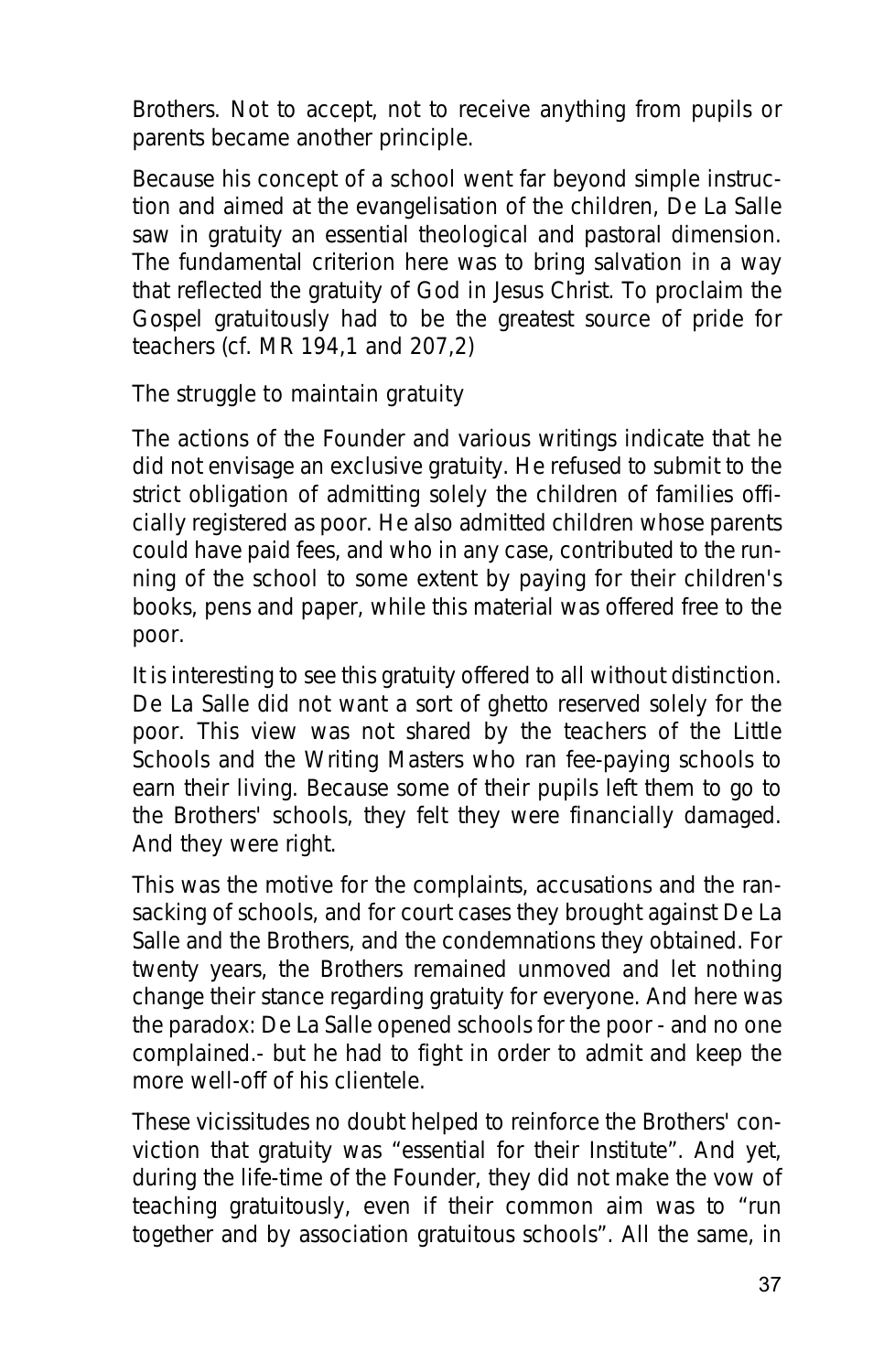Brothers. Not to accept, not to receive anything from pupils or parents became another principle.

Because his concept of a school went far beyond simple instruction and aimed at the evangelisation of the children, De La Salle saw in gratuity an essential theological and pastoral dimension. The fundamental criterion here was to bring salvation in a way that reflected the gratuity of God in Jesus Christ. To proclaim the Gospel gratuitously had to be the greatest source of pride for teachers (cf. MR 194,1 and 207,2)

### The struggle to maintain gratuity

The actions of the Founder and various writings indicate that he did not envisage an exclusive gratuity. He refused to submit to the strict obligation of admitting solely the children of families officially registered as poor. He also admitted children whose parents could have paid fees, and who in any case, contributed to the running of the school to some extent by paying for their children's books, pens and paper, while this material was offered free to the poor.

It is interesting to see this gratuity offered to all without distinction. De La Salle did not want a sort of ghetto reserved solely for the poor. This view was not shared by the teachers of the Little Schools and the Writing Masters who ran fee-paying schools to earn their living. Because some of their pupils left them to go to the Brothers' schools, they felt they were financially damaged. And they were right.

This was the motive for the complaints, accusations and the ransacking of schools, and for court cases they brought against De La Salle and the Brothers, and the condemnations they obtained. For twenty years, the Brothers remained unmoved and let nothing change their stance regarding gratuity for everyone. And here was the paradox: De La Salle opened schools for the poor - and no one complained.- but he had to fight in order to admit and keep the more well-off of his clientele.

These vicissitudes no doubt helped to reinforce the Brothers' conviction that gratuity was "essential for their Institute". And yet, during the life-time of the Founder, they did not make the vow of teaching gratuitously, even if their common aim was to "run together and by association gratuitous schools". All the same, in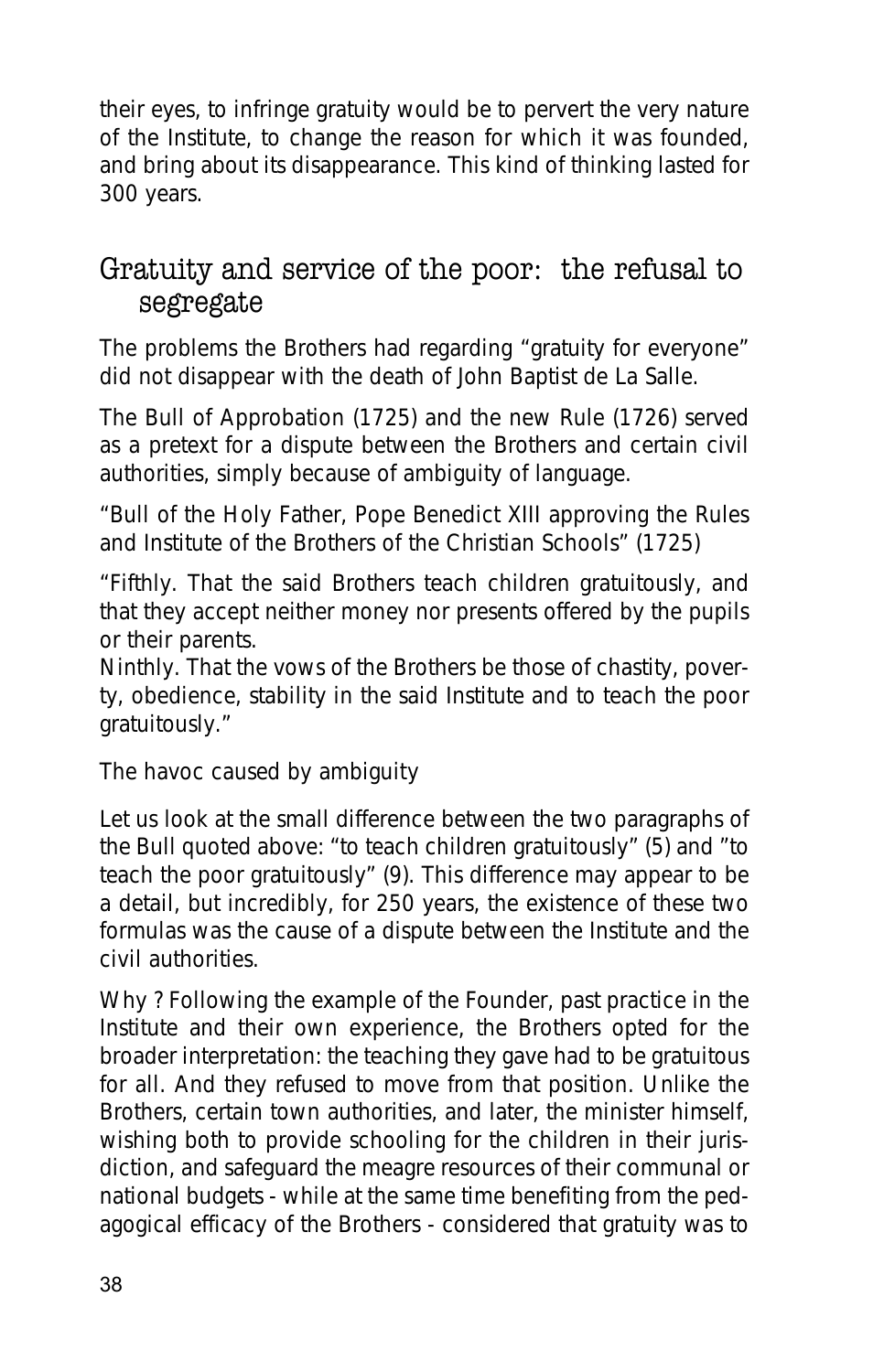their eyes, to infringe gratuity would be to pervert the very nature of the Institute, to change the reason for which it was founded, and bring about its disappearance. This kind of thinking lasted for 300 years.

## Gratuity and service of the poor: the refusal to segregate

The problems the Brothers had regarding "gratuity for everyone" did not disappear with the death of John Baptist de La Salle.

The Bull of Approbation (1725) and the new Rule (1726) served as a pretext for a dispute between the Brothers and certain civil authorities, simply because of ambiguity of language.

"Bull of the Holy Father, Pope Benedict XIII approving the Rules and Institute of the Brothers of the Christian Schools" (1725)

"Fifthly. That the said Brothers teach children gratuitously, and that they accept neither money nor presents offered by the pupils or their parents.
Ninthly. That the vows of the Brothers be those of chastity, poverty, obedience, stability in the said Institute and to teach the poor gratuitously."

*The havoc caused by ambiguity*

Let us look at the small difference between the two paragraphs of the Bull quoted above: "to teach children gratuitously" (5) and "to teach the poor gratuitously" (9). This difference may appear to be a detail, but incredibly, for 250 years, the existence of these two formulas was the cause of a dispute between the Institute and the civil authorities.

Why ? Following the example of the Founder, past practice in the Institute and their own experience, the Brothers opted for the broader interpretation: the teaching they gave had to be gratuitous for all. And they refused to move from that position. Unlike the Brothers, certain town authorities, and later, the minister himself, wishing both to provide schooling for the children in their jurisdiction, and safeguard the meagre resources of their communal or national budgets - while at the same time benefiting from the pedagogical efficacy of the Brothers - considered that gratuity was to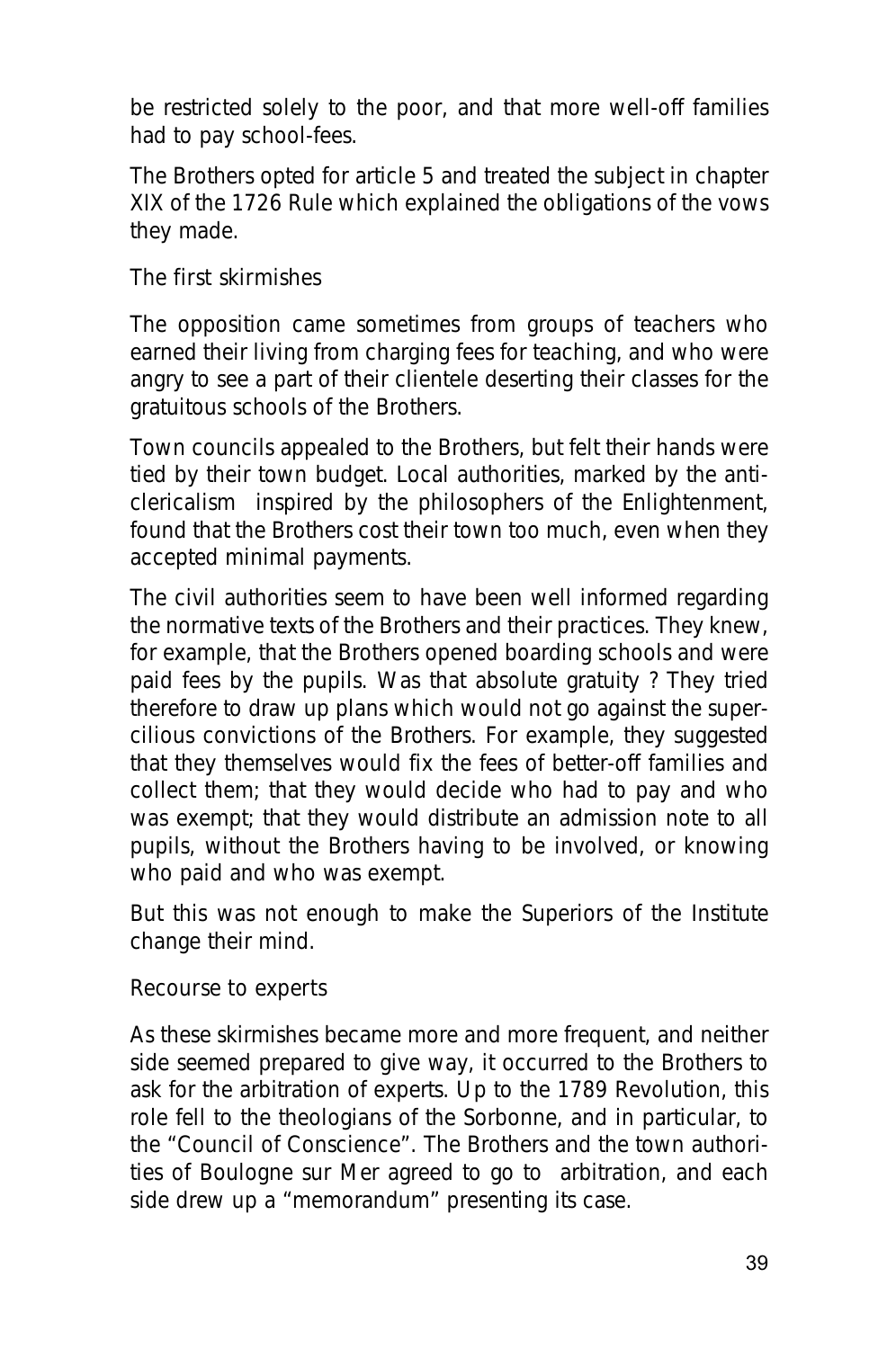be restricted solely to the poor, and that more well-off families had to pay school-fees.

The Brothers opted for article 5 and treated the subject in chapter XIX of the 1726 Rule which explained the obligations of the vows they made.

### The first skirmishes

The opposition came sometimes from groups of teachers who earned their living from charging fees for teaching, and who were angry to see a part of their clientele deserting their classes for the gratuitous schools of the Brothers.

Town councils appealed to the Brothers, but felt their hands were tied by their town budget. Local authorities, marked by the anti-clericalism inspired by the philosophers of the Enlightenment, found that the Brothers cost their town too much, even when they accepted minimal payments.

The civil authorities seem to have been well informed regarding the normative texts of the Brothers and their practices. They knew, for example, that the Brothers opened boarding schools and were paid fees by the pupils. Was that absolute gratuity ? They tried therefore to draw up plans which would not go against the supercilious convictions of the Brothers. For example, they suggested that they themselves would fix the fees of better-off families and collect them; that they would decide who had to pay and who was exempt; that they would distribute an admission note to all pupils, without the Brothers having to be involved, or knowing who paid and who was exempt.

But this was not enough to make the Superiors of the Institute change their mind.

### Recourse to experts

As these skirmishes became more and more frequent, and neither side seemed prepared to give way, it occurred to the Brothers to ask for the arbitration of experts. Up to the 1789 Revolution, this role fell to the theologians of the Sorbonne, and in particular, to the "Council of Conscience". The Brothers and the town authorities of Boulogne sur Mer agreed to go to arbitration, and each side drew up a "memorandum" presenting its case.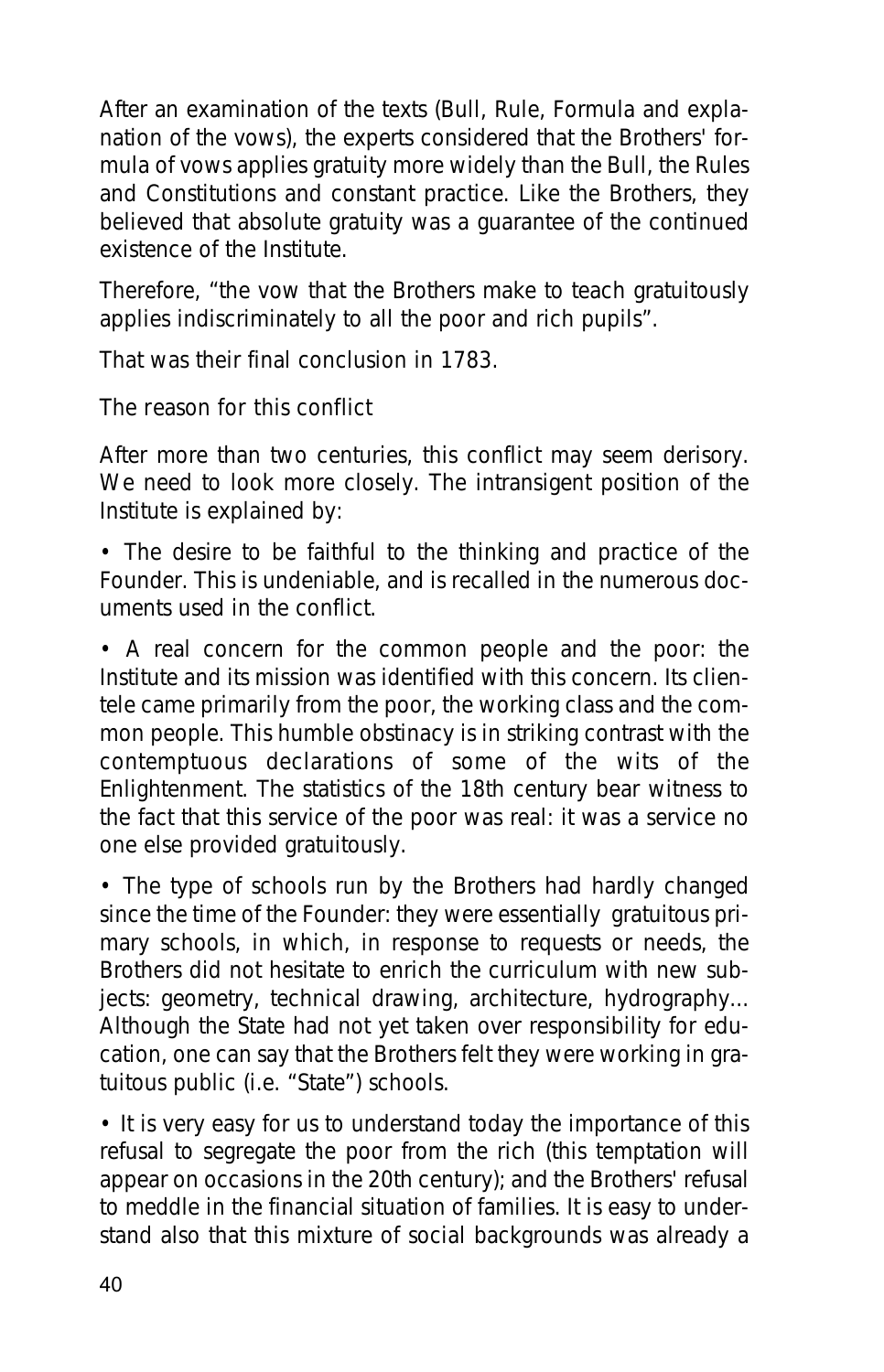After an examination of the texts (Bull, Rule, Formula and explanation of the vows), the experts considered that the Brothers' formula of vows applies gratuity more widely than the Bull, the Rules and Constitutions and constant practice. Like the Brothers, they believed that absolute gratuity was a guarantee of the continued existence of the Institute.

Therefore, "the vow that the Brothers make to teach gratuitously applies indiscriminately to all the poor and rich pupils".

That was their final conclusion in 1783.

*The reason for this conflict*

After more than two centuries, this conflict may seem derisory. We need to look more closely. The intransigent position of the Institute is explained by:

- The desire to be faithful to the thinking and practice of the Founder. This is undeniable, and is recalled in the numerous documents used in the conflict.

- A real concern for the common people and the poor: the Institute and its mission was identified with this concern. Its clientele came primarily from the poor, the working class and the common people. This humble obstinacy is in striking contrast with the contemptuous declarations of some of the wits of the Enlightenment. The statistics of the 18th century bear witness to the fact that this service of the poor was real: it was a service no one else provided gratuitously.

- The type of schools run by the Brothers had hardly changed since the time of the Founder: they were essentially gratuitous primary schools, in which, in response to requests or needs, the Brothers did not hesitate to enrich the curriculum with new subjects: geometry, technical drawing, architecture, hydrography... Although the State had not yet taken over responsibility for education, one can say that the Brothers felt they were working in gratuitous public (i.e. "State") schools.

- It is very easy for us to understand today the importance of this refusal to segregate the poor from the rich (this temptation will appear on occasions in the 20th century); and the Brothers' refusal to meddle in the financial situation of families. It is easy to understand also that this mixture of social backgrounds was already a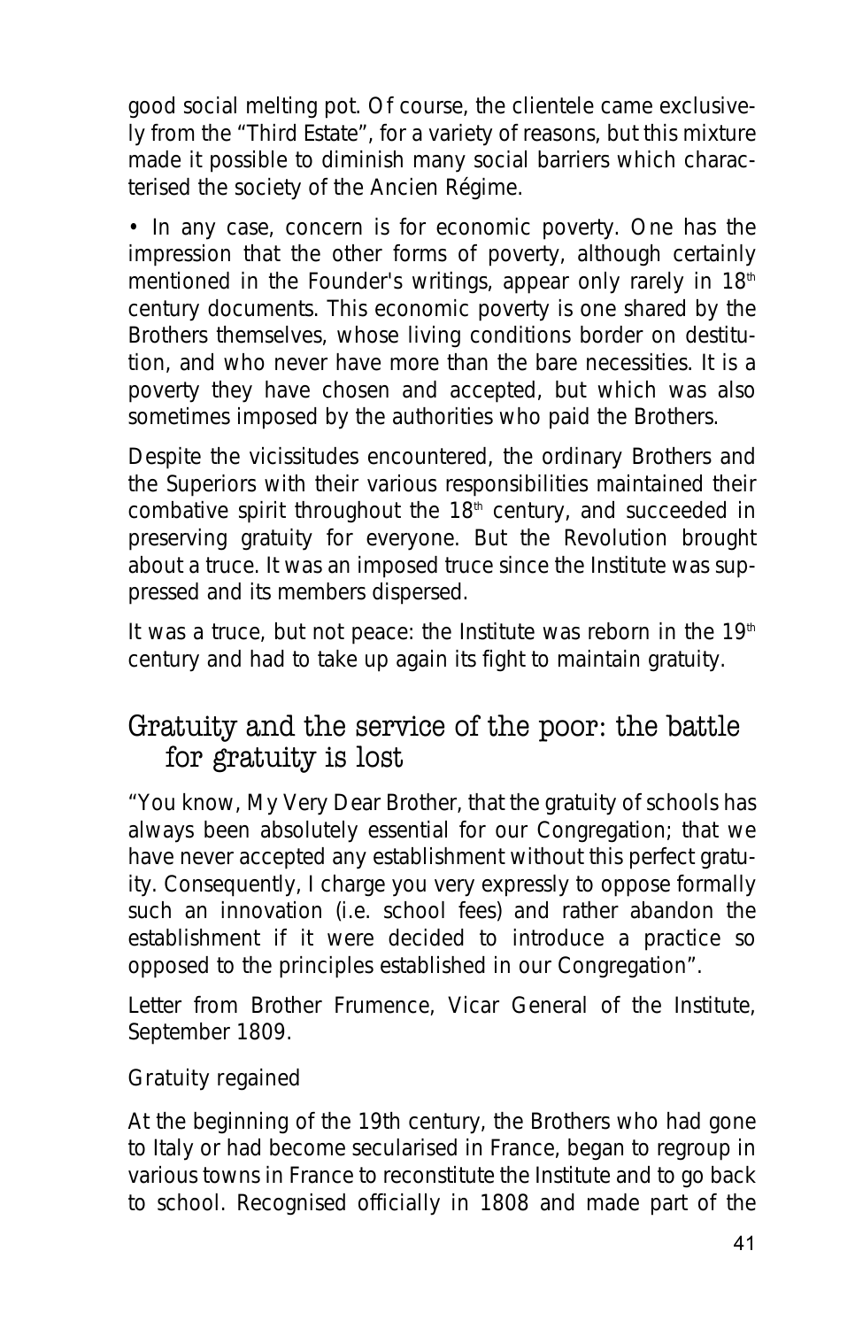good social melting pot. Of course, the clientele came exclusively from the "Third Estate", for a variety of reasons, but this mixture made it possible to diminish many social barriers which characterised the society of the Ancien Régime.

• In any case, concern is for economic poverty. One has the impression that the other forms of poverty, although certainly mentioned in the Founder's writings, appear only rarely in 18th century documents. This economic poverty is one shared by the Brothers themselves, whose living conditions border on destitution, and who never have more than the bare necessities. It is a poverty they have chosen and accepted, but which was also sometimes imposed by the authorities who paid the Brothers.

Despite the vicissitudes encountered, the ordinary Brothers and the Superiors with their various responsibilities maintained their combative spirit throughout the 18th century, and succeeded in preserving gratuity for everyone. But the Revolution brought about a truce. It was an imposed truce since the Institute was suppressed and its members dispersed.

It was a truce, but not peace: the Institute was reborn in the 19th century and had to take up again its fight to maintain gratuity.

## Gratuity and the service of the poor: the battle for gratuity is lost

*"You know, My Very Dear Brother, that the gratuity of schools has always been absolutely essential for our Congregation; that we have never accepted any establishment without this perfect gratuity. Consequently, I charge you very expressly to oppose formally such an innovation (i.e. school fees) and rather abandon the establishment if it were decided to introduce a practice so opposed to the principles established in our Congregation".*

*Letter from Brother Frumence, Vicar General of the Institute, September 1809.*

### Gratuity regained

At the beginning of the 19th century, the Brothers who had gone to Italy or had become secularised in France, began to regroup in various towns in France to reconstitute the Institute and to go back to school. Recognised officially in 1808 and made part of the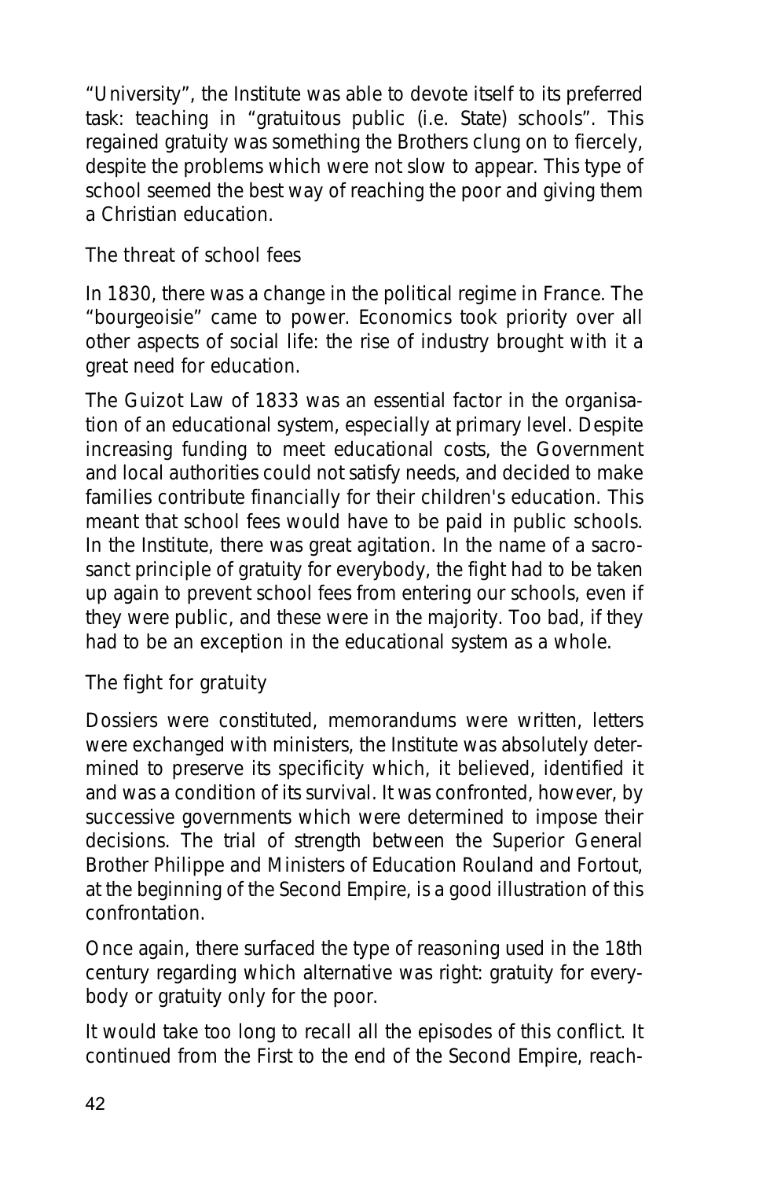"University", the Institute was able to devote itself to its preferred task: teaching in "gratuitous public (i.e. State) schools". This regained gratuity was something the Brothers clung on to fiercely, despite the problems which were not slow to appear. This type of school seemed the best way of reaching the poor and giving them a Christian education.

### The threat of school fees

In 1830, there was a change in the political regime in France. The "bourgeoisie" came to power. Economics took priority over all other aspects of social life: the rise of industry brought with it a great need for education.

The Guizot Law of 1833 was an essential factor in the organisation of an educational system, especially at primary level. Despite increasing funding to meet educational costs, the Government and local authorities could not satisfy needs, and decided to make families contribute financially for their children's education. This meant that school fees would have to be paid in public schools. In the Institute, there was great agitation. In the name of a sacrosanct principle of gratuity for everybody, the fight had to be taken up again to prevent school fees from entering our schools, even if they were public, and these were in the majority. Too bad, if they had to be an exception in the educational system as a whole.

### The fight for gratuity

Dossiers were constituted, memorandums were written, letters were exchanged with ministers, the Institute was absolutely determined to preserve its specificity which, it believed, identified it and was a condition of its survival. It was confronted, however, by successive governments which were determined to impose their decisions. The trial of strength between the Superior General Brother Philippe and Ministers of Education Rouland and Fortout, at the beginning of the Second Empire, is a good illustration of this confrontation.

Once again, there surfaced the type of reasoning used in the 18th century regarding which alternative was right: gratuity for everybody or gratuity only for the poor.

It would take too long to recall all the episodes of this conflict. It continued from the First to the end of the Second Empire, reach-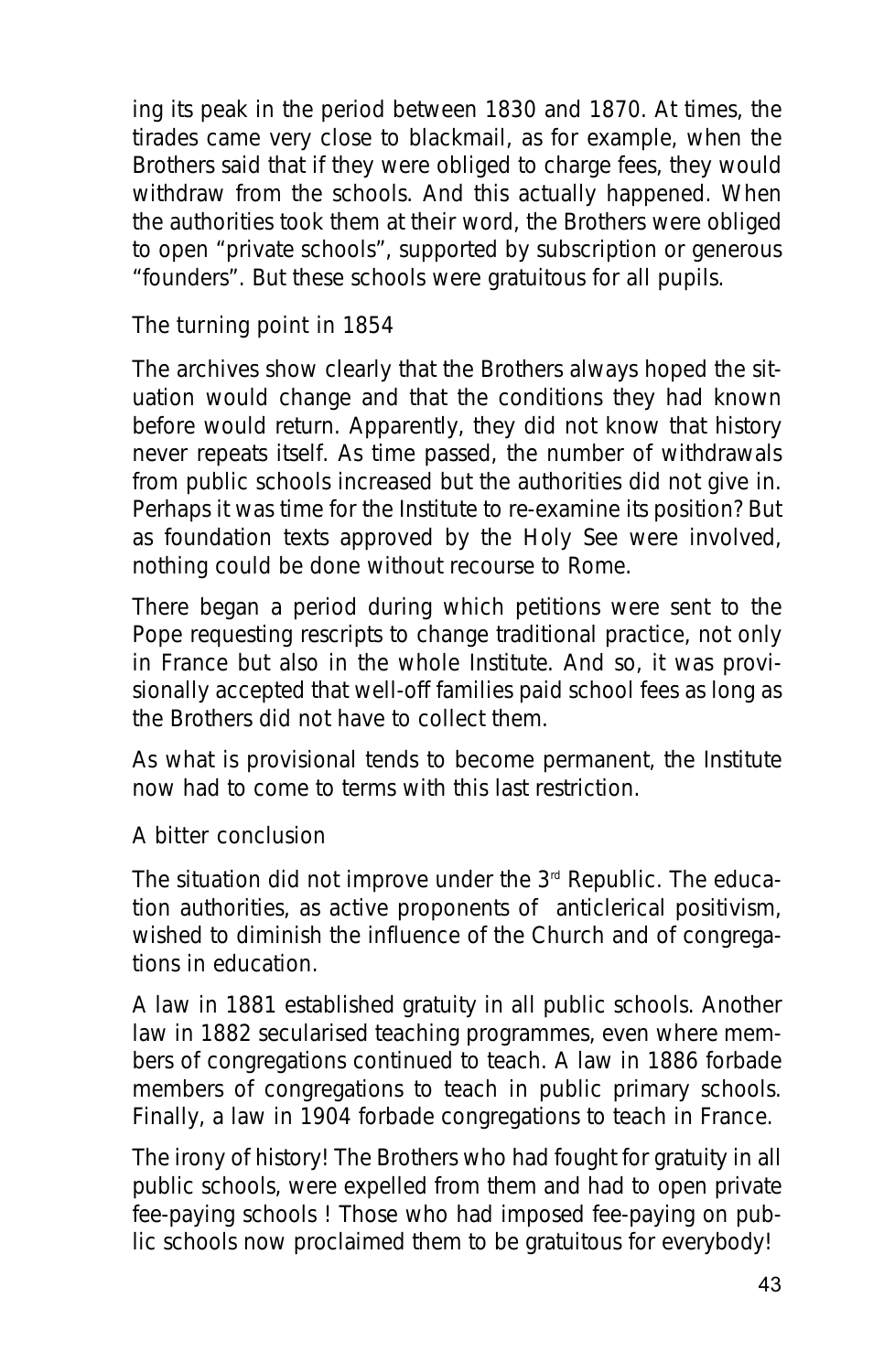ing its peak in the period between 1830 and 1870. At times, the tirades came very close to blackmail, as for example, when the Brothers said that if they were obliged to charge fees, they would withdraw from the schools. And this actually happened. When the authorities took them at their word, the Brothers were obliged to open "private schools", supported by subscription or generous "founders". But these schools were gratuitous for all pupils.

### The turning point in 1854

The archives show clearly that the Brothers always hoped the situation would change and that the conditions they had known before would return. Apparently, they did not know that history never repeats itself. As time passed, the number of withdrawals from public schools increased but the authorities did not give in. Perhaps it was time for the Institute to re-examine its position? But as foundation texts approved by the Holy See were involved, nothing could be done without recourse to Rome.

There began a period during which petitions were sent to the Pope requesting rescripts to change traditional practice, not only in France but also in the whole Institute. And so, it was provisionally accepted that well-off families paid school fees as long as the Brothers did not have to collect them.

As what is provisional tends to become permanent, the Institute now had to come to terms with this last restriction.

### A bitter conclusion

The situation did not improve under the 3rd Republic. The education authorities, as active proponents of anticlerical positivism, wished to diminish the influence of the Church and of congregations in education.

A law in 1881 established gratuity in all public schools. Another law in 1882 secularised teaching programmes, even where members of congregations continued to teach. A law in 1886 forbade members of congregations to teach in public primary schools. Finally, a law in 1904 forbade congregations to teach in France.

The irony of history! The Brothers who had fought for gratuity in all public schools, were expelled from them and had to open private fee-paying schools ! Those who had imposed fee-paying on public schools now proclaimed them to be gratuitous for everybody!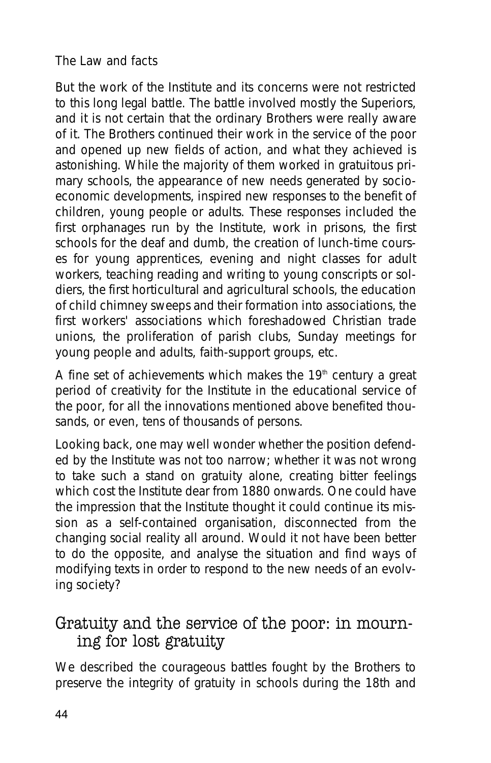The Law and facts

But the work of the Institute and its concerns were not restricted to this long legal battle. The battle involved mostly the Superiors, and it is not certain that the ordinary Brothers were really aware of it. The Brothers continued their work in the service of the poor and opened up new fields of action, and what they achieved is astonishing. While the majority of them worked in gratuitous primary schools, the appearance of new needs generated by socio-economic developments, inspired new responses to the benefit of children, young people or adults. These responses included the first orphanages run by the Institute, work in prisons, the first schools for the deaf and dumb, the creation of lunch-time courses for young apprentices, evening and night classes for adult workers, teaching reading and writing to young conscripts or soldiers, the first horticultural and agricultural schools, the education of child chimney sweeps and their formation into associations, the first workers' associations which foreshadowed Christian trade unions, the proliferation of parish clubs, Sunday meetings for young people and adults, faith-support groups, etc.

A fine set of achievements which makes the 19th century a great period of creativity for the Institute in the educational service of the poor, for all the innovations mentioned above benefited thousands, or even, tens of thousands of persons.

Looking back, one may well wonder whether the position defended by the Institute was not too narrow; whether it was not wrong to take such a stand on gratuity alone, creating bitter feelings which cost the Institute dear from 1880 onwards. One could have the impression that the Institute thought it could continue its mission as a self-contained organisation, disconnected from the changing social reality all around. Would it not have been better to do the opposite, and analyse the situation and find ways of modifying texts in order to respond to the new needs of an evolving society?

## Gratuity and the service of the poor: in mourning for lost gratuity

We described the courageous battles fought by the Brothers to preserve the integrity of gratuity in schools during the 18th and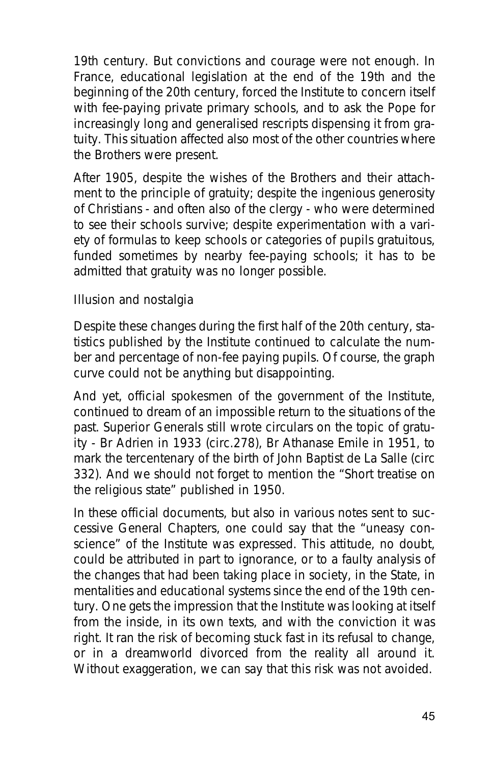19th century. But convictions and courage were not enough. In France, educational legislation at the end of the 19th and the beginning of the 20th century, forced the Institute to concern itself with fee-paying private primary schools, and to ask the Pope for increasingly long and generalised rescripts dispensing it from gratuity. This situation affected also most of the other countries where the Brothers were present.

After 1905, despite the wishes of the Brothers and their attachment to the principle of gratuity; despite the ingenious generosity of Christians - and often also of the clergy - who were determined to see their schools survive; despite experimentation with a variety of formulas to keep schools or categories of pupils gratuitous, funded sometimes by nearby fee-paying schools; it has to be admitted that gratuity was no longer possible.

### Illusion and nostalgia

Despite these changes during the first half of the 20th century, statistics published by the Institute continued to calculate the number and percentage of non-fee paying pupils. Of course, the graph curve could not be anything but disappointing.

And yet, official spokesmen of the government of the Institute, continued to dream of an impossible return to the situations of the past. Superior Generals still wrote circulars on the topic of gratuity - Br Adrien in 1933 (circ.278), Br Athanase Emile in 1951, to mark the tercentenary of the birth of John Baptist de La Salle (circ 332). And we should not forget to mention the "Short treatise on the religious state" published in 1950.

In these official documents, but also in various notes sent to successive General Chapters, one could say that the "uneasy conscience" of the Institute was expressed. This attitude, no doubt, could be attributed in part to ignorance, or to a faulty analysis of the changes that had been taking place in society, in the State, in mentalities and educational systems since the end of the 19th century. One gets the impression that the Institute was looking at itself from the inside, in its own texts, and with the conviction it was right. It ran the risk of becoming stuck fast in its refusal to change, or in a dreamworld divorced from the reality all around it. Without exaggeration, we can say that this risk was not avoided.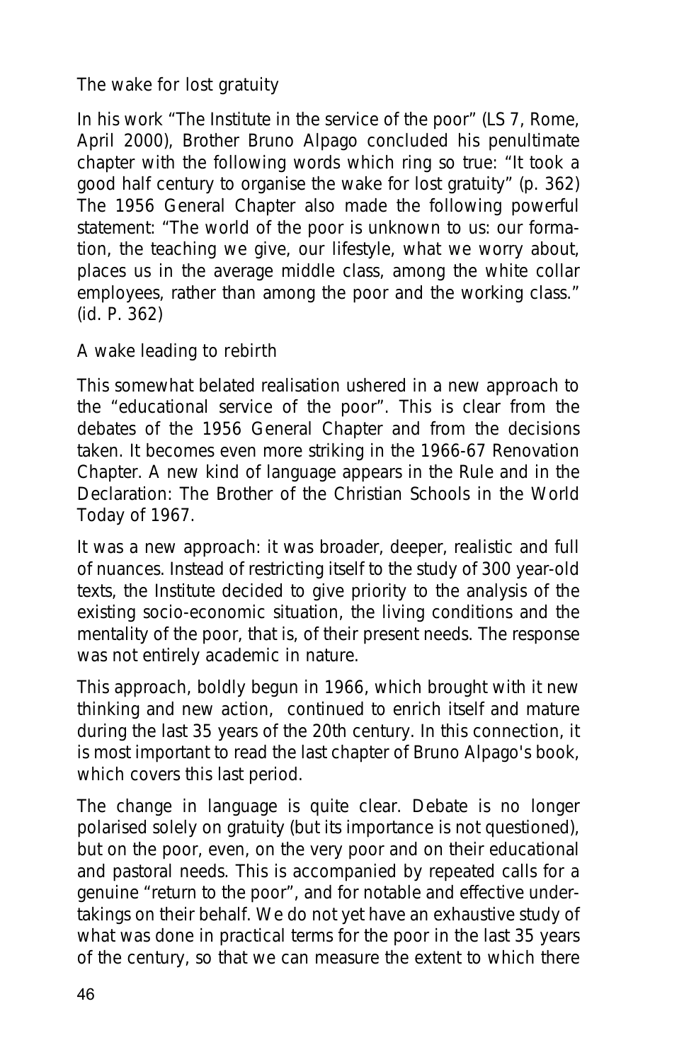### The wake for lost gratuity

In his work "The Institute in the service of the poor" (LS 7, Rome, April 2000), Brother Bruno Alpago concluded his penultimate chapter with the following words which ring so true: "It took a good half century to organise the wake for lost gratuity" (p. 362) The 1956 General Chapter also made the following powerful statement: "The world of the poor is unknown to us: our formation, the teaching we give, our lifestyle, what we worry about, places us in the average middle class, among the white collar employees, rather than among the poor and the working class." (id. P. 362)

### A wake leading to rebirth

This somewhat belated realisation ushered in a new approach to the "educational service of the poor". This is clear from the debates of the 1956 General Chapter and from the decisions taken. It becomes even more striking in the 1966-67 Renovation Chapter. A new kind of language appears in the Rule and in the Declaration: The Brother of the Christian Schools in the World Today of 1967.

It was a new approach: it was broader, deeper, realistic and full of nuances. Instead of restricting itself to the study of 300 year-old texts, the Institute decided to give priority to the analysis of the existing socio-economic situation, the living conditions and the mentality of the poor, that is, of their present needs. The response was not entirely academic in nature.

This approach, boldly begun in 1966, which brought with it new thinking and new action, continued to enrich itself and mature during the last 35 years of the 20th century. In this connection, it is most important to read the last chapter of Bruno Alpago's book, which covers this last period.

The change in language is quite clear. Debate is no longer polarised solely on gratuity (but its importance is not questioned), but on the poor, even, on the very poor and on their educational and pastoral needs. This is accompanied by repeated calls for a genuine "return to the poor", and for notable and effective undertakings on their behalf. We do not yet have an exhaustive study of what was done in practical terms for the poor in the last 35 years of the century, so that we can measure the extent to which there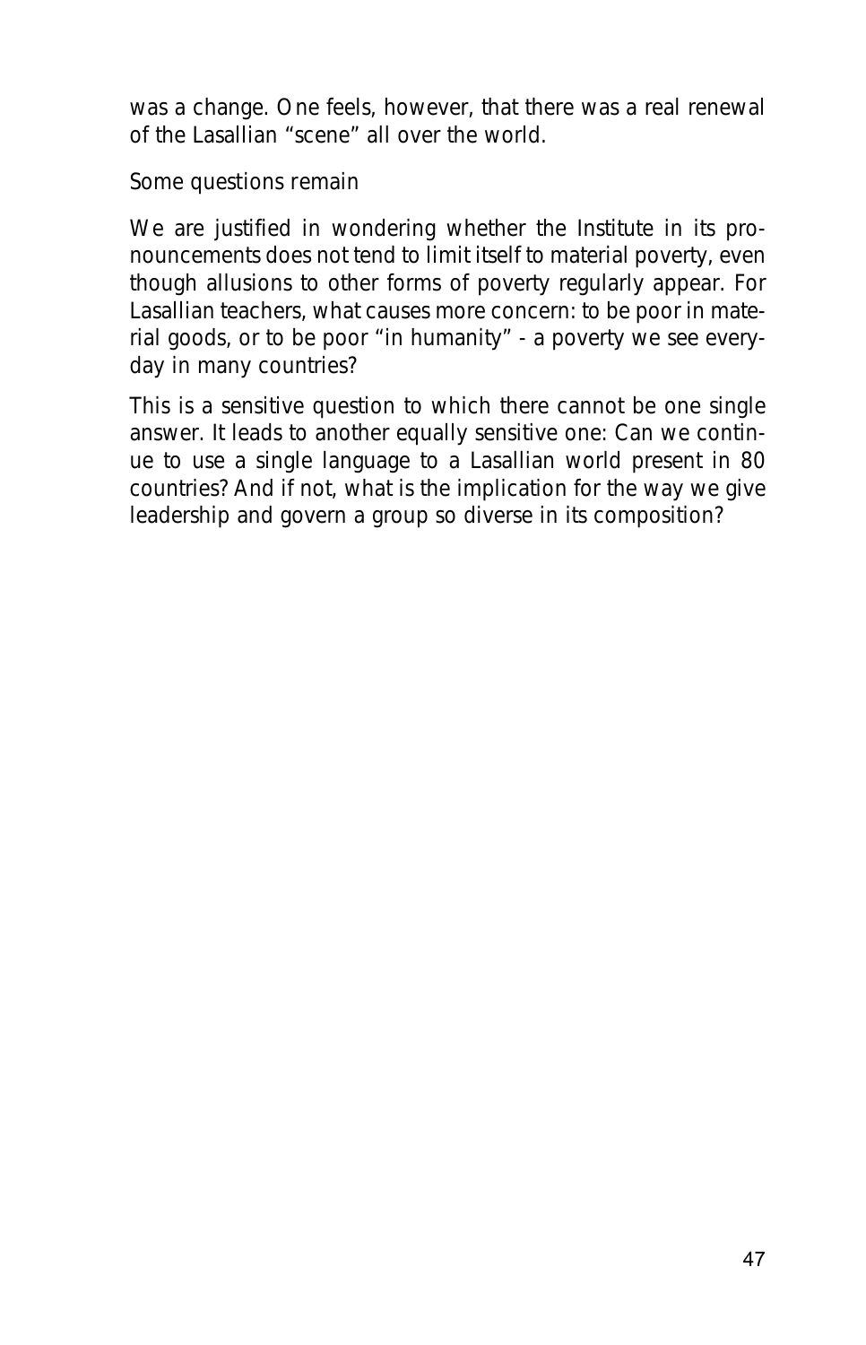was a change. One feels, however, that there was a real renewal of the Lasallian "scene" all over the world.

### Some questions remain

We are justified in wondering whether the Institute in its pronouncements does not tend to limit itself to material poverty, even though allusions to other forms of poverty regularly appear. For Lasallian teachers, what causes more concern: to be poor in material goods, or to be poor "in humanity" - a poverty we see everyday in many countries?

This is a sensitive question to which there cannot be one single answer. It leads to another equally sensitive one: Can we continue to use a single language to a Lasallian world present in 80 countries? And if not, what is the implication for the way we give leadership and govern a group so diverse in its composition?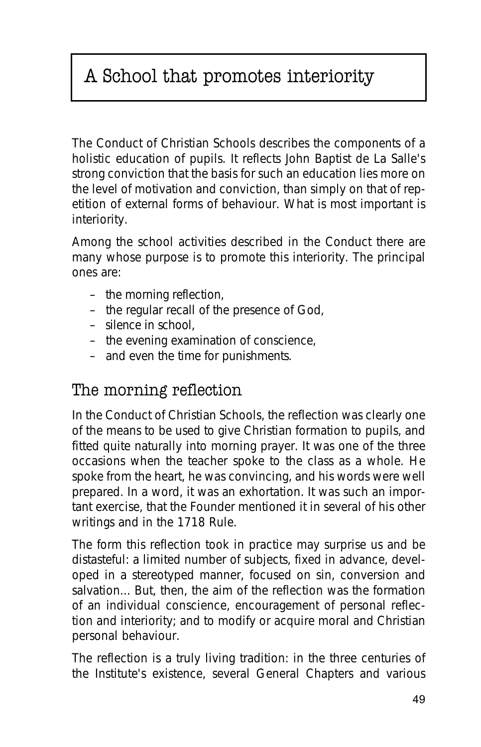# A School that promotes interiority

The Conduct of Christian Schools describes the components of a holistic education of pupils. It reflects John Baptist de La Salle's strong conviction that the basis for such an education lies more on the level of motivation and conviction, than simply on that of repetition of external forms of behaviour. What is most important is interiority.

Among the school activities described in the Conduct there are many whose purpose is to promote this interiority. The principal ones are:

- the morning reflection,
- the regular recall of the presence of God,
- silence in school,
- the evening examination of conscience,
- and even the time for punishments.

## The morning reflection

In the Conduct of Christian Schools, the reflection was clearly one of the means to be used to give Christian formation to pupils, and fitted quite naturally into morning prayer. It was one of the three occasions when the teacher spoke to the class as a whole. He spoke from the heart, he was convincing, and his words were well prepared. In a word, it was an exhortation. It was such an important exercise, that the Founder mentioned it in several of his other writings and in the 1718 Rule.

The form this reflection took in practice may surprise us and be distasteful: a limited number of subjects, fixed in advance, developed in a stereotyped manner, focused on sin, conversion and salvation... But, then, the aim of the reflection was the formation of an individual conscience, encouragement of personal reflection and interiority; and to modify or acquire moral and Christian personal behaviour.

The reflection is a truly living tradition: in the three centuries of the Institute's existence, several General Chapters and various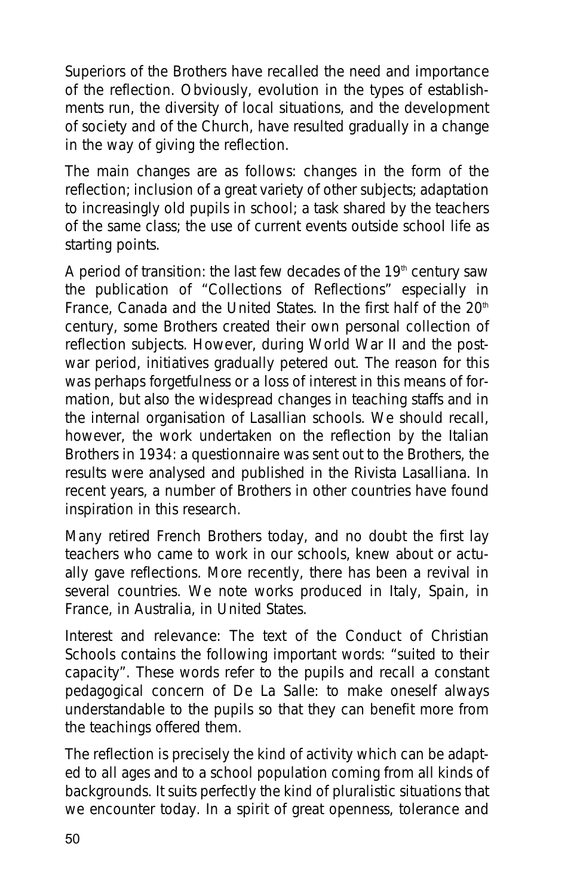Superiors of the Brothers have recalled the need and importance of the reflection. Obviously, evolution in the types of establishments run, the diversity of local situations, and the development of society and of the Church, have resulted gradually in a change in the way of giving the reflection.

The main changes are as follows: changes in the form of the reflection; inclusion of a great variety of other subjects; adaptation to increasingly old pupils in school; a task shared by the teachers of the same class; the use of current events outside school life as starting points.

A period of transition: the last few decades of the 19th century saw the publication of "Collections of Reflections" especially in France, Canada and the United States. In the first half of the 20th century, some Brothers created their own personal collection of reflection subjects. However, during World War II and the post-war period, initiatives gradually petered out. The reason for this was perhaps forgetfulness or a loss of interest in this means of formation, but also the widespread changes in teaching staffs and in the internal organisation of Lasallian schools. We should recall, however, the work undertaken on the reflection by the Italian Brothers in 1934: a questionnaire was sent out to the Brothers, the results were analysed and published in the Rivista Lasalliana. In recent years, a number of Brothers in other countries have found inspiration in this research.

Many retired French Brothers today, and no doubt the first lay teachers who came to work in our schools, knew about or actually gave reflections. More recently, there has been a revival in several countries. We note works produced in Italy, Spain, in France, in Australia, in United States.

Interest and relevance: The text of the Conduct of Christian Schools contains the following important words: "suited to their capacity". These words refer to the pupils and recall a constant pedagogical concern of De La Salle: to make oneself always understandable to the pupils so that they can benefit more from the teachings offered them.

The reflection is precisely the kind of activity which can be adapted to all ages and to a school population coming from all kinds of backgrounds. It suits perfectly the kind of pluralistic situations that we encounter today. In a spirit of great openness, tolerance and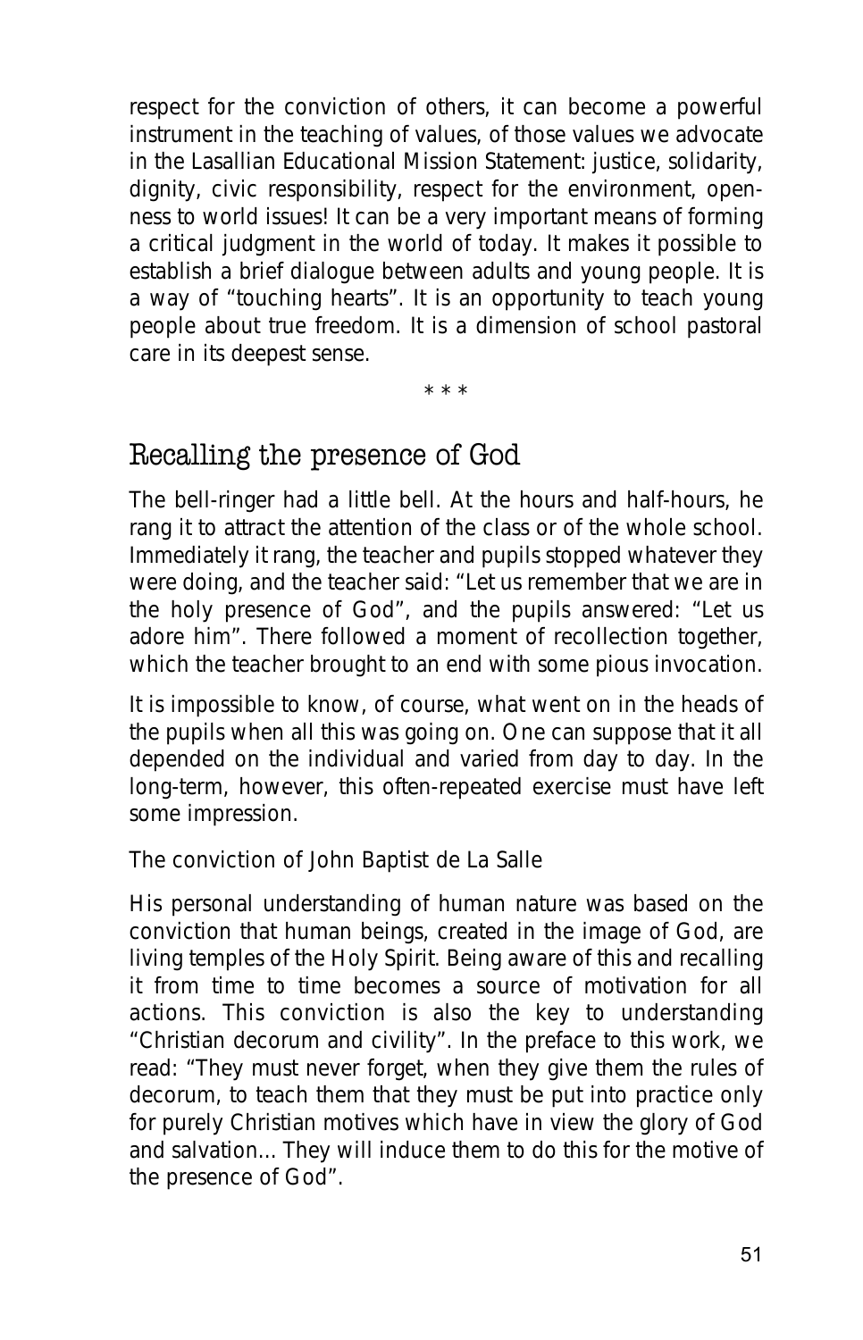respect for the conviction of others, it can become a powerful instrument in the teaching of values, of those values we advocate in the Lasallian Educational Mission Statement: justice, solidarity, dignity, civic responsibility, respect for the environment, openness to world issues! It can be a very important means of forming a critical judgment in the world of today. It makes it possible to establish a brief dialogue between adults and young people. It is a way of "touching hearts". It is an opportunity to teach young people about true freedom. It is a dimension of school pastoral care in its deepest sense.

\* \* \*

## Recalling the presence of God

The bell-ringer had a little bell. At the hours and half-hours, he rang it to attract the attention of the class or of the whole school. Immediately it rang, the teacher and pupils stopped whatever they were doing, and the teacher said: "Let us remember that we are in the holy presence of God", and the pupils answered: "Let us adore him". There followed a moment of recollection together, which the teacher brought to an end with some pious invocation.

It is impossible to know, of course, what went on in the heads of the pupils when all this was going on. One can suppose that it all depended on the individual and varied from day to day. In the long-term, however, this often-repeated exercise must have left some impression.

### The conviction of John Baptist de La Salle

His personal understanding of human nature was based on the conviction that human beings, created in the image of God, are living temples of the Holy Spirit. Being aware of this and recalling it from time to time becomes a source of motivation for all actions. This conviction is also the key to understanding "Christian decorum and civility". In the preface to this work, we read: "They must never forget, when they give them the rules of decorum, to teach them that they must be put into practice only for purely Christian motives which have in view the glory of God and salvation... They will induce them to do this for the motive of the presence of God".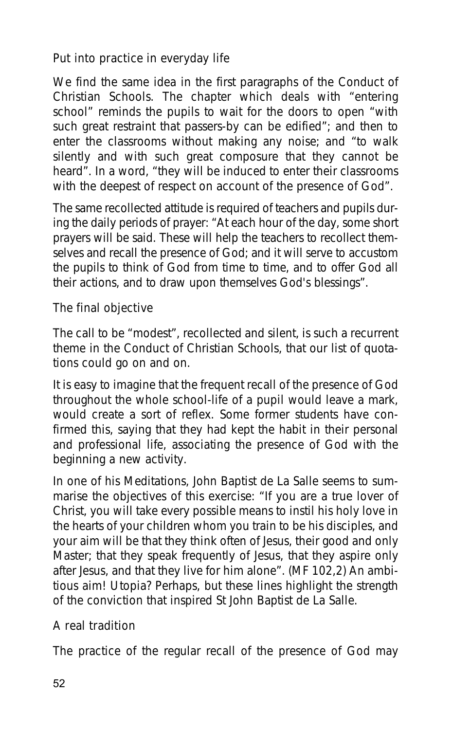### Put into practice in everyday life

We find the same idea in the first paragraphs of the Conduct of Christian Schools. The chapter which deals with "entering school" reminds the pupils to wait for the doors to open "with such great restraint that passers-by can be edified"; and then to enter the classrooms without making any noise; and "to walk silently and with such great composure that they cannot be heard". In a word, "they will be induced to enter their classrooms with the deepest of respect on account of the presence of God".

The same recollected attitude is required of teachers and pupils during the daily periods of prayer: "At each hour of the day, some short prayers will be said. These will help the teachers to recollect themselves and recall the presence of God; and it will serve to accustom the pupils to think of God from time to time, and to offer God all their actions, and to draw upon themselves God's blessings".

### The final objective

The call to be "modest", recollected and silent, is such a recurrent theme in the Conduct of Christian Schools, that our list of quotations could go on and on.

It is easy to imagine that the frequent recall of the presence of God throughout the whole school-life of a pupil would leave a mark, would create a sort of reflex. Some former students have confirmed this, saying that they had kept the habit in their personal and professional life, associating the presence of God with the beginning a new activity.

In one of his Meditations, John Baptist de La Salle seems to summarise the objectives of this exercise: "If you are a true lover of Christ, you will take every possible means to instil his holy love in the hearts of your children whom you train to be his disciples, and your aim will be that they think often of Jesus, their good and only Master; that they speak frequently of Jesus, that they aspire only after Jesus, and that they live for him alone". (MF 102,2) An ambitious aim! Utopia? Perhaps, but these lines highlight the strength of the conviction that inspired St John Baptist de La Salle.

### A real tradition

The practice of the regular recall of the presence of God may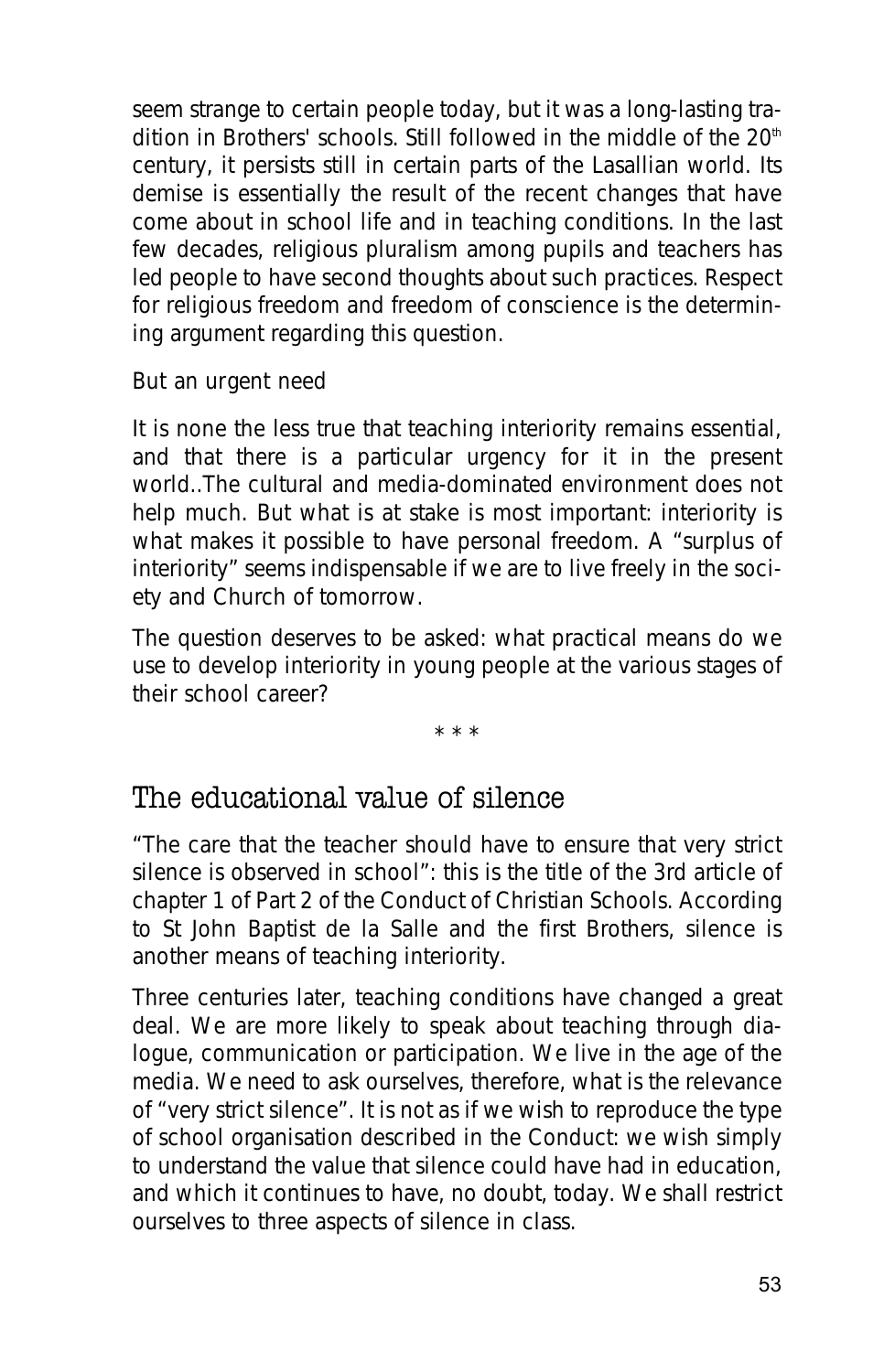seem strange to certain people today, but it was a long-lasting tradition in Brothers' schools. Still followed in the middle of the $20^{th}$ century, it persists still in certain parts of the Lasallian world. Its demise is essentially the result of the recent changes that have come about in school life and in teaching conditions. In the last few decades, religious pluralism among pupils and teachers has led people to have second thoughts about such practices. Respect for religious freedom and freedom of conscience is the determining argument regarding this question.

*But an urgent need*

It is none the less true that teaching interiority remains essential, and that there is a particular urgency for it in the present world..The cultural and media-dominated environment does not help much. But what is at stake is most important: interiority is what makes it possible to have personal freedom. A "surplus of interiority" seems indispensable if we are to live freely in the society and Church of tomorrow.

The question deserves to be asked: what practical means do we use to develop interiority in young people at the various stages of their school career?

\* \* \*

## The educational value of silence

"The care that the teacher should have to ensure that very strict silence is observed in school": this is the title of the 3rd article of chapter 1 of Part 2 of the Conduct of Christian Schools. According to St John Baptist de la Salle and the first Brothers, silence is another means of teaching interiority.

Three centuries later, teaching conditions have changed a great deal. We are more likely to speak about teaching through dialogue, communication or participation. We live in the age of the media. We need to ask ourselves, therefore, what is the relevance of "very strict silence". It is not as if we wish to reproduce the type of school organisation described in the Conduct: we wish simply to understand the value that silence could have had in education, and which it continues to have, no doubt, today. We shall restrict ourselves to three aspects of silence in class.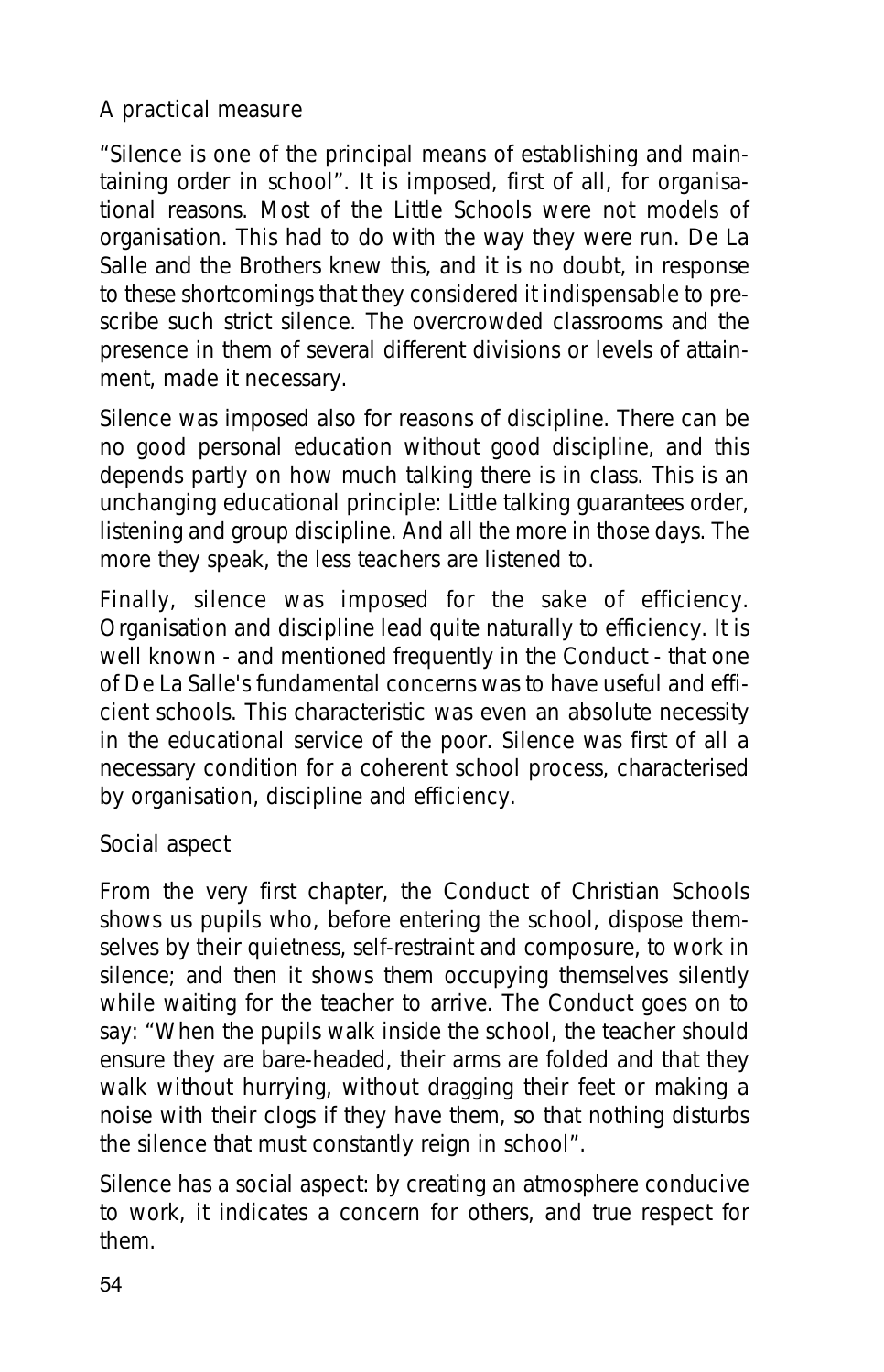### A practical measure

"Silence is one of the principal means of establishing and maintaining order in school". It is imposed, first of all, for organisational reasons. Most of the Little Schools were not models of organisation. This had to do with the way they were run. De La Salle and the Brothers knew this, and it is no doubt, in response to these shortcomings that they considered it indispensable to prescribe such strict silence. The overcrowded classrooms and the presence in them of several different divisions or levels of attainment, made it necessary.

Silence was imposed also for reasons of discipline. There can be no good personal education without good discipline, and this depends partly on how much talking there is in class. This is an unchanging educational principle: Little talking guarantees order, listening and group discipline. And all the more in those days. The more they speak, the less teachers are listened to.

Finally, silence was imposed for the sake of efficiency. Organisation and discipline lead quite naturally to efficiency. It is well known - and mentioned frequently in the Conduct - that one of De La Salle's fundamental concerns was to have useful and efficient schools. This characteristic was even an absolute necessity in the educational service of the poor. Silence was first of all a necessary condition for a coherent school process, characterised by organisation, discipline and efficiency.

### Social aspect

From the very first chapter, the Conduct of Christian Schools shows us pupils who, before entering the school, dispose themselves by their quietness, self-restraint and composure, to work in silence; and then it shows them occupying themselves silently while waiting for the teacher to arrive. The Conduct goes on to say: "When the pupils walk inside the school, the teacher should ensure they are bare-headed, their arms are folded and that they walk without hurrying, without dragging their feet or making a noise with their clogs if they have them, so that nothing disturbs the silence that must constantly reign in school".

Silence has a social aspect: by creating an atmosphere conducive to work, it indicates a concern for others, and true respect for them.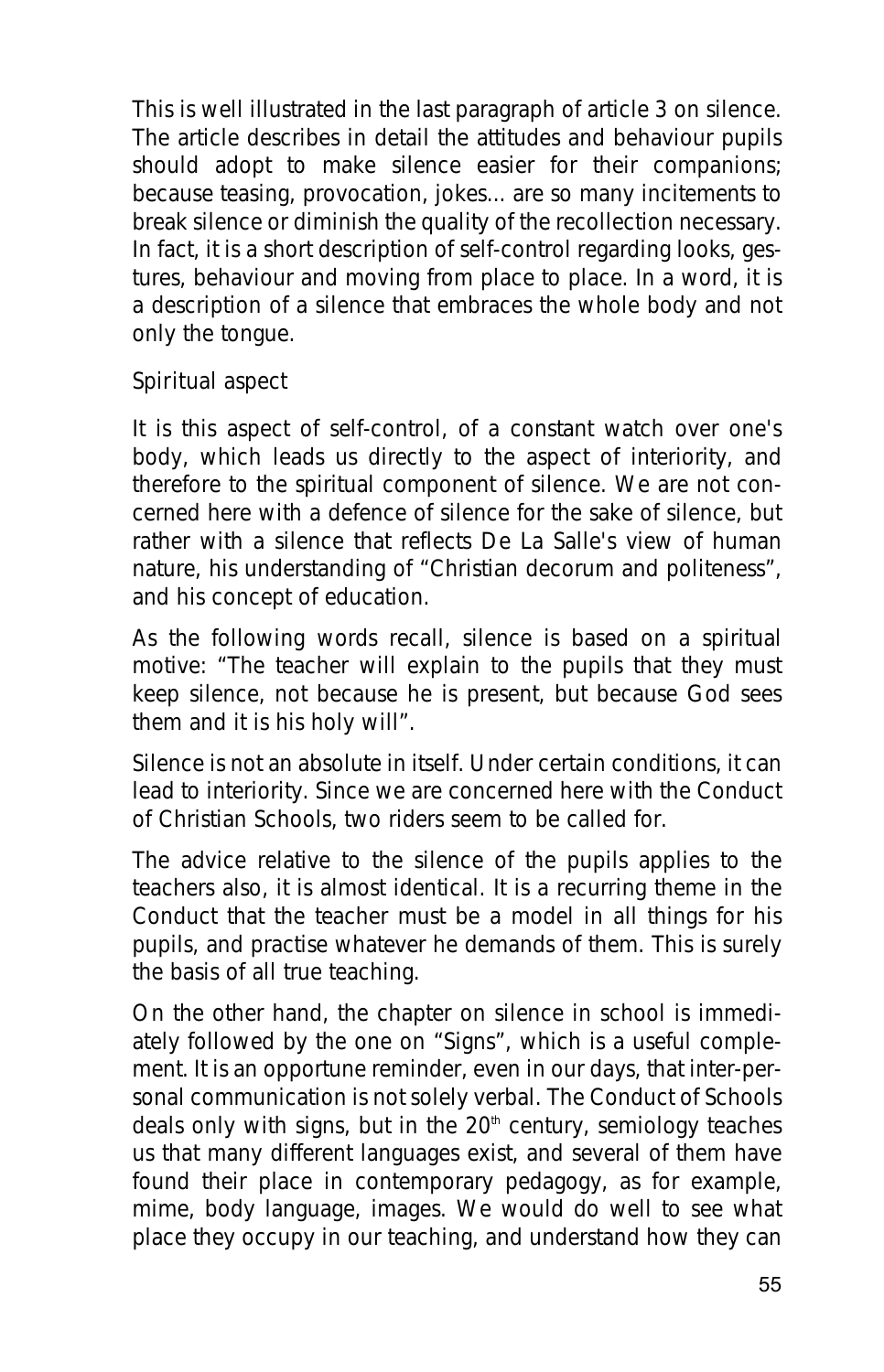This is well illustrated in the last paragraph of article 3 on silence. The article describes in detail the attitudes and behaviour pupils should adopt to make silence easier for their companions; because teasing, provocation, jokes... are so many incitements to break silence or diminish the quality of the recollection necessary. In fact, it is a short description of self-control regarding looks, gestures, behaviour and moving from place to place. In a word, it is a description of a silence that embraces the whole body and not only the tongue.

### Spiritual aspect

It is this aspect of self-control, of a constant watch over one's body, which leads us directly to the aspect of interiority, and therefore to the spiritual component of silence. We are not concerned here with a defence of silence for the sake of silence, but rather with a silence that reflects De La Salle's view of human nature, his understanding of "Christian decorum and politeness", and his concept of education.

As the following words recall, silence is based on a spiritual motive: "The teacher will explain to the pupils that they must keep silence, not because he is present, but because God sees them and it is his holy will".

Silence is not an absolute in itself. Under certain conditions, it can lead to interiority. Since we are concerned here with the Conduct of Christian Schools, two riders seem to be called for.

The advice relative to the silence of the pupils applies to the teachers also, it is almost identical. It is a recurring theme in the Conduct that the teacher must be a model in all things for his pupils, and practise whatever he demands of them. This is surely the basis of all true teaching.

On the other hand, the chapter on silence in school is immediately followed by the one on "Signs", which is a useful complement. It is an opportune reminder, even in our days, that inter-personal communication is not solely verbal. The Conduct of Schools deals only with signs, but in the 20th century, semiology teaches us that many different languages exist, and several of them have found their place in contemporary pedagogy, as for example, mime, body language, images. We would do well to see what place they occupy in our teaching, and understand how they can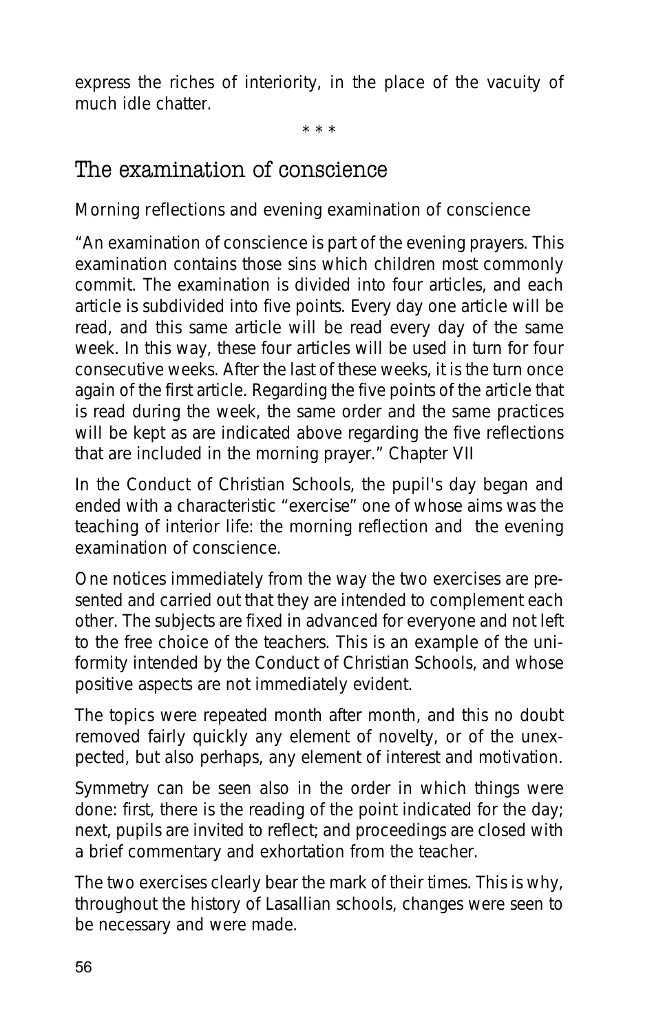express the riches of interiority, in the place of the vacuity of much idle chatter.

\* \* \*

## The examination of conscience

### Morning reflections and evening examination of conscience

*"An examination of conscience is part of the evening prayers. This examination contains those sins which children most commonly commit. The examination is divided into four articles, and each article is subdivided into five points. Every day one article will be read, and this same article will be read every day of the same week. In this way, these four articles will be used in turn for four consecutive weeks. After the last of these weeks, it is the turn once again of the first article. Regarding the five points of the article that is read during the week, the same order and the same practices will be kept as are indicated above regarding the five reflections that are included in the morning prayer." Chapter VII*

In the Conduct of Christian Schools, the pupil's day began and ended with a characteristic "exercise" one of whose aims was the teaching of interior life: the morning reflection and the evening examination of conscience.

One notices immediately from the way the two exercises are presented and carried out that they are intended to complement each other. The subjects are fixed in advanced for everyone and not left to the free choice of the teachers. This is an example of the uniformity intended by the Conduct of Christian Schools, and whose positive aspects are not immediately evident.

The topics were repeated month after month, and this no doubt removed fairly quickly any element of novelty, or of the unexpected, but also perhaps, any element of interest and motivation.

Symmetry can be seen also in the order in which things were done: first, there is the reading of the point indicated for the day; next, pupils are invited to reflect; and proceedings are closed with a brief commentary and exhortation from the teacher.

The two exercises clearly bear the mark of their times. This is why, throughout the history of Lasallian schools, changes were seen to be necessary and were made.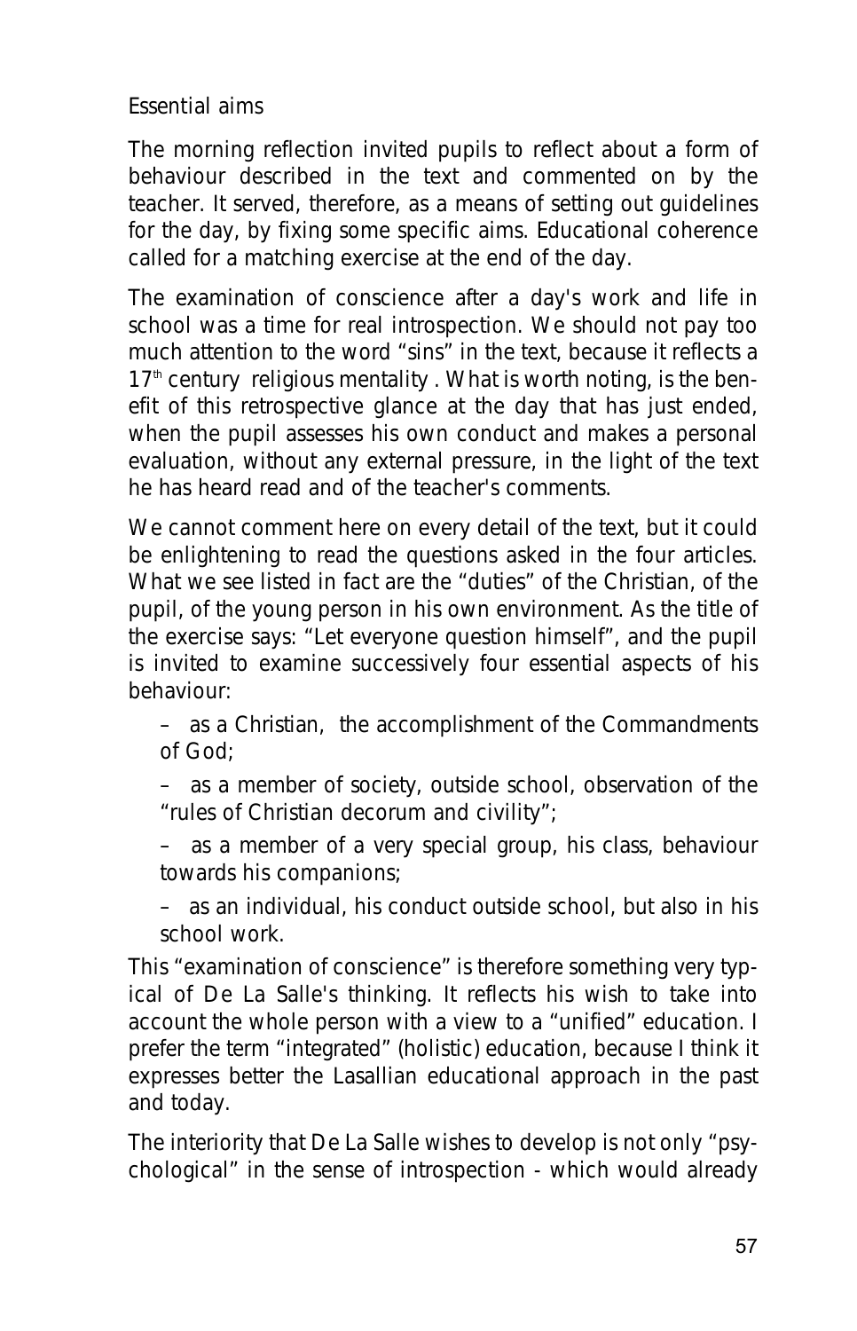Essential aims

The morning reflection invited pupils to reflect about a form of behaviour described in the text and commented on by the teacher. It served, therefore, as a means of setting out guidelines for the day, by fixing some specific aims. Educational coherence called for a matching exercise at the end of the day.

The examination of conscience after a day's work and life in school was a time for real introspection. We should not pay too much attention to the word "sins" in the text, because it reflects a $17^{th}$ century religious mentality. What is worth noting, is the benefit of this retrospective glance at the day that has just ended, when the pupil assesses his own conduct and makes a personal evaluation, without any external pressure, in the light of the text he has heard read and of the teacher's comments.

We cannot comment here on every detail of the text, but it could be enlightening to read the questions asked in the four articles. What we see listed in fact are the "duties" of the Christian, of the pupil, of the young person in his own environment. As the title of the exercise says: "Let everyone question himself", and the pupil is invited to examine successively four essential aspects of his behaviour:

- as a Christian, the accomplishment of the Commandments of God;
- as a member of society, outside school, observation of the "rules of Christian decorum and civility";
- as a member of a very special group, his class, behaviour towards his companions;
- as an individual, his conduct outside school, but also in his school work.

This "examination of conscience" is therefore something very typical of De La Salle's thinking. It reflects his wish to take into account the whole person with a view to a "unified" education. I prefer the term "integrated" (holistic) education, because I think it expresses better the Lasallian educational approach in the past and today.

The interiority that De La Salle wishes to develop is not only "psychological" in the sense of introspection - which would already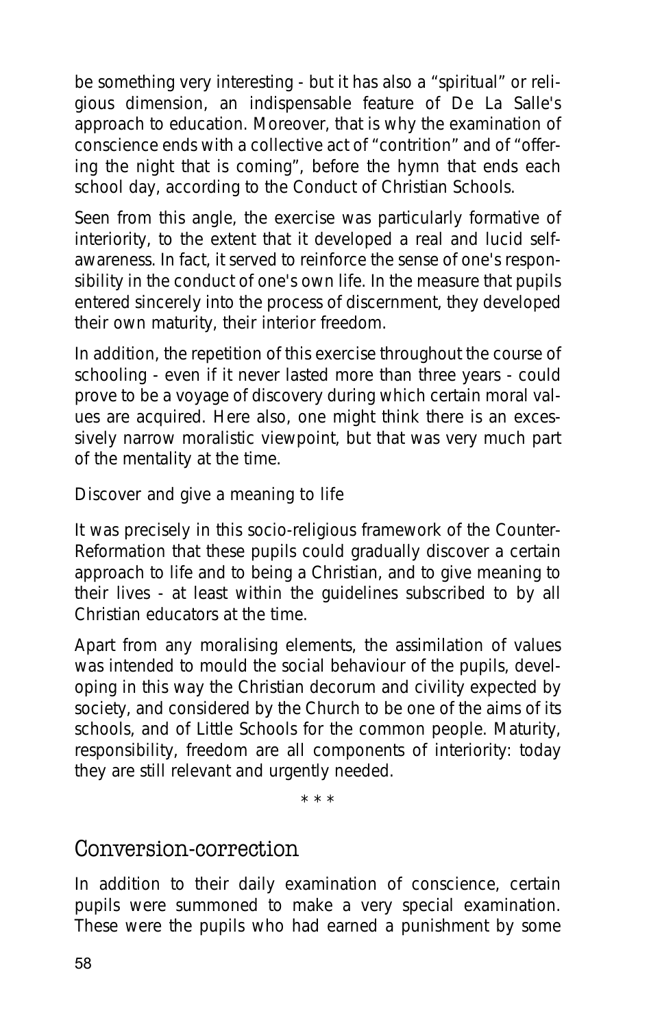be something very interesting - but it has also a “spiritual” or religious dimension, an indispensable feature of De La Salle's approach to education. Moreover, that is why the examination of conscience ends with a collective act of “contrition” and of “offering the night that is coming”, before the hymn that ends each school day, according to the Conduct of Christian Schools.

Seen from this angle, the exercise was particularly formative of interiority, to the extent that it developed a real and lucid self-awareness. In fact, it served to reinforce the sense of one's responsibility in the conduct of one's own life. In the measure that pupils entered sincerely into the process of discernment, they developed their own maturity, their interior freedom.

In addition, the repetition of this exercise throughout the course of schooling - even if it never lasted more than three years - could prove to be a voyage of discovery during which certain moral values are acquired. Here also, one might think there is an excessively narrow moralistic viewpoint, but that was very much part of the mentality at the time.

*Discover and give a meaning to life*

It was precisely in this socio-religious framework of the Counter-Reformation that these pupils could gradually discover a certain approach to life and to being a Christian, and to give meaning to their lives - at least within the guidelines subscribed to by all Christian educators at the time.

Apart from any moralising elements, the assimilation of values was intended to mould the social behaviour of the pupils, developing in this way the Christian decorum and civility expected by society, and considered by the Church to be one of the aims of its schools, and of Little Schools for the common people. Maturity, responsibility, freedom are all components of interiority: today they are still relevant and urgently needed.

\* \* \*

## Conversion-correction

In addition to their daily examination of conscience, certain pupils were summoned to make a very special examination. These were the pupils who had earned a punishment by some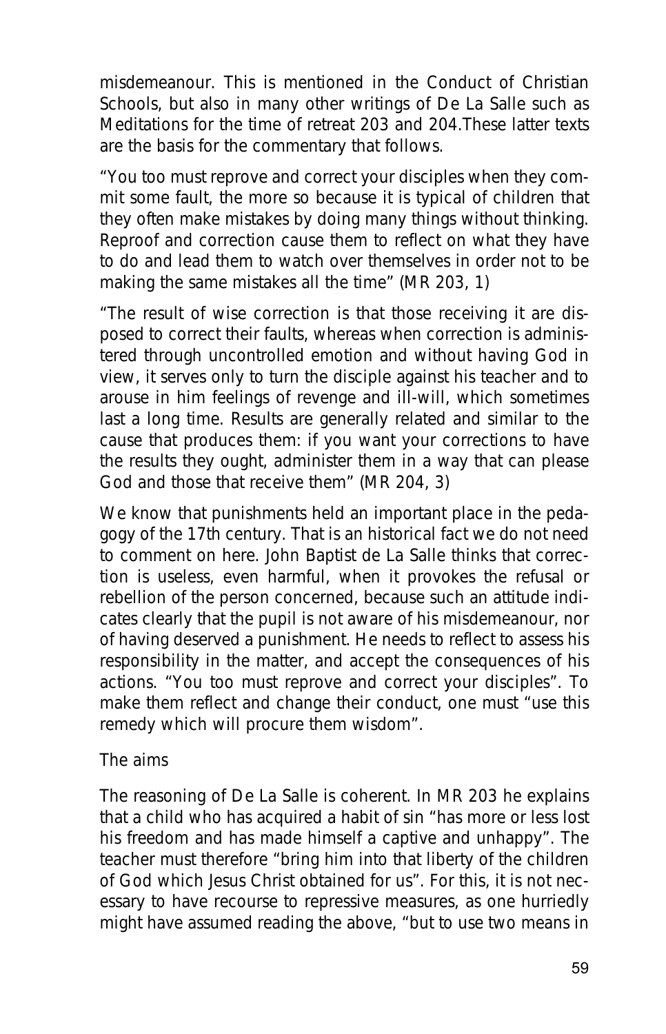misdemeanour. This is mentioned in the Conduct of Christian Schools, but also in many other writings of De La Salle such as Meditations for the time of retreat 203 and 204.These latter texts are the basis for the commentary that follows.

"You too must reprove and correct your disciples when they commit some fault, the more so because it is typical of children that they often make mistakes by doing many things without thinking. Reproof and correction cause them to reflect on what they have to do and lead them to watch over themselves in order not to be making the same mistakes all the time" (MR 203, 1)

"The result of wise correction is that those receiving it are disposed to correct their faults, whereas when correction is administered through uncontrolled emotion and without having God in view, it serves only to turn the disciple against his teacher and to arouse in him feelings of revenge and ill-will, which sometimes last a long time. Results are generally related and similar to the cause that produces them: if you want your corrections to have the results they ought, administer them in a way that can please God and those that receive them" (MR 204, 3)

We know that punishments held an important place in the pedagogy of the 17th century. That is an historical fact we do not need to comment on here. John Baptist de La Salle thinks that correction is useless, even harmful, when it provokes the refusal or rebellion of the person concerned, because such an attitude indicates clearly that the pupil is not aware of his misdemeanour, nor of having deserved a punishment. He needs to reflect to assess his responsibility in the matter, and accept the consequences of his actions. "You too must reprove and correct your disciples". To make them reflect and change their conduct, one must "use this remedy which will procure them wisdom".

## The aims

The reasoning of De La Salle is coherent. In MR 203 he explains that a child who has acquired a habit of sin "has more or less lost his freedom and has made himself a captive and unhappy". The teacher must therefore "bring him into that liberty of the children of God which Jesus Christ obtained for us". For this, it is not necessary to have recourse to repressive measures, as one hurriedly might have assumed reading the above, "but to use two means in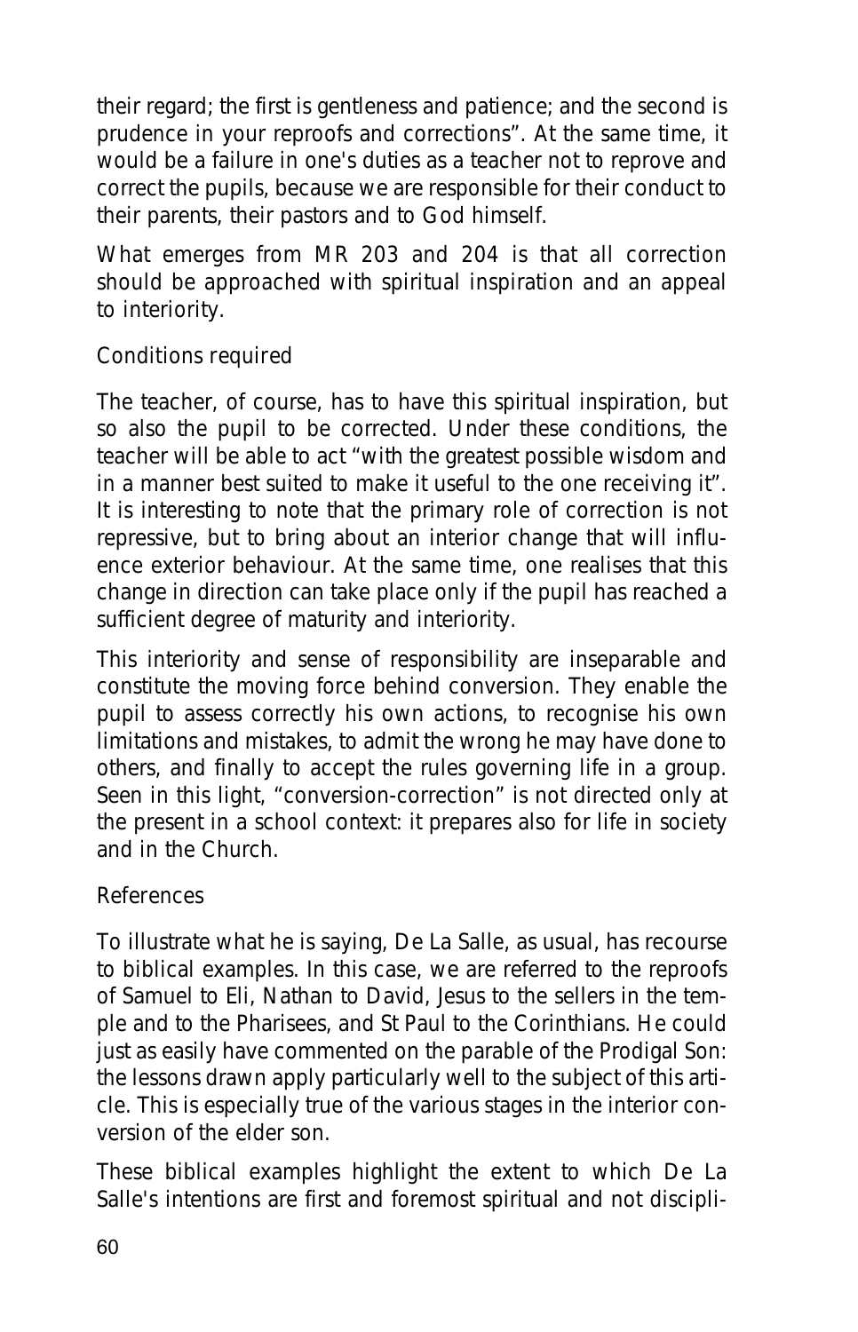their regard; the first is gentleness and patience; and the second is prudence in your reproofs and corrections". At the same time, it would be a failure in one's duties as a teacher not to reprove and correct the pupils, because we are responsible for their conduct to their parents, their pastors and to God himself.

What emerges from MR 203 and 204 is that all correction should be approached with spiritual inspiration and an appeal to interiority.

## Conditions required

The teacher, of course, has to have this spiritual inspiration, but so also the pupil to be corrected. Under these conditions, the teacher will be able to act "with the greatest possible wisdom and in a manner best suited to make it useful to the one receiving it". It is interesting to note that the primary role of correction is not repressive, but to bring about an interior change that will influence exterior behaviour. At the same time, one realises that this change in direction can take place only if the pupil has reached a sufficient degree of maturity and interiority.

This interiority and sense of responsibility are inseparable and constitute the moving force behind conversion. They enable the pupil to assess correctly his own actions, to recognise his own limitations and mistakes, to admit the wrong he may have done to others, and finally to accept the rules governing life in a group. Seen in this light, "conversion-correction" is not directed only at the present in a school context: it prepares also for life in society and in the Church.

## References

To illustrate what he is saying, De La Salle, as usual, has recourse to biblical examples. In this case, we are referred to the reproofs of Samuel to Eli, Nathan to David, Jesus to the sellers in the temple and to the Pharisees, and St Paul to the Corinthians. He could just as easily have commented on the parable of the Prodigal Son: the lessons drawn apply particularly well to the subject of this article. This is especially true of the various stages in the interior conversion of the elder son.

These biblical examples highlight the extent to which De La Salle's intentions are first and foremost spiritual and not discipli-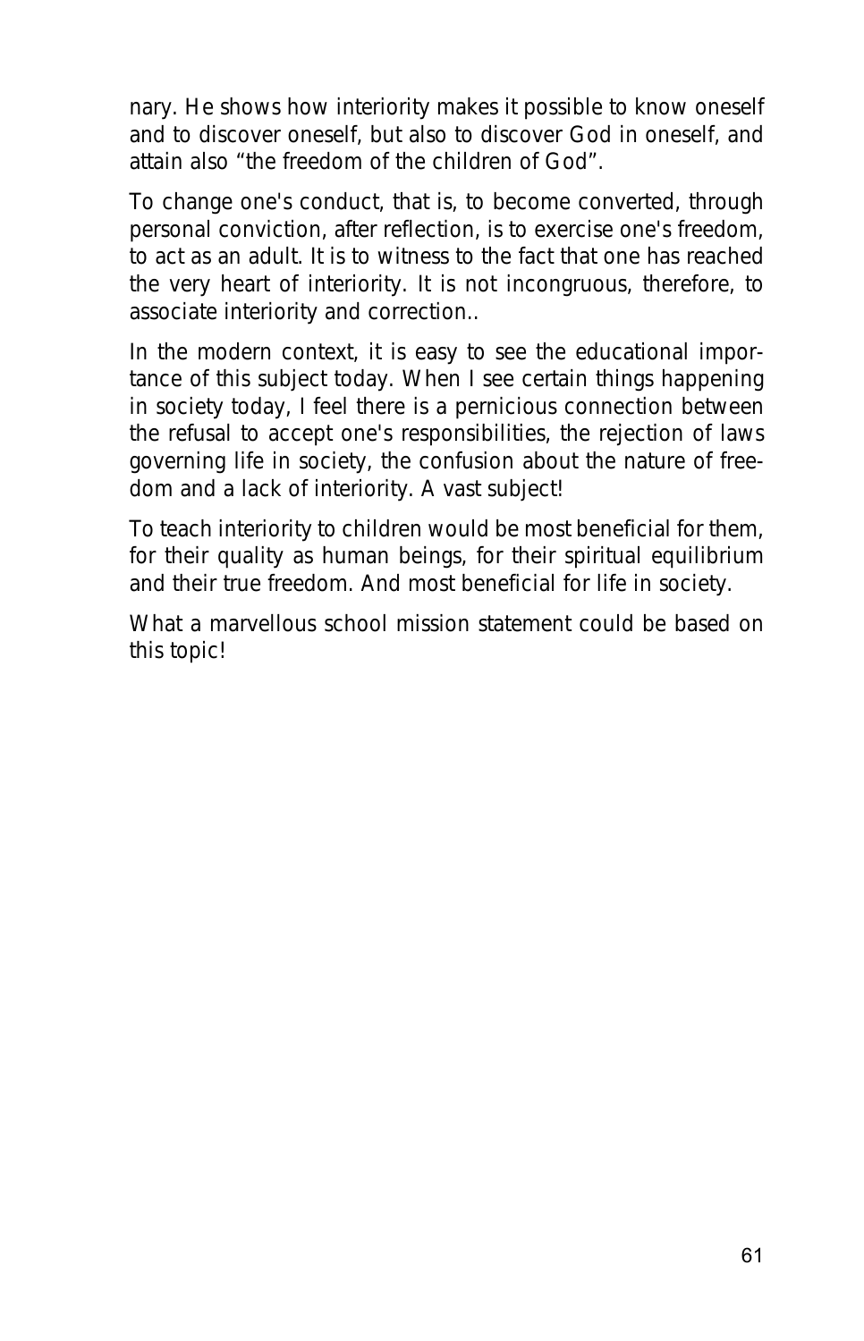nary. He shows how interiority makes it possible to know oneself and to discover oneself, but also to discover God in oneself, and attain also "the freedom of the children of God".

To change one's conduct, that is, to become converted, through personal conviction, after reflection, is to exercise one's freedom, to act as an adult. It is to witness to the fact that one has reached the very heart of interiority. It is not incongruous, therefore, to associate interiority and correction..

In the modern context, it is easy to see the educational importance of this subject today. When I see certain things happening in society today, I feel there is a pernicious connection between the refusal to accept one's responsibilities, the rejection of laws governing life in society, the confusion about the nature of freedom and a lack of interiority. A vast subject!

To teach interiority to children would be most beneficial for them, for their quality as human beings, for their spiritual equilibrium and their true freedom. And most beneficial for life in society.

What a marvellous school mission statement could be based on this topic!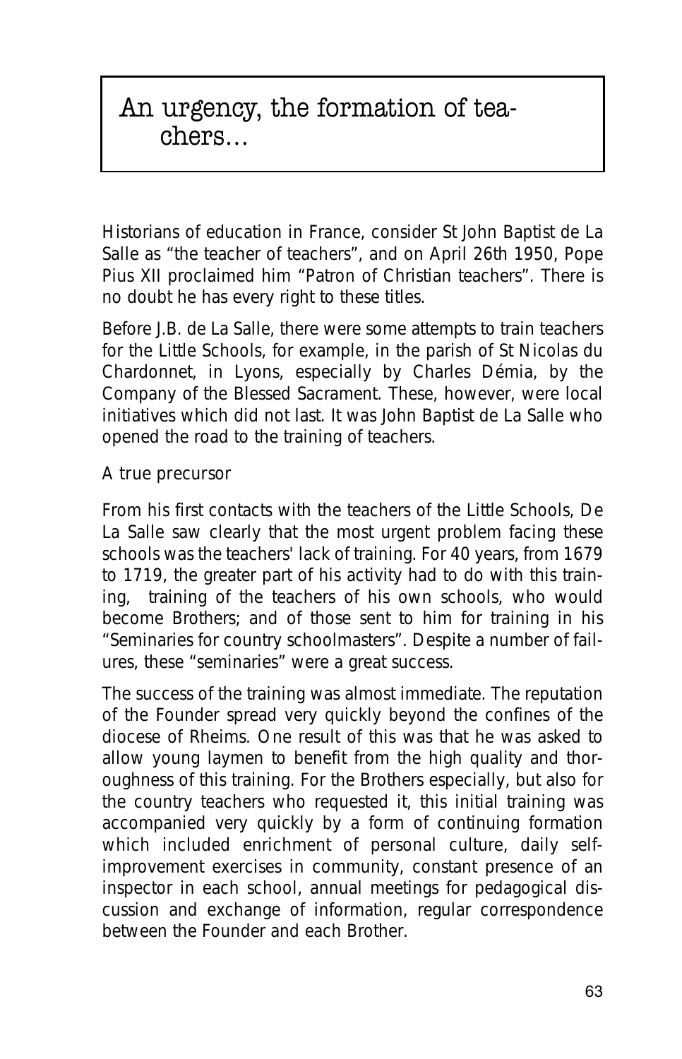# An urgency, the formation of teachers...

Historians of education in France, consider St John Baptist de La Salle as "the teacher of teachers", and on April 26th 1950, Pope Pius XII proclaimed him "Patron of Christian teachers". There is no doubt he has every right to these titles.

Before J.B. de La Salle, there were some attempts to train teachers for the Little Schools, for example, in the parish of St Nicolas du Chardonnet, in Lyons, especially by Charles Démia, by the Company of the Blessed Sacrament. These, however, were local initiatives which did not last. It was John Baptist de La Salle who opened the road to the training of teachers.

## A true precursor

From his first contacts with the teachers of the Little Schools, De La Salle saw clearly that the most urgent problem facing these schools was the teachers' lack of training. For 40 years, from 1679 to 1719, the greater part of his activity had to do with this training, training of the teachers of his own schools, who would become Brothers; and of those sent to him for training in his "Seminaries for country schoolmasters". Despite a number of failures, these "seminaries" were a great success.

The success of the training was almost immediate. The reputation of the Founder spread very quickly beyond the confines of the diocese of Rheims. One result of this was that he was asked to allow young laymen to benefit from the high quality and thoroughness of this training. For the Brothers especially, but also for the country teachers who requested it, this initial training was accompanied very quickly by a form of continuing formation which included enrichment of personal culture, daily self-improvement exercises in community, constant presence of an inspector in each school, annual meetings for pedagogical discussion and exchange of information, regular correspondence between the Founder and each Brother.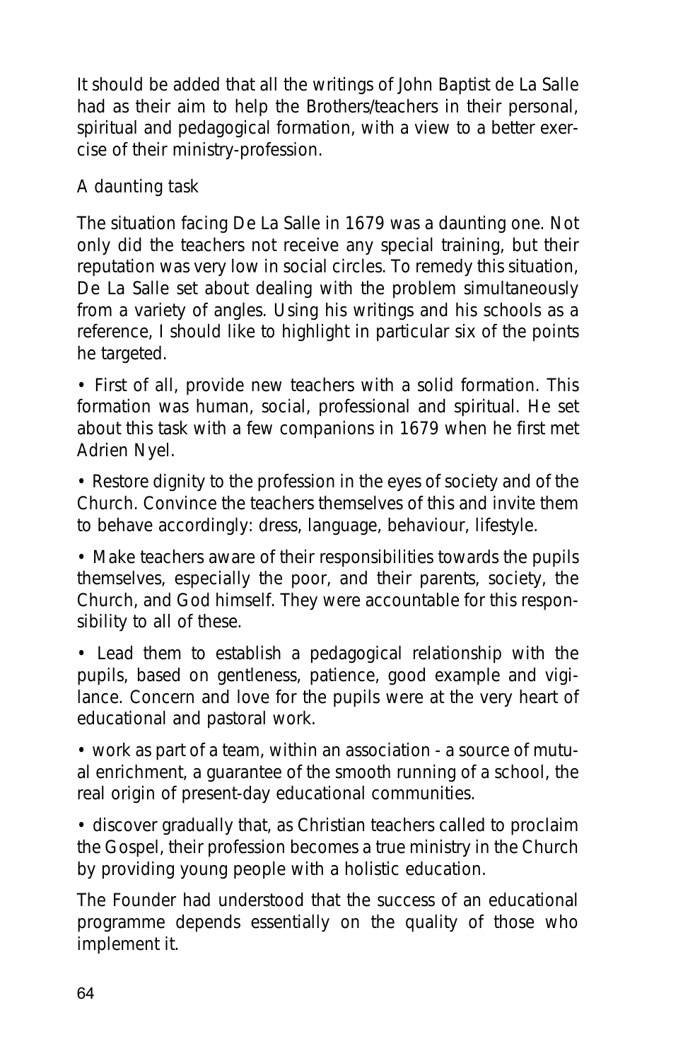It should be added that all the writings of John Baptist de La Salle had as their aim to help the Brothers/teachers in their personal, spiritual and pedagogical formation, with a view to a better exercise of their ministry-profession.

## A daunting task

The situation facing De La Salle in 1679 was a daunting one. Not only did the teachers not receive any special training, but their reputation was very low in social circles. To remedy this situation, De La Salle set about dealing with the problem simultaneously from a variety of angles. Using his writings and his schools as a reference, I should like to highlight in particular six of the points he targeted.

- First of all, provide new teachers with a solid formation. This formation was human, social, professional and spiritual. He set about this task with a few companions in 1679 when he first met Adrien Nyel.
- Restore dignity to the profession in the eyes of society and of the Church. Convince the teachers themselves of this and invite them to behave accordingly: dress, language, behaviour, lifestyle.
- Make teachers aware of their responsibilities towards the pupils themselves, especially the poor, and their parents, society, the Church, and God himself. They were accountable for this responsibility to all of these.
- Lead them to establish a pedagogical relationship with the pupils, based on gentleness, patience, good example and vigilance. Concern and love for the pupils were at the very heart of educational and pastoral work.
- work as part of a team, within an association - a source of mutual enrichment, a guarantee of the smooth running of a school, the real origin of present-day educational communities.
- discover gradually that, as Christian teachers called to proclaim the Gospel, their profession becomes a true ministry in the Church by providing young people with a holistic education.

The Founder had understood that the success of an educational programme depends essentially on the quality of those who implement it.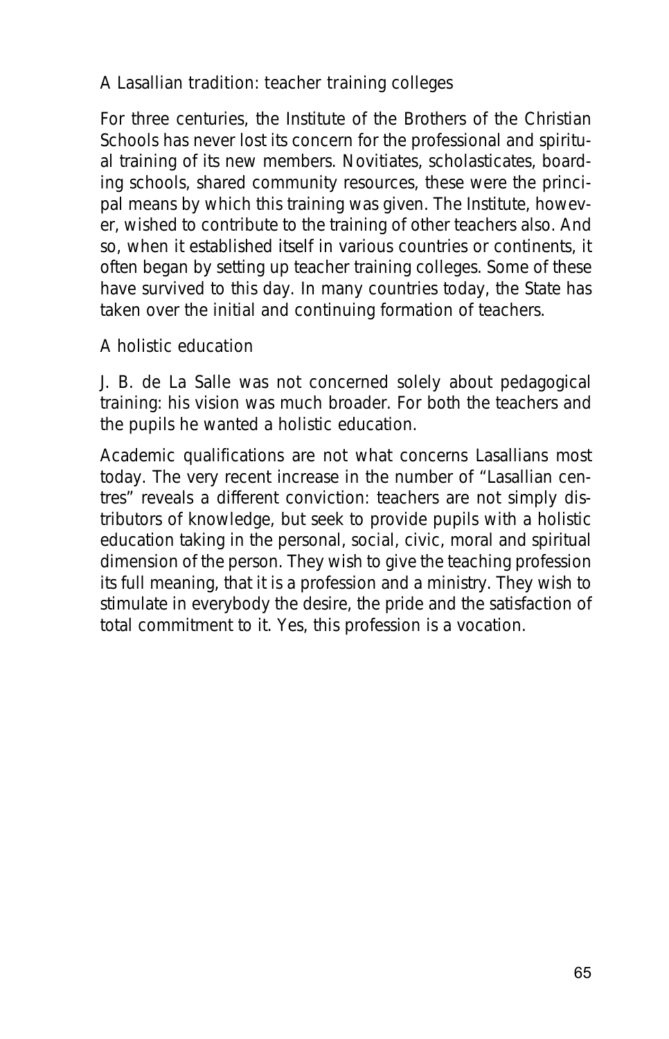## A Lasallian tradition: teacher training colleges

For three centuries, the Institute of the Brothers of the Christian Schools has never lost its concern for the professional and spiritual training of its new members. Novitiates, scholasticates, boarding schools, shared community resources, these were the principal means by which this training was given. The Institute, however, wished to contribute to the training of other teachers also. And so, when it established itself in various countries or continents, it often began by setting up teacher training colleges. Some of these have survived to this day. In many countries today, the State has taken over the initial and continuing formation of teachers.

## A holistic education

J. B. de La Salle was not concerned solely about pedagogical training: his vision was much broader. For both the teachers and the pupils he wanted a holistic education.

Academic qualifications are not what concerns Lasallians most today. The very recent increase in the number of "Lasallian centres" reveals a different conviction: teachers are not simply distributors of knowledge, but seek to provide pupils with a holistic education taking in the personal, social, civic, moral and spiritual dimension of the person. They wish to give the teaching profession its full meaning, that it is a profession and a ministry. They wish to stimulate in everybody the desire, the pride and the satisfaction of total commitment to it. Yes, this profession is a vocation.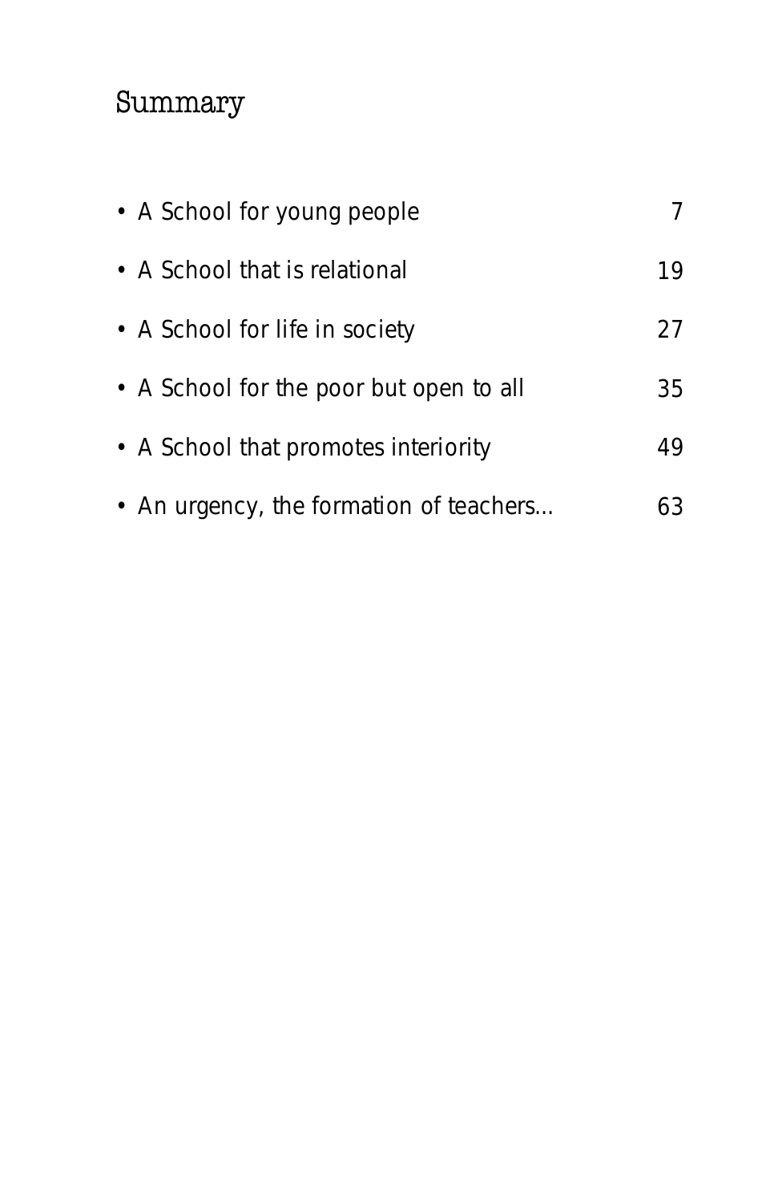# Summary

- A School for young people 7
- A School that is relational 19
- A School for life in society 27
- A School for the poor but open to all 35
- A School that promotes interiority 49
- An urgency, the formation of teachers... 63